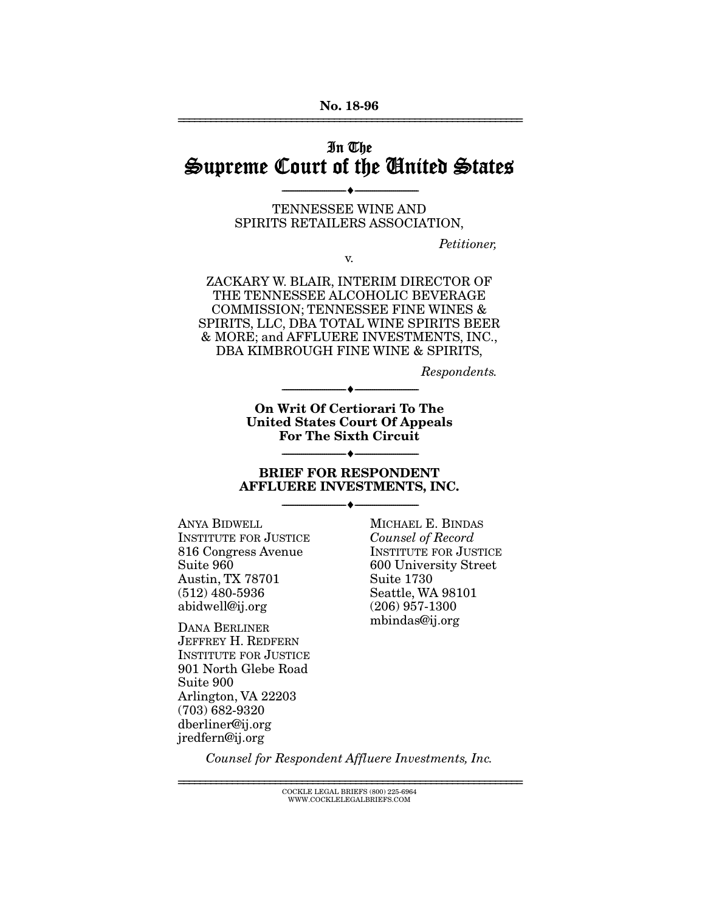No. 18-96

# In The Supreme Court of the United States

---

TENNESSEE WINE AND SPIRITS RETAILERS ASSOCIATION,

*Petitioner,*

v.

ZACKARY W. BLAIR, INTERIM DIRECTOR OF THE TENNESSEE ALCOHOLIC BEVERAGE COMMISSION; TENNESSEE FINE WINES & SPIRITS, LLC, DBA TOTAL WINE SPIRITS BEER & MORE; and AFFLUERE INVESTMENTS, INC., DBA KIMBROUGH FINE WINE & SPIRITS,

*Respondents.*

---

**On Writ Of Certiorari To The United States Court Of Appeals For The Sixth Circuit**

---

**BRIEF FOR RESPONDENT AFFLUERE INVESTMENTS, INC.**

---

ANYA BIDWELL
INSTITUTE FOR JUSTICE
816 Congress Avenue
Suite 960
Austin, TX 78701
(512) 480-5936
abidwell@ij.org

DANA BERLINER
JEFFREY H. REDFERN
INSTITUTE FOR JUSTICE
901 North Glebe Road
Suite 900
Arlington, VA 22203
(703) 682-9320
dberliner@ij.org
jredfern@ij.org

MICHAEL E. BINDAS
*Counsel of Record*
INSTITUTE FOR JUSTICE
600 University Street
Suite 1730
Seattle, WA 98101
(206) 957-1300
mbindas@ij.org

*Counsel for Respondent Affluere Investments, Inc.*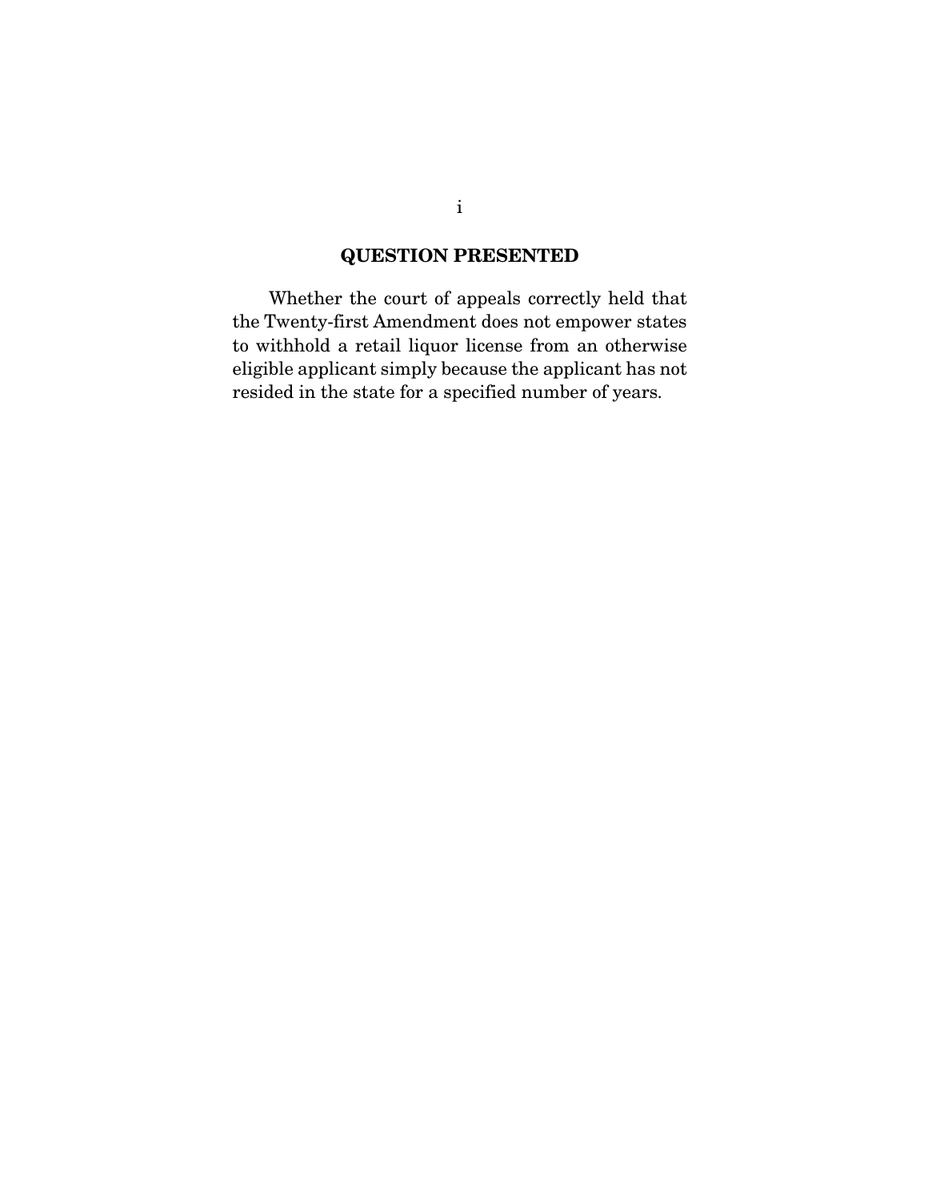## QUESTION PRESENTED

Whether the court of appeals correctly held that the Twenty-first Amendment does not empower states to withhold a retail liquor license from an otherwise eligible applicant simply because the applicant has not resided in the state for a specified number of years.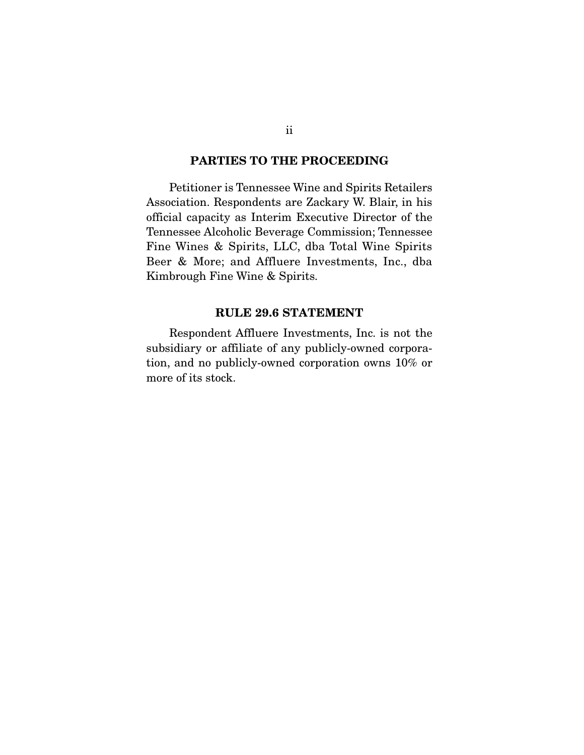## PARTIES TO THE PROCEEDING

Petitioner is Tennessee Wine and Spirits Retailers Association. Respondents are Zackary W. Blair, in his official capacity as Interim Executive Director of the Tennessee Alcoholic Beverage Commission; Tennessee Fine Wines & Spirits, LLC, dba Total Wine Spirits Beer & More; and Affluere Investments, Inc., dba Kimbrough Fine Wine & Spirits.

## RULE 29.6 STATEMENT

Respondent Affluere Investments, Inc. is not the subsidiary or affiliate of any publicly-owned corporation, and no publicly-owned corporation owns 10% or more of its stock.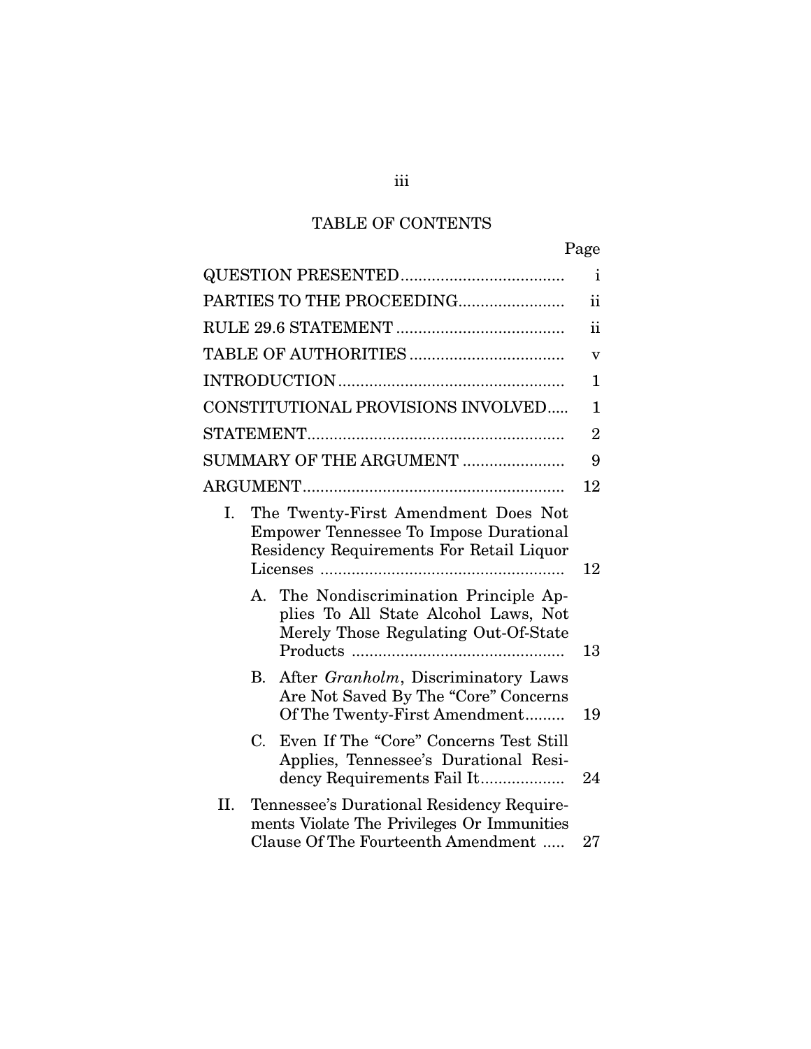# TABLE OF CONTENTS

| | Page |
|---|---|
| QUESTION PRESENTED | i |
| PARTIES TO THE PROCEEDING | ii |
| RULE 29.6 STATEMENT | ii |
| TABLE OF AUTHORITIES | v |
| INTRODUCTION | 1 |
| CONSTITUTIONAL PROVISIONS INVOLVED | 1 |
| STATEMENT | 2 |
| SUMMARY OF THE ARGUMENT | 9 |
| ARGUMENT | 12 |
| I. The Twenty-First Amendment Does Not Empower Tennessee To Impose Durational Residency Requirements For Retail Liquor Licenses | 12 |
| A. The Nondiscrimination Principle Applies To All State Alcohol Laws, Not Merely Those Regulating Out-Of-State Products | 13 |
| B. After *Granholm*, Discriminatory Laws Are Not Saved By The "Core" Concerns Of The Twenty-First Amendment | 19 |
| C. Even If The "Core" Concerns Test Still Applies, Tennessee's Durational Residency Requirements Fail It | 24 |
| II. Tennessee's Durational Residency Requirements Violate The Privileges Or Immunities Clause Of The Fourteenth Amendment | 27 |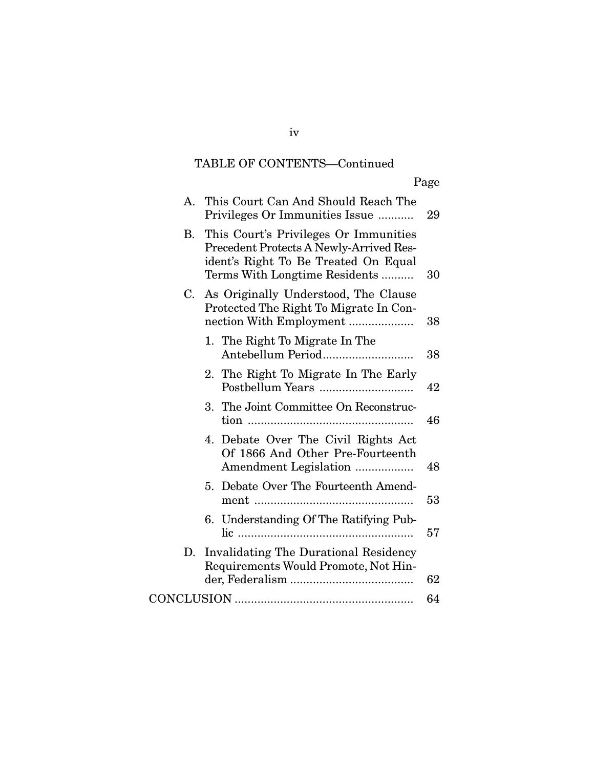TABLE OF CONTENTS—Continued

| | Page |
|---|---|
| A. This Court Can And Should Reach The Privileges Or Immunities Issue | 29 |
| B. This Court's Privileges Or Immunities Precedent Protects A Newly-Arrived Resident's Right To Be Treated On Equal Terms With Longtime Residents | 30 |
| C. As Originally Understood, The Clause Protected The Right To Migrate In Connection With Employment | 38 |
| 1. The Right To Migrate In The Antebellum Period | 38 |
| 2. The Right To Migrate In The Early Postbellum Years | 42 |
| 3. The Joint Committee On Reconstruction | 46 |
| 4. Debate Over The Civil Rights Act Of 1866 And Other Pre-Fourteenth Amendment Legislation | 48 |
| 5. Debate Over The Fourteenth Amendment | 53 |
| 6. Understanding Of The Ratifying Public | 57 |
| D. Invalidating The Durational Residency Requirements Would Promote, Not Hinder, Federalism | 62 |
| CONCLUSION | 64 |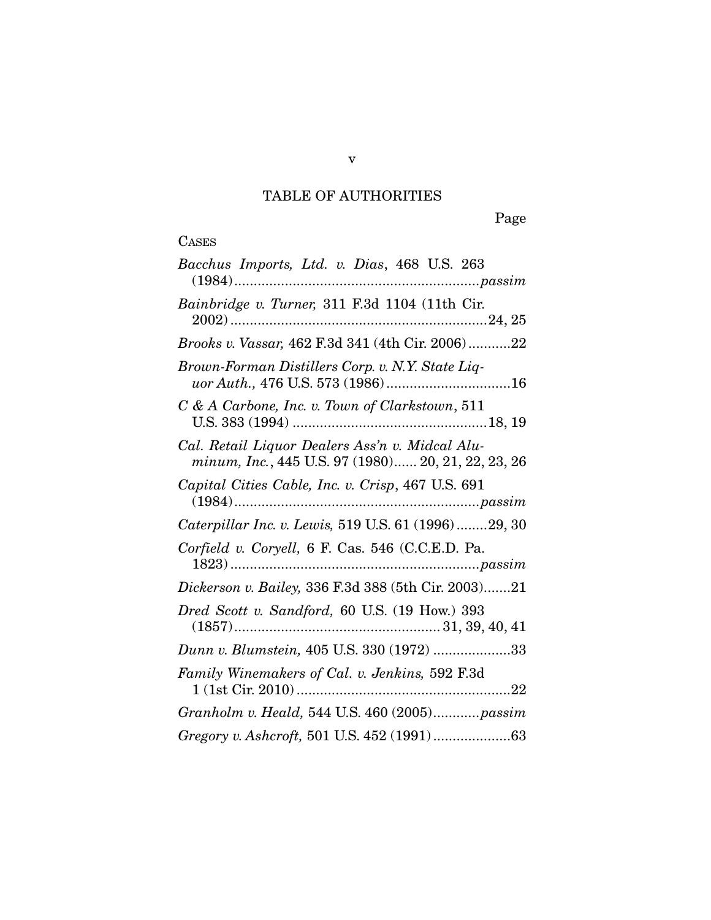## TABLE OF AUTHORITIES

Page

CASES

*Bacchus Imports, Ltd. v. Dias*, 468 U.S. 263 (1984)...............................................................*passim*

*Bainbridge v. Turner,* 311 F.3d 1104 (11th Cir. 2002)..................................................................24, 25

*Brooks v. Vassar,* 462 F.3d 341 (4th Cir. 2006)...........22

*Brown-Forman Distillers Corp. v. N.Y. State Liquor Auth.,* 476 U.S. 573 (1986)................................16

*C & A Carbone, Inc. v. Town of Clarkstown*, 511 U.S. 383 (1994) .................................................18, 19

*Cal. Retail Liquor Dealers Ass'n v. Midcal Aluminum, Inc.*, 445 U.S. 97 (1980)...... 20, 21, 22, 23, 26

*Capital Cities Cable, Inc. v. Crisp*, 467 U.S. 691 (1984)...............................................................*passim*

*Caterpillar Inc. v. Lewis,* 519 U.S. 61 (1996)........29, 30

*Corfield v. Coryell,* 6 F. Cas. 546 (C.C.E.D. Pa. 1823)................................................................*passim*

*Dickerson v. Bailey,* 336 F.3d 388 (5th Cir. 2003).......21

*Dred Scott v. Sandford,* 60 U.S. (19 How.) 393 (1857).................................................... 31, 39, 40, 41

*Dunn v. Blumstein,* 405 U.S. 330 (1972) ....................33

*Family Winemakers of Cal. v. Jenkins,* 592 F.3d 1 (1st Cir. 2010).......................................................22

*Granholm v. Heald,* 544 U.S. 460 (2005)............*passim*

*Gregory v. Ashcroft,* 501 U.S. 452 (1991)....................63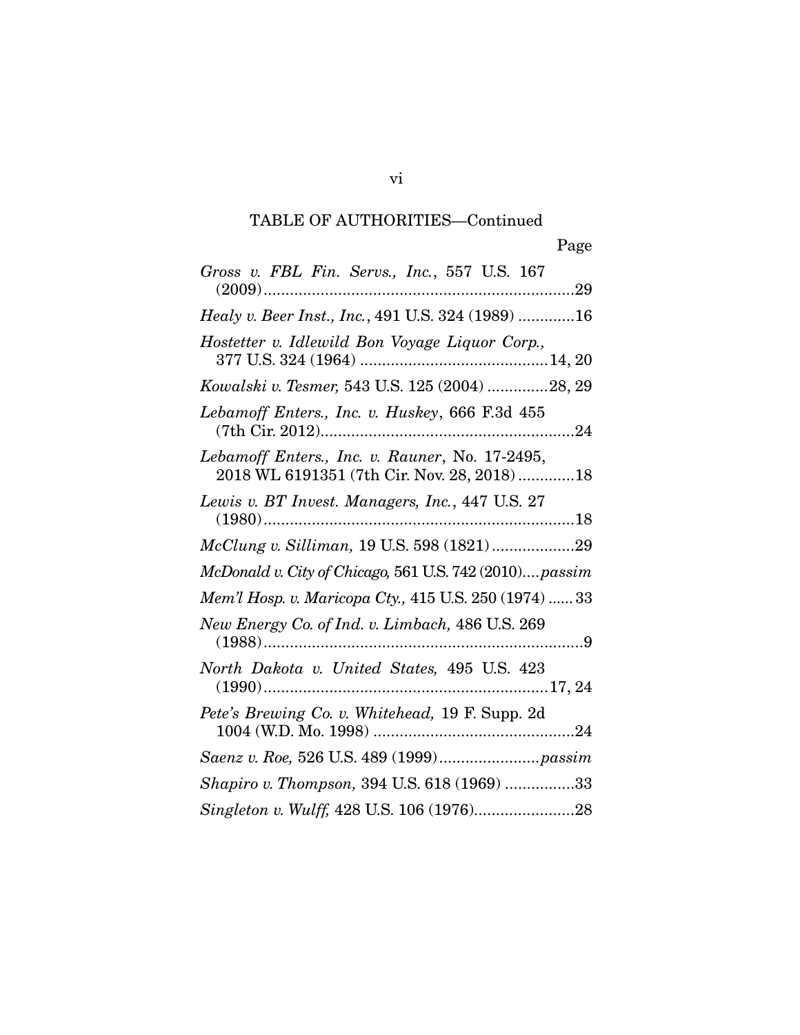TABLE OF AUTHORITIES—Continued

Page

*Gross v. FBL Fin. Servs., Inc.*, 557 U.S. 167 (2009) ....................................................................29

*Healy v. Beer Inst., Inc.*, 491 U.S. 324 (1989) .............16

*Hostetter v. Idlewild Bon Voyage Liquor Corp.*, 377 U.S. 324 (1964) ..........................................14, 20

*Kowalski v. Tesmer,* 543 U.S. 125 (2004) .............28, 29

*Lebamoff Enters., Inc. v. Huskey*, 666 F.3d 455 (7th Cir. 2012)..........................................................24

*Lebamoff Enters., Inc. v. Rauner*, No. 17-2495, 2018 WL 6191351 (7th Cir. Nov. 28, 2018) .............18

*Lewis v. BT Invest. Managers, Inc.*, 447 U.S. 27 (1980).......................................................................18

*McClung v. Silliman,* 19 U.S. 598 (1821)...................29

*McDonald v. City of Chicago,* 561 U.S. 742 (2010)....*passim*

*Mem'l Hosp. v. Maricopa Cty.,* 415 U.S. 250 (1974) ...... 33

*New Energy Co. of Ind. v. Limbach,* 486 U.S. 269 (1988).........................................................................9

*North Dakota v. United States,* 495 U.S. 423 (1990).................................................................17, 24

*Pete's Brewing Co. v. Whitehead,* 19 F. Supp. 2d 1004 (W.D. Mo. 1998) ..............................................24

*Saenz v. Roe,* 526 U.S. 489 (1999).......................*passim*

*Shapiro v. Thompson,* 394 U.S. 618 (1969) ................33

*Singleton v. Wulff,* 428 U.S. 106 (1976).......................28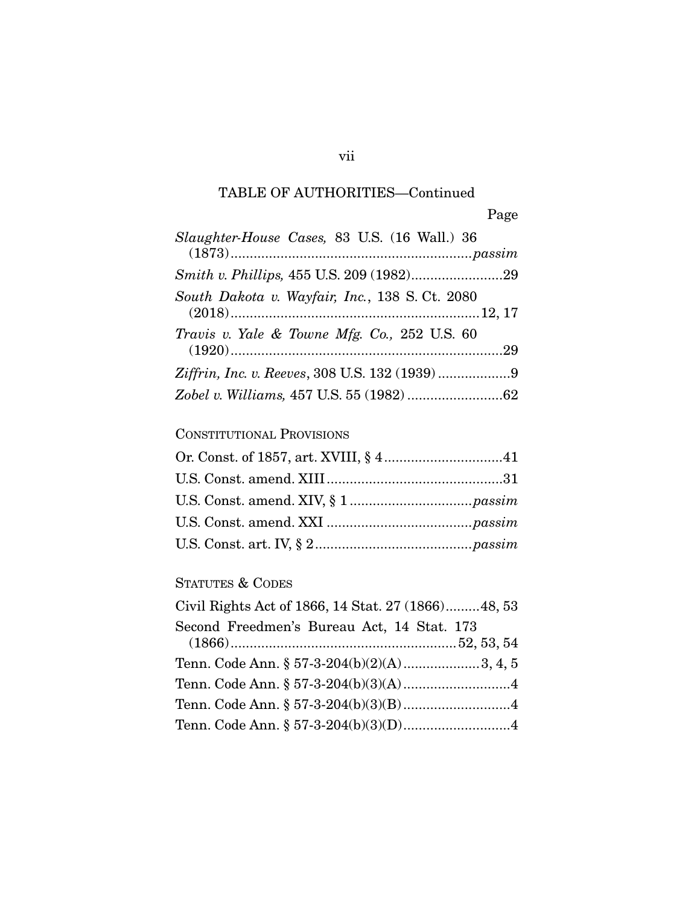TABLE OF AUTHORITIES—Continued

Page

*Slaughter-House Cases,* 83 U.S. (16 Wall.) 36 (1873)..............................................................*passim*

*Smith v. Phillips,* 455 U.S. 209 (1982)........................29

*South Dakota v. Wayfair, Inc.*, 138 S. Ct. 2080 (2018)................................................................12, 17

*Travis v. Yale & Towne Mfg. Co.,* 252 U.S. 60 (1920).......................................................................29

*Ziffrin, Inc. v. Reeves*, 308 U.S. 132 (1939) ...................9

*Zobel v. Williams,* 457 U.S. 55 (1982) .........................62

CONSTITUTIONAL PROVISIONS

Or. Const. of 1857, art. XVIII, § 4...............................41

U.S. Const. amend. XIII.............................................31

U.S. Const. amend. XIV, § 1................................*passim*

U.S. Const. amend. XXI .....................................*passim*

U.S. Const. art. IV, § 2........................................*passim*

STATUTES & CODES

Civil Rights Act of 1866, 14 Stat. 27 (1866).........48, 53

Second Freedmen's Bureau Act, 14 Stat. 173 (1866)..........................................................52, 53, 54

Tenn. Code Ann. § 57-3-204(b)(2)(A)....................3, 4, 5

Tenn. Code Ann. § 57-3-204(b)(3)(A)............................4

Tenn. Code Ann. § 57-3-204(b)(3)(B)............................4

Tenn. Code Ann. § 57-3-204(b)(3)(D)............................4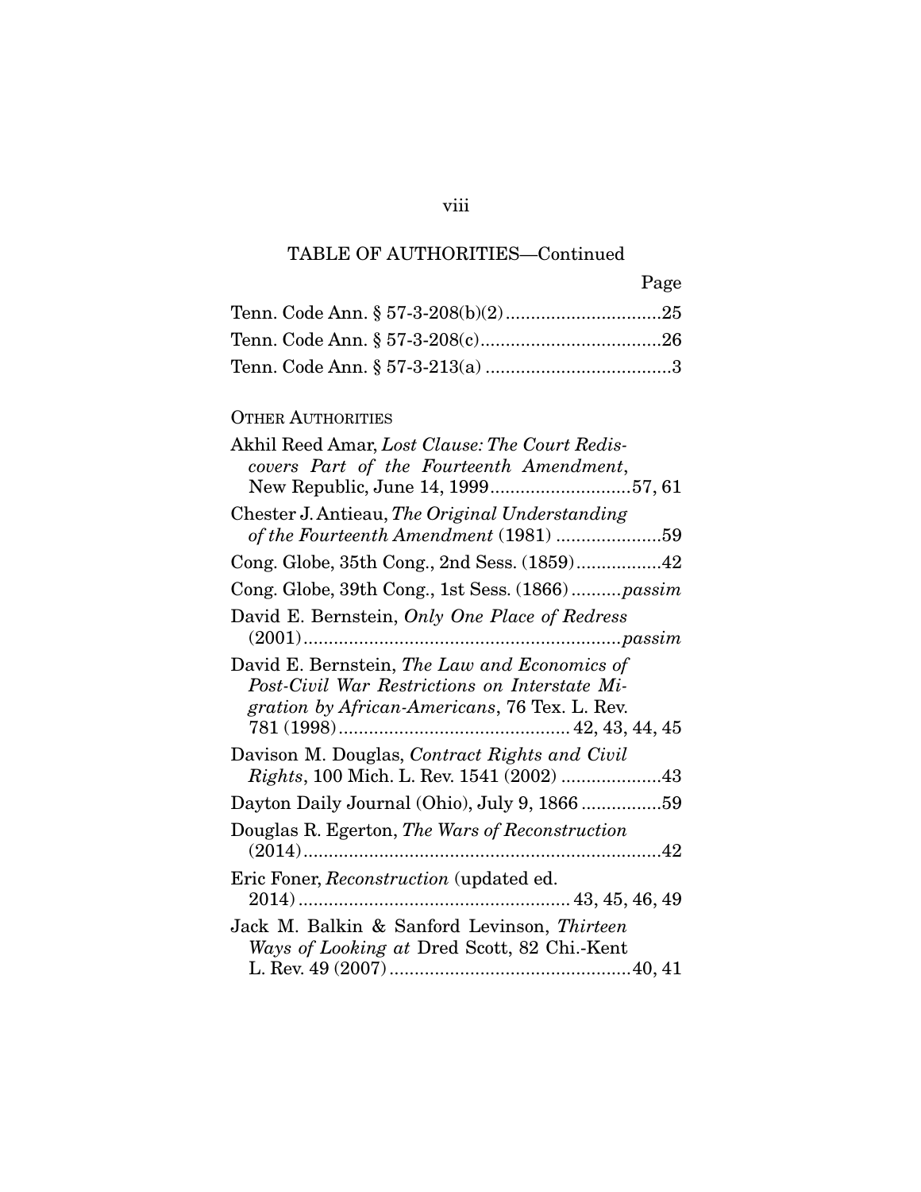## TABLE OF AUTHORITIES—Continued

| | Page |
|---|---|
| Tenn. Code Ann. § 57-3-208(b)(2) | 25 |
| Tenn. Code Ann. § 57-3-208(c) | 26 |
| Tenn. Code Ann. § 57-3-213(a) | 3 |

OTHER AUTHORITIES

| | |
|---|---|
| Akhil Reed Amar, *Lost Clause: The Court Rediscovers Part of the Fourteenth Amendment*, New Republic, June 14, 1999 | 57, 61 |
| Chester J. Antieau, *The Original Understanding of the Fourteenth Amendment* (1981) | 59 |
| Cong. Globe, 35th Cong., 2nd Sess. (1859) | 42 |
| Cong. Globe, 39th Cong., 1st Sess. (1866) | *passim* |
| David E. Bernstein, *Only One Place of Redress* (2001) | *passim* |
| David E. Bernstein, *The Law and Economics of Post-Civil War Restrictions on Interstate Migration by African-Americans*, 76 Tex. L. Rev. 781 (1998) | 42, 43, 44, 45 |
| Davison M. Douglas, *Contract Rights and Civil Rights*, 100 Mich. L. Rev. 1541 (2002) | 43 |
| Dayton Daily Journal (Ohio), July 9, 1866 | 59 |
| Douglas R. Egerton, *The Wars of Reconstruction* (2014) | 42 |
| Eric Foner, *Reconstruction* (updated ed. 2014) | 43, 45, 46, 49 |
| Jack M. Balkin & Sanford Levinson, *Thirteen Ways of Looking at* Dred Scott, 82 Chi.-Kent L. Rev. 49 (2007) | 40, 41 |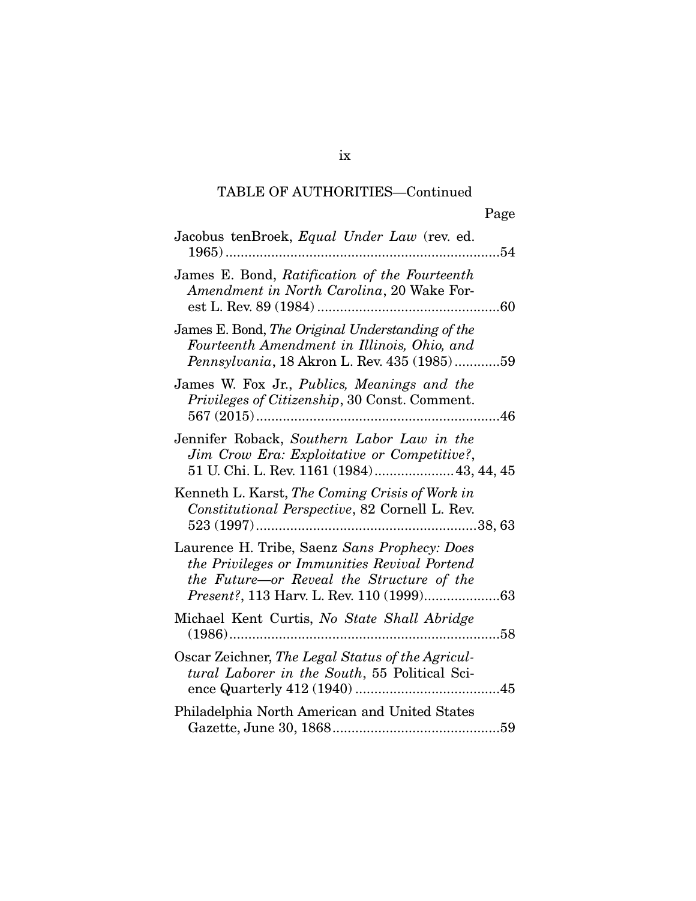TABLE OF AUTHORITIES—Continued

Page

Jacobus tenBroek, *Equal Under Law* (rev. ed. 1965) ........................................................................54

James E. Bond, *Ratification of the Fourteenth Amendment in North Carolina*, 20 Wake Forest L. Rev. 89 (1984) ................................................60

James E. Bond, *The Original Understanding of the Fourteenth Amendment in Illinois, Ohio, and Pennsylvania*, 18 Akron L. Rev. 435 (1985) ............59

James W. Fox Jr., *Publics, Meanings and the Privileges of Citizenship*, 30 Const. Comment. 567 (2015) ................................................................46

Jennifer Roback, *Southern Labor Law in the Jim Crow Era: Exploitative or Competitive?*, 51 U. Chi. L. Rev. 1161 (1984) .....................43, 44, 45

Kenneth L. Karst, *The Coming Crisis of Work in Constitutional Perspective*, 82 Cornell L. Rev. 523 (1997) ..........................................................38, 63

Laurence H. Tribe, Saenz *Sans Prophecy: Does the Privileges or Immunities Revival Portend the Future—or Reveal the Structure of the Present?*, 113 Harv. L. Rev. 110 (1999)....................63

Michael Kent Curtis, *No State Shall Abridge* (1986).......................................................................58

Oscar Zeichner, *The Legal Status of the Agricultural Laborer in the South*, 55 Political Science Quarterly 412 (1940) ......................................45

Philadelphia North American and United States Gazette, June 30, 1868............................................59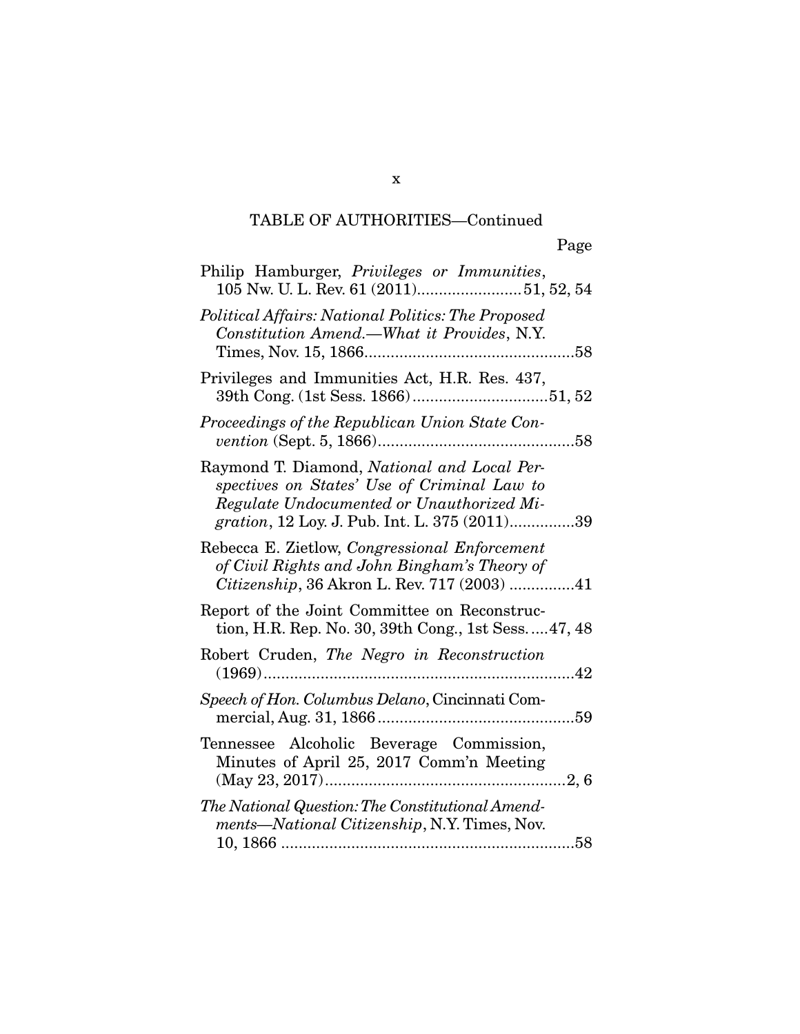TABLE OF AUTHORITIES—Continued

Page

Philip Hamburger, *Privileges or Immunities*, 105 Nw. U. L. Rev. 61 (2011)........................51, 52, 54

*Political Affairs: National Politics: The Proposed Constitution Amend.—What it Provides*, N.Y. Times, Nov. 15, 1866................................................58

Privileges and Immunities Act, H.R. Res. 437, 39th Cong. (1st Sess. 1866)...............................51, 52

*Proceedings of the Republican Union State Convention* (Sept. 5, 1866).............................................58

Raymond T. Diamond, *National and Local Perspectives on States' Use of Criminal Law to Regulate Undocumented or Unauthorized Migration*, 12 Loy. J. Pub. Int. L. 375 (2011)...............39

Rebecca E. Zietlow, *Congressional Enforcement of Civil Rights and John Bingham's Theory of Citizenship*, 36 Akron L. Rev. 717 (2003) ...............41

Report of the Joint Committee on Reconstruction, H.R. Rep. No. 30, 39th Cong., 1st Sess.....47, 48

Robert Cruden, *The Negro in Reconstruction* (1969).......................................................................42

*Speech of Hon. Columbus Delano*, Cincinnati Commercial, Aug. 31, 1866.............................................59

Tennessee Alcoholic Beverage Commission, Minutes of April 25, 2017 Comm'n Meeting (May 23, 2017).......................................................2, 6

*The National Question: The Constitutional Amendments—National Citizenship*, N.Y. Times, Nov. 10, 1866 ..................................................................58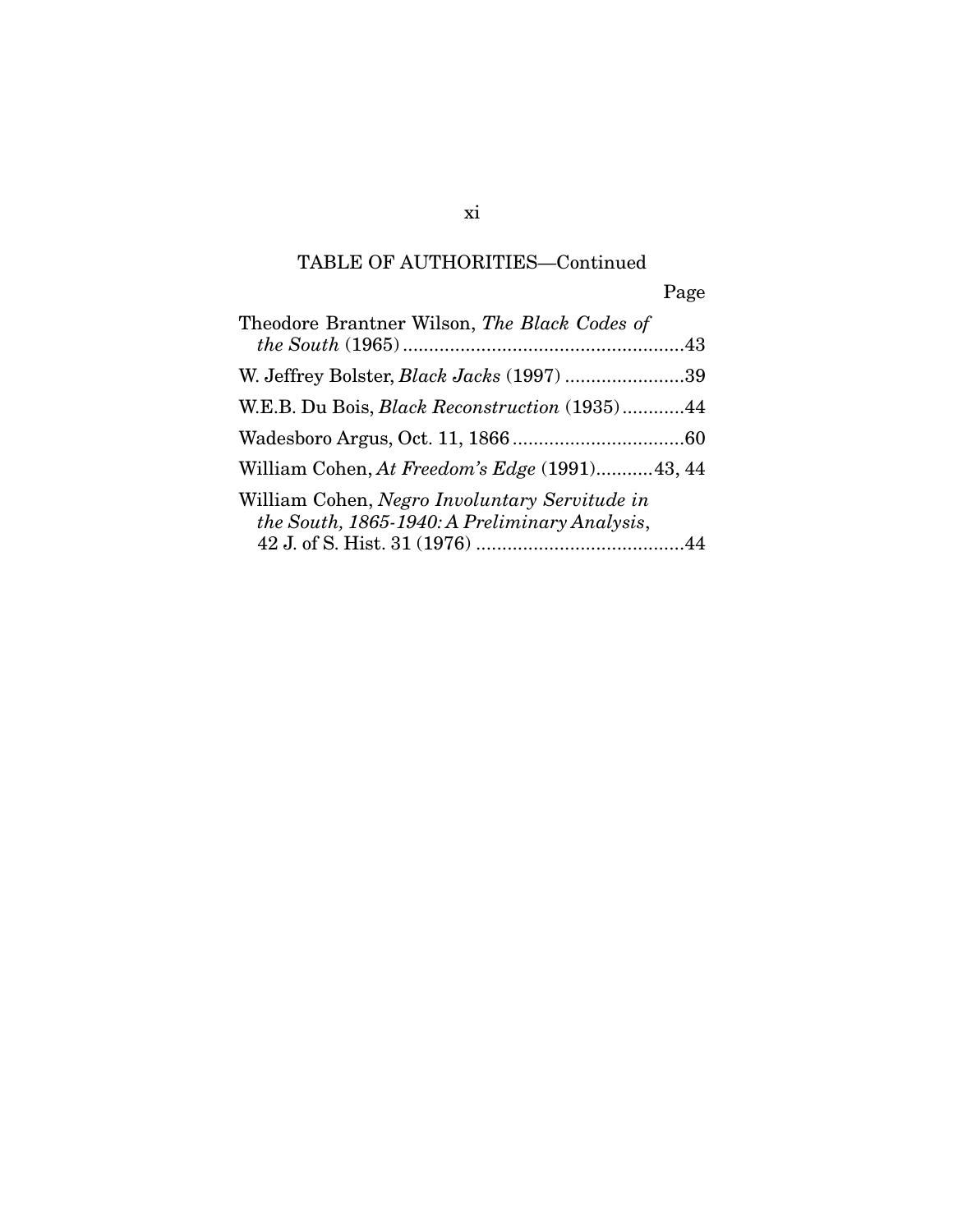TABLE OF AUTHORITIES—Continued

Page

Theodore Brantner Wilson, *The Black Codes of the South* (1965)......................................................43

W. Jeffrey Bolster, *Black Jacks* (1997) .......................39

W.E.B. Du Bois, *Black Reconstruction* (1935)............44

Wadesboro Argus, Oct. 11, 1866.................................60

William Cohen, *At Freedom's Edge* (1991)...........43, 44

William Cohen, *Negro Involuntary Servitude in the South, 1865-1940: A Preliminary Analysis*, 42 J. of S. Hist. 31 (1976) ........................................44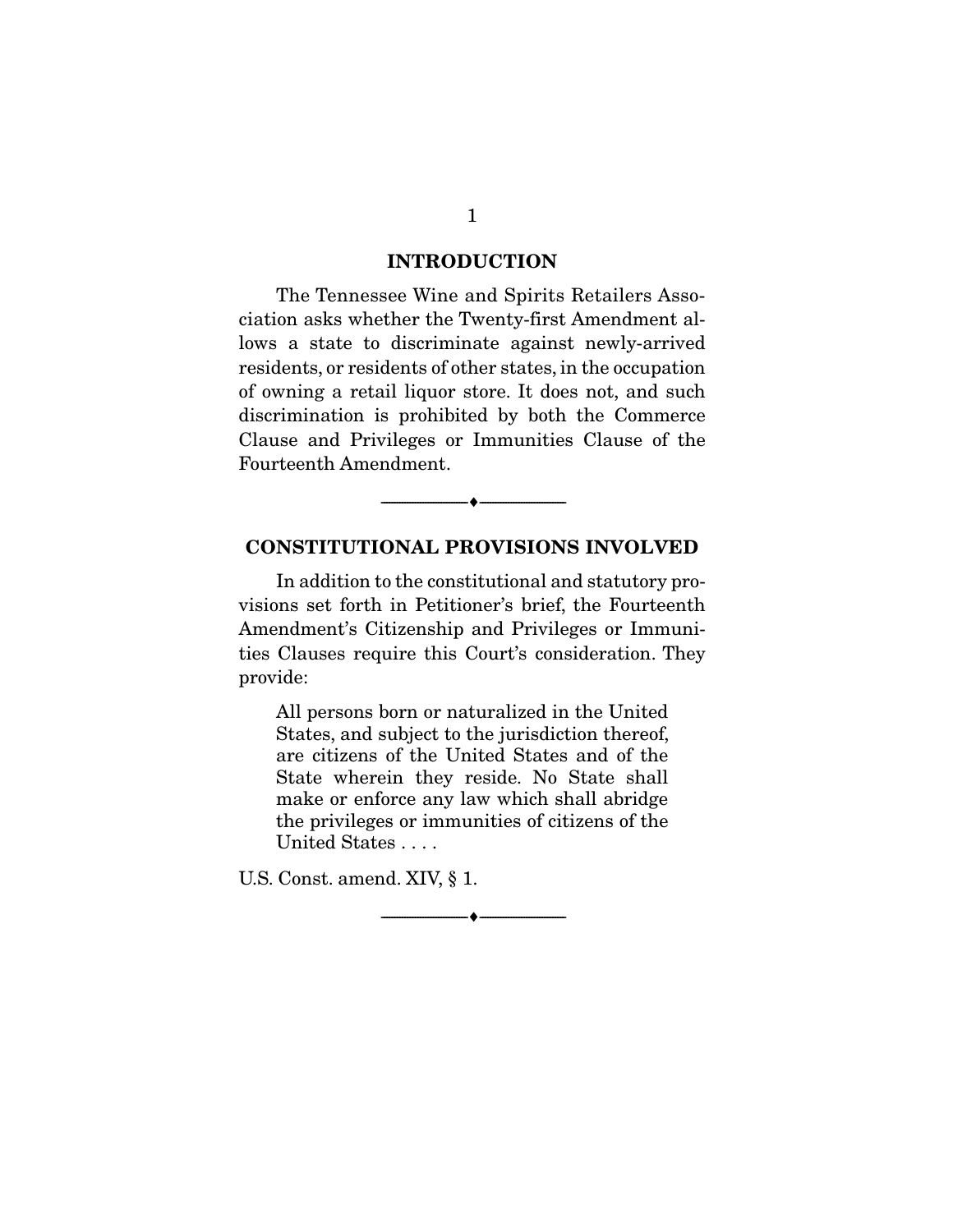## INTRODUCTION

The Tennessee Wine and Spirits Retailers Association asks whether the Twenty-first Amendment allows a state to discriminate against newly-arrived residents, or residents of other states, in the occupation of owning a retail liquor store. It does not, and such discrimination is prohibited by both the Commerce Clause and Privileges or Immunities Clause of the Fourteenth Amendment.

---

## CONSTITUTIONAL PROVISIONS INVOLVED

In addition to the constitutional and statutory provisions set forth in Petitioner's brief, the Fourteenth Amendment's Citizenship and Privileges or Immunities Clauses require this Court's consideration. They provide:

> All persons born or naturalized in the United States, and subject to the jurisdiction thereof, are citizens of the United States and of the State wherein they reside. No State shall make or enforce any law which shall abridge the privileges or immunities of citizens of the United States . . . .

U.S. Const. amend. XIV, § 1.

---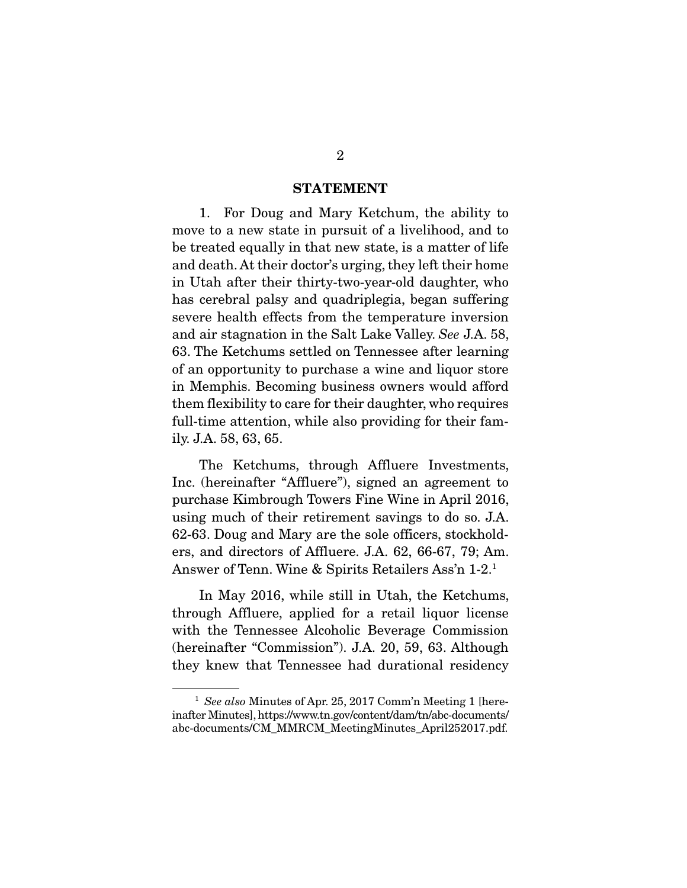## STATEMENT

1. For Doug and Mary Ketchum, the ability to move to a new state in pursuit of a livelihood, and to be treated equally in that new state, is a matter of life and death. At their doctor's urging, they left their home in Utah after their thirty-two-year-old daughter, who has cerebral palsy and quadriplegia, began suffering severe health effects from the temperature inversion and air stagnation in the Salt Lake Valley. *See* J.A. 58, 63. The Ketchums settled on Tennessee after learning of an opportunity to purchase a wine and liquor store in Memphis. Becoming business owners would afford them flexibility to care for their daughter, who requires full-time attention, while also providing for their family. J.A. 58, 63, 65.

The Ketchums, through Affluere Investments, Inc. (hereinafter "Affluere"), signed an agreement to purchase Kimbrough Towers Fine Wine in April 2016, using much of their retirement savings to do so. J.A. 62-63. Doug and Mary are the sole officers, stockholders, and directors of Affluere. J.A. 62, 66-67, 79; Am. Answer of Tenn. Wine & Spirits Retailers Ass'n 1-2.[1]

In May 2016, while still in Utah, the Ketchums, through Affluere, applied for a retail liquor license with the Tennessee Alcoholic Beverage Commission (hereinafter "Commission"). J.A. 20, 59, 63. Although they knew that Tennessee had durational residency

---

[1] *See also* Minutes of Apr. 25, 2017 Comm'n Meeting 1 [hereinafter Minutes], https://www.tn.gov/content/dam/tn/abc-documents/abc-documents/CM_MMRCM_MeetingMinutes_April252017.pdf.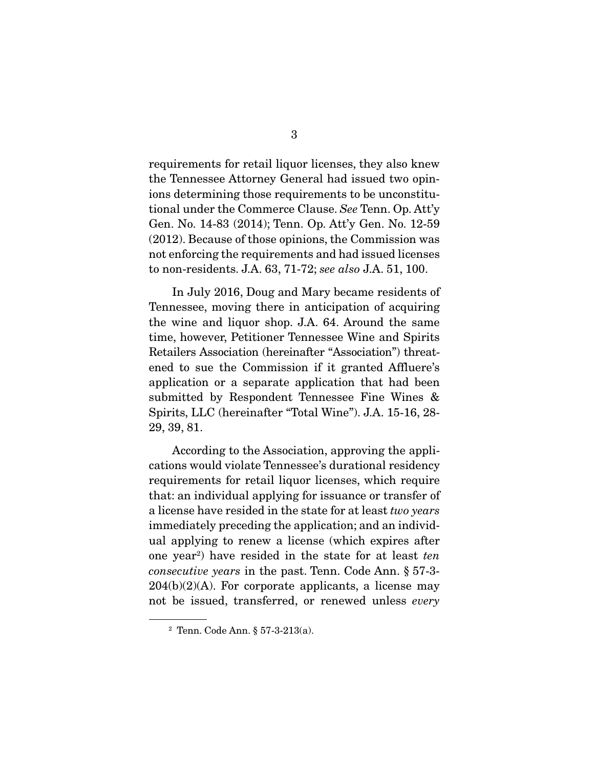requirements for retail liquor licenses, they also knew the Tennessee Attorney General had issued two opinions determining those requirements to be unconstitutional under the Commerce Clause. *See* Tenn. Op. Att'y Gen. No. 14-83 (2014); Tenn. Op. Att'y Gen. No. 12-59 (2012). Because of those opinions, the Commission was not enforcing the requirements and had issued licenses to non-residents. J.A. 63, 71-72; *see also* J.A. 51, 100.

In July 2016, Doug and Mary became residents of Tennessee, moving there in anticipation of acquiring the wine and liquor shop. J.A. 64. Around the same time, however, Petitioner Tennessee Wine and Spirits Retailers Association (hereinafter "Association") threatened to sue the Commission if it granted Affluere's application or a separate application that had been submitted by Respondent Tennessee Fine Wines & Spirits, LLC (hereinafter "Total Wine"). J.A. 15-16, 28-29, 39, 81.

According to the Association, approving the applications would violate Tennessee's durational residency requirements for retail liquor licenses, which require that: an individual applying for issuance or transfer of a license have resided in the state for at least *two years* immediately preceding the application; and an individual applying to renew a license (which expires after one year[2]) have resided in the state for at least *ten consecutive years* in the past. Tenn. Code Ann. § 57-3-204(b)(2)(A). For corporate applicants, a license may not be issued, transferred, or renewed unless *every*

[2] Tenn. Code Ann. § 57-3-213(a).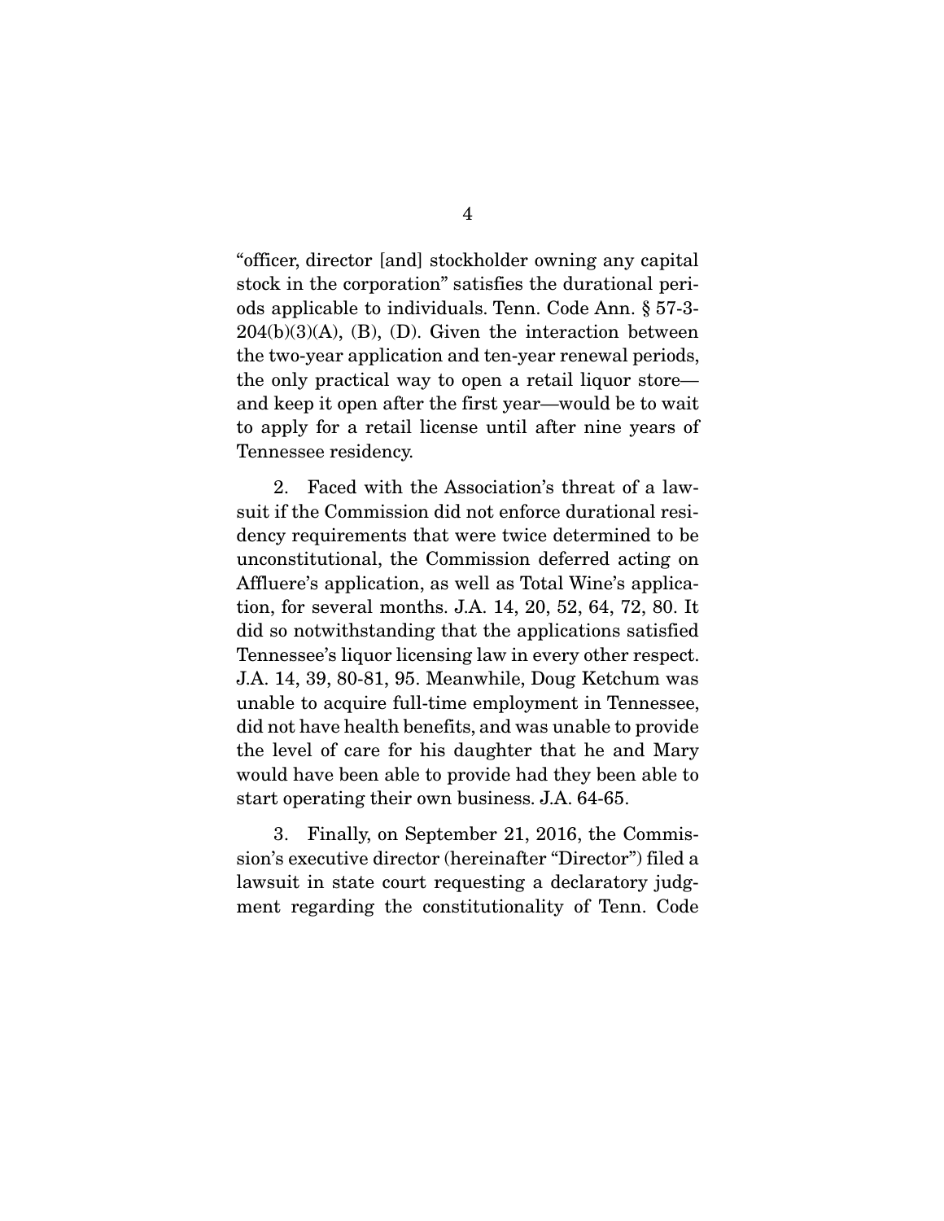"officer, director [and] stockholder owning any capital stock in the corporation" satisfies the durational periods applicable to individuals. Tenn. Code Ann. § 57-3-204(b)(3)(A), (B), (D). Given the interaction between the two-year application and ten-year renewal periods, the only practical way to open a retail liquor store—and keep it open after the first year—would be to wait to apply for a retail license until after nine years of Tennessee residency.

2. Faced with the Association's threat of a lawsuit if the Commission did not enforce durational residency requirements that were twice determined to be unconstitutional, the Commission deferred acting on Affluere's application, as well as Total Wine's application, for several months. J.A. 14, 20, 52, 64, 72, 80. It did so notwithstanding that the applications satisfied Tennessee's liquor licensing law in every other respect. J.A. 14, 39, 80-81, 95. Meanwhile, Doug Ketchum was unable to acquire full-time employment in Tennessee, did not have health benefits, and was unable to provide the level of care for his daughter that he and Mary would have been able to provide had they been able to start operating their own business. J.A. 64-65.

3. Finally, on September 21, 2016, the Commission's executive director (hereinafter "Director") filed a lawsuit in state court requesting a declaratory judgment regarding the constitutionality of Tenn. Code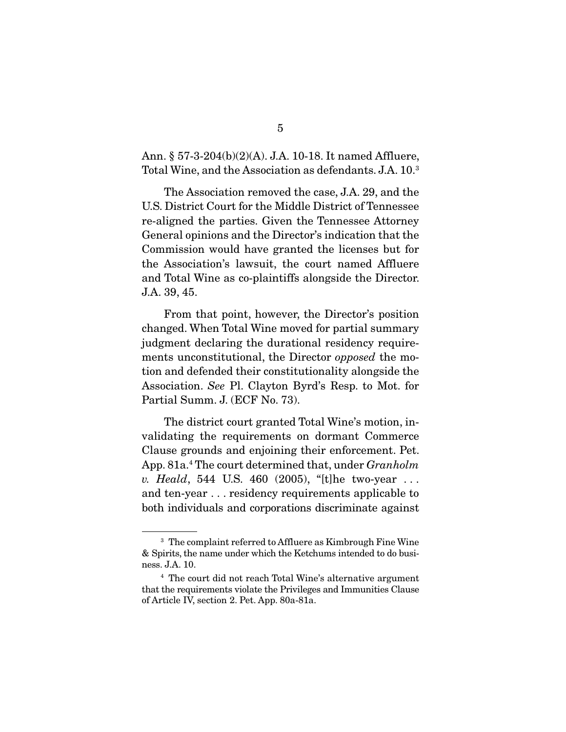Ann. § 57-3-204(b)(2)(A). J.A. 10-18. It named Affluere, Total Wine, and the Association as defendants. J.A. 10.[3]

The Association removed the case, J.A. 29, and the U.S. District Court for the Middle District of Tennessee re-aligned the parties. Given the Tennessee Attorney General opinions and the Director's indication that the Commission would have granted the licenses but for the Association's lawsuit, the court named Affluere and Total Wine as co-plaintiffs alongside the Director. J.A. 39, 45.

From that point, however, the Director's position changed. When Total Wine moved for partial summary judgment declaring the durational residency requirements unconstitutional, the Director *opposed* the motion and defended their constitutionality alongside the Association. *See* Pl. Clayton Byrd's Resp. to Mot. for Partial Summ. J. (ECF No. 73).

The district court granted Total Wine's motion, invalidating the requirements on dormant Commerce Clause grounds and enjoining their enforcement. Pet. App. 81a.[4] The court determined that, under *Granholm v. Heald*, 544 U.S. 460 (2005), "[t]he two-year . . . and ten-year . . . residency requirements applicable to both individuals and corporations discriminate against

---

[3] The complaint referred to Affluere as Kimbrough Fine Wine & Spirits, the name under which the Ketchums intended to do business. J.A. 10.

[4] The court did not reach Total Wine's alternative argument that the requirements violate the Privileges and Immunities Clause of Article IV, section 2. Pet. App. 80a-81a.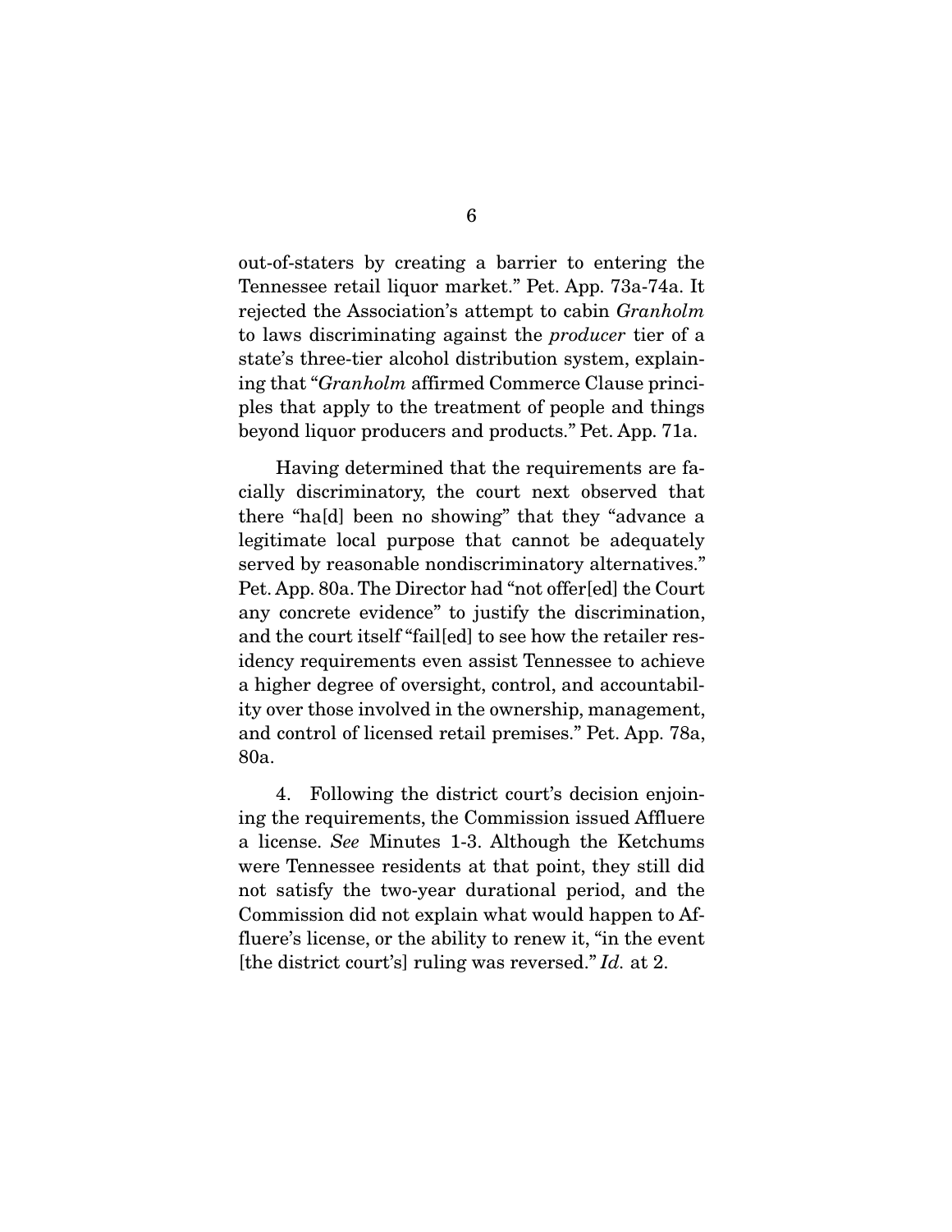out-of-staters by creating a barrier to entering the Tennessee retail liquor market." Pet. App. 73a-74a. It rejected the Association's attempt to cabin *Granholm* to laws discriminating against the *producer* tier of a state's three-tier alcohol distribution system, explaining that "*Granholm* affirmed Commerce Clause principles that apply to the treatment of people and things beyond liquor producers and products." Pet. App. 71a.

Having determined that the requirements are facially discriminatory, the court next observed that there "ha[d] been no showing" that they "advance a legitimate local purpose that cannot be adequately served by reasonable nondiscriminatory alternatives." Pet. App. 80a. The Director had "not offer[ed] the Court any concrete evidence" to justify the discrimination, and the court itself "fail[ed] to see how the retailer residency requirements even assist Tennessee to achieve a higher degree of oversight, control, and accountability over those involved in the ownership, management, and control of licensed retail premises." Pet. App. 78a, 80a.

4. Following the district court's decision enjoining the requirements, the Commission issued Affluere a license. *See* Minutes 1-3. Although the Ketchums were Tennessee residents at that point, they still did not satisfy the two-year durational period, and the Commission did not explain what would happen to Affluere's license, or the ability to renew it, "in the event [the district court's] ruling was reversed." *Id.* at 2.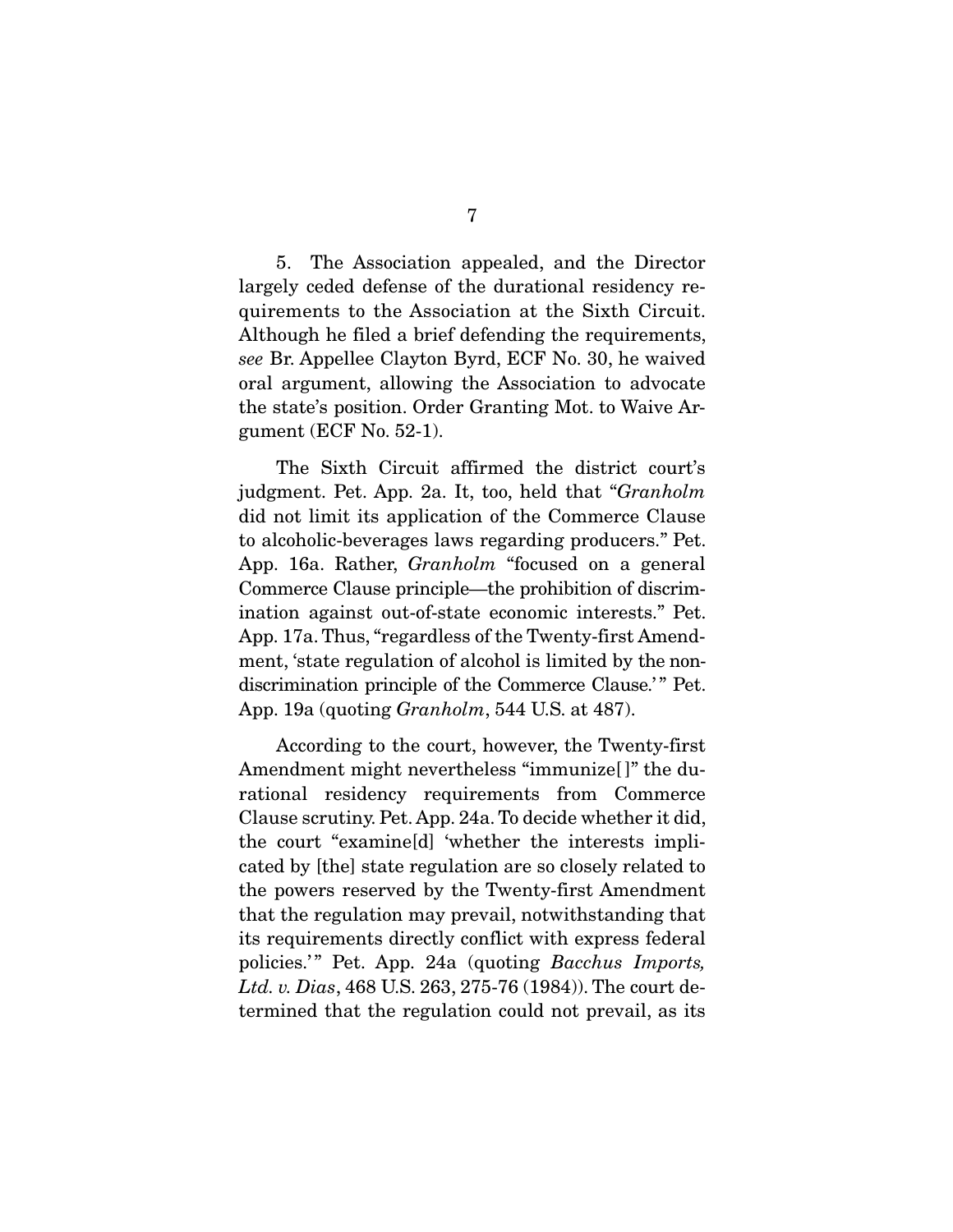5. The Association appealed, and the Director largely ceded defense of the durational residency requirements to the Association at the Sixth Circuit. Although he filed a brief defending the requirements, *see* Br. Appellee Clayton Byrd, ECF No. 30, he waived oral argument, allowing the Association to advocate the state's position. Order Granting Mot. to Waive Argument (ECF No. 52-1).

The Sixth Circuit affirmed the district court's judgment. Pet. App. 2a. It, too, held that "*Granholm* did not limit its application of the Commerce Clause to alcoholic-beverages laws regarding producers." Pet. App. 16a. Rather, *Granholm* "focused on a general Commerce Clause principle—the prohibition of discrimination against out-of-state economic interests." Pet. App. 17a. Thus, "regardless of the Twenty-first Amendment, 'state regulation of alcohol is limited by the nondiscrimination principle of the Commerce Clause.'" Pet. App. 19a (quoting *Granholm*, 544 U.S. at 487).

According to the court, however, the Twenty-first Amendment might nevertheless "immunize[]" the durational residency requirements from Commerce Clause scrutiny. Pet. App. 24a. To decide whether it did, the court "examine[d] 'whether the interests implicated by [the] state regulation are so closely related to the powers reserved by the Twenty-first Amendment that the regulation may prevail, notwithstanding that its requirements directly conflict with express federal policies.'" Pet. App. 24a (quoting *Bacchus Imports, Ltd. v. Dias*, 468 U.S. 263, 275-76 (1984)). The court determined that the regulation could not prevail, as its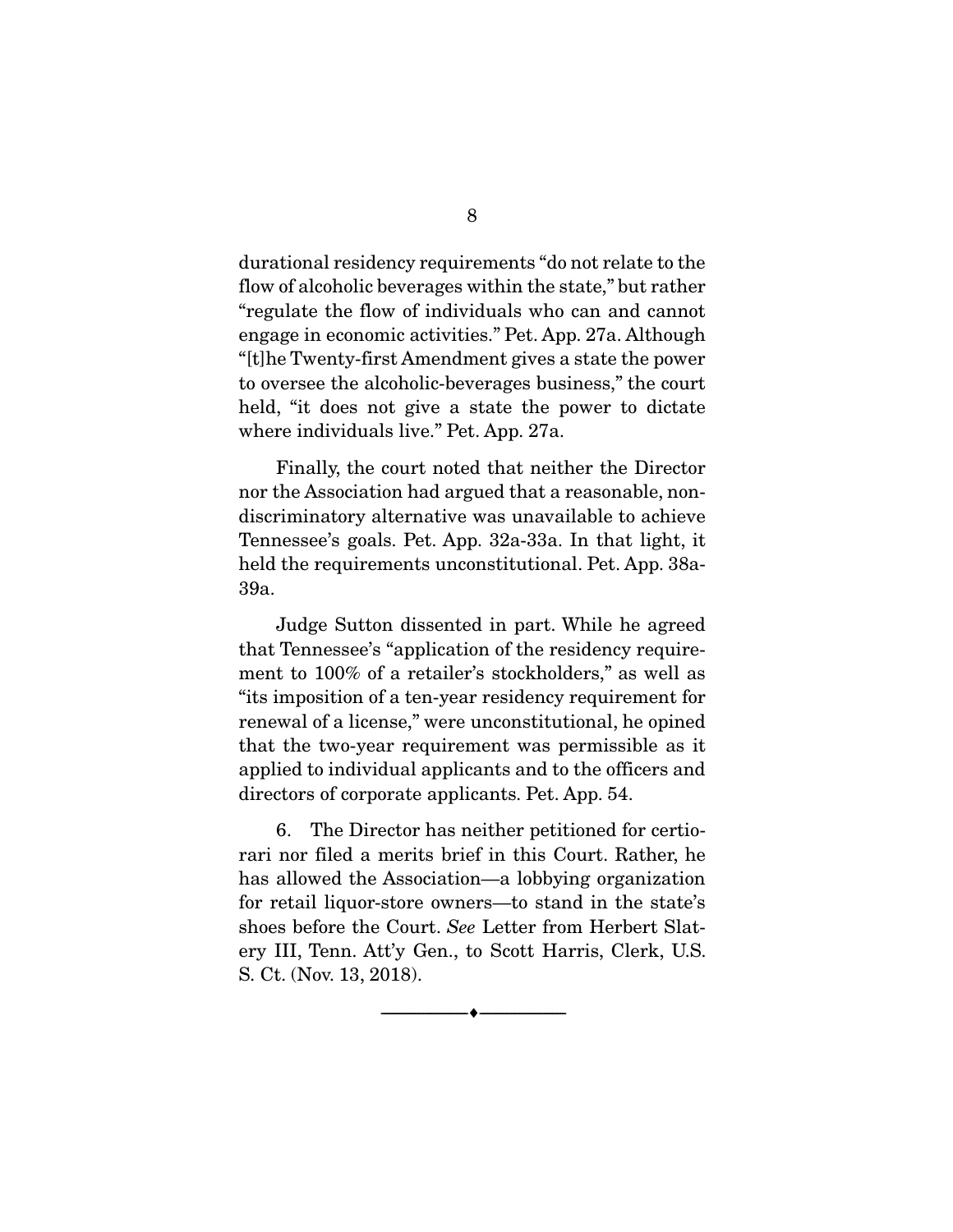durational residency requirements "do not relate to the flow of alcoholic beverages within the state," but rather "regulate the flow of individuals who can and cannot engage in economic activities." Pet. App. 27a. Although "[t]he Twenty-first Amendment gives a state the power to oversee the alcoholic-beverages business," the court held, "it does not give a state the power to dictate where individuals live." Pet. App. 27a.

Finally, the court noted that neither the Director nor the Association had argued that a reasonable, non-discriminatory alternative was unavailable to achieve Tennessee's goals. Pet. App. 32a-33a. In that light, it held the requirements unconstitutional. Pet. App. 38a-39a.

Judge Sutton dissented in part. While he agreed that Tennessee's "application of the residency requirement to 100% of a retailer's stockholders," as well as "its imposition of a ten-year residency requirement for renewal of a license," were unconstitutional, he opined that the two-year requirement was permissible as it applied to individual applicants and to the officers and directors of corporate applicants. Pet. App. 54.

6. The Director has neither petitioned for certiorari nor filed a merits brief in this Court. Rather, he has allowed the Association—a lobbying organization for retail liquor-store owners—to stand in the state's shoes before the Court. *See* Letter from Herbert Slatery III, Tenn. Att'y Gen., to Scott Harris, Clerk, U.S. S. Ct. (Nov. 13, 2018).

---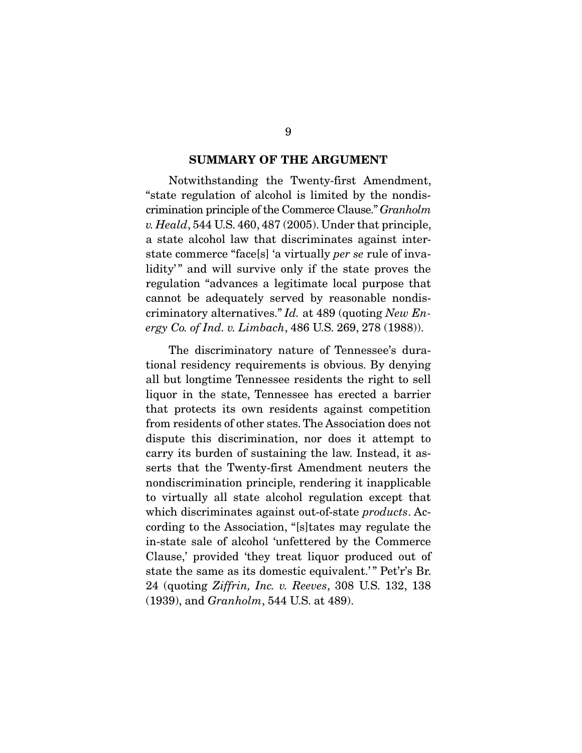## SUMMARY OF THE ARGUMENT

Notwithstanding the Twenty-first Amendment, "state regulation of alcohol is limited by the nondiscrimination principle of the Commerce Clause." *Granholm v. Heald*, 544 U.S. 460, 487 (2005). Under that principle, a state alcohol law that discriminates against interstate commerce "face[s] 'a virtually *per se* rule of invalidity'" and will survive only if the state proves the regulation "advances a legitimate local purpose that cannot be adequately served by reasonable nondiscriminatory alternatives." *Id.* at 489 (quoting *New Energy Co. of Ind. v. Limbach*, 486 U.S. 269, 278 (1988)).

The discriminatory nature of Tennessee's durational residency requirements is obvious. By denying all but longtime Tennessee residents the right to sell liquor in the state, Tennessee has erected a barrier that protects its own residents against competition from residents of other states. The Association does not dispute this discrimination, nor does it attempt to carry its burden of sustaining the law. Instead, it asserts that the Twenty-first Amendment neuters the nondiscrimination principle, rendering it inapplicable to virtually all state alcohol regulation except that which discriminates against out-of-state *products*. According to the Association, "[s]tates may regulate the in-state sale of alcohol 'unfettered by the Commerce Clause,' provided 'they treat liquor produced out of state the same as its domestic equivalent.'" Pet'r's Br. 24 (quoting *Ziffrin, Inc. v. Reeves*, 308 U.S. 132, 138 (1939), and *Granholm*, 544 U.S. at 489).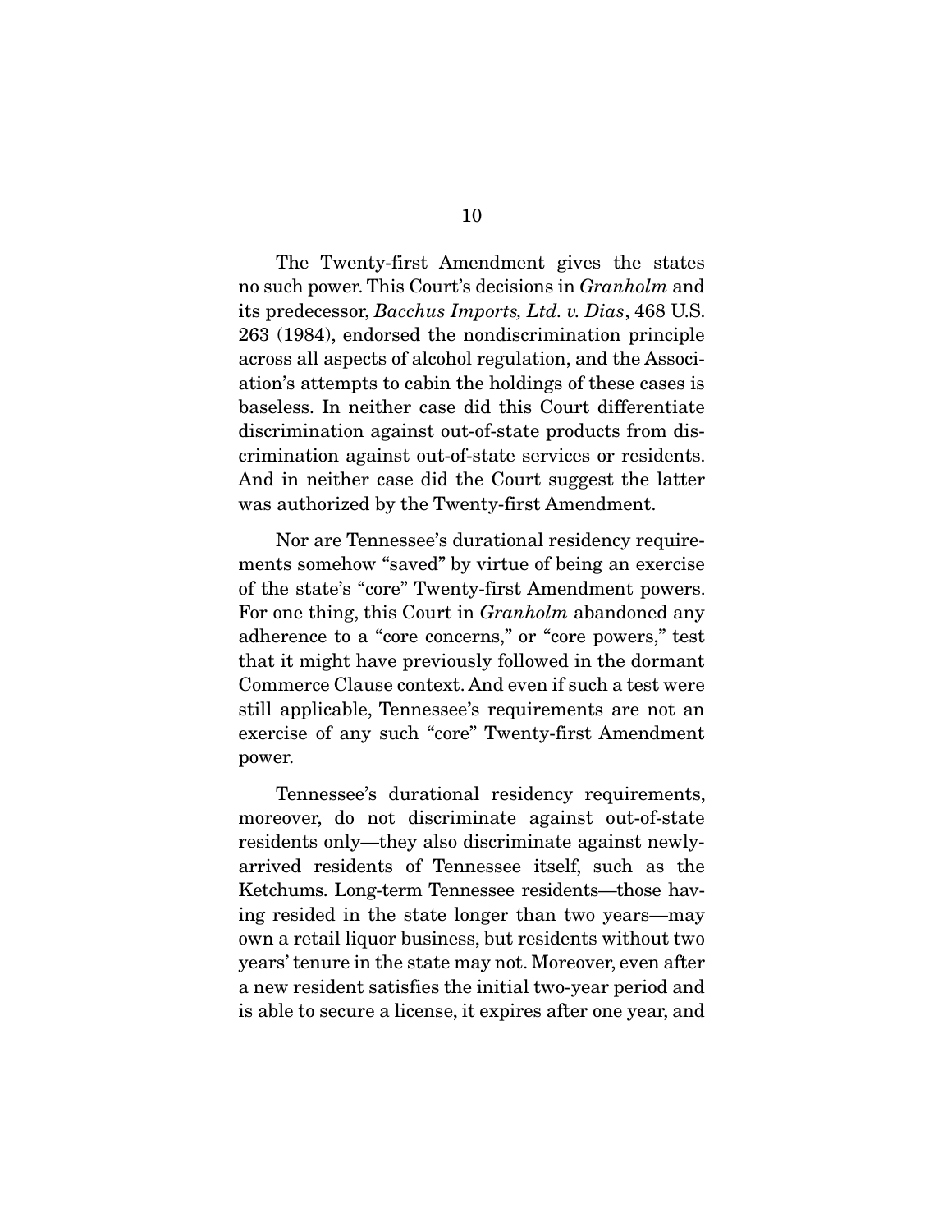The Twenty-first Amendment gives the states no such power. This Court's decisions in *Granholm* and its predecessor, *Bacchus Imports, Ltd. v. Dias*, 468 U.S. 263 (1984), endorsed the nondiscrimination principle across all aspects of alcohol regulation, and the Association's attempts to cabin the holdings of these cases is baseless. In neither case did this Court differentiate discrimination against out-of-state products from discrimination against out-of-state services or residents. And in neither case did the Court suggest the latter was authorized by the Twenty-first Amendment.

Nor are Tennessee's durational residency requirements somehow "saved" by virtue of being an exercise of the state's "core" Twenty-first Amendment powers. For one thing, this Court in *Granholm* abandoned any adherence to a "core concerns," or "core powers," test that it might have previously followed in the dormant Commerce Clause context. And even if such a test were still applicable, Tennessee's requirements are not an exercise of any such "core" Twenty-first Amendment power.

Tennessee's durational residency requirements, moreover, do not discriminate against out-of-state residents only—they also discriminate against newly-arrived residents of Tennessee itself, such as the Ketchums. Long-term Tennessee residents—those having resided in the state longer than two years—may own a retail liquor business, but residents without two years' tenure in the state may not. Moreover, even after a new resident satisfies the initial two-year period and is able to secure a license, it expires after one year, and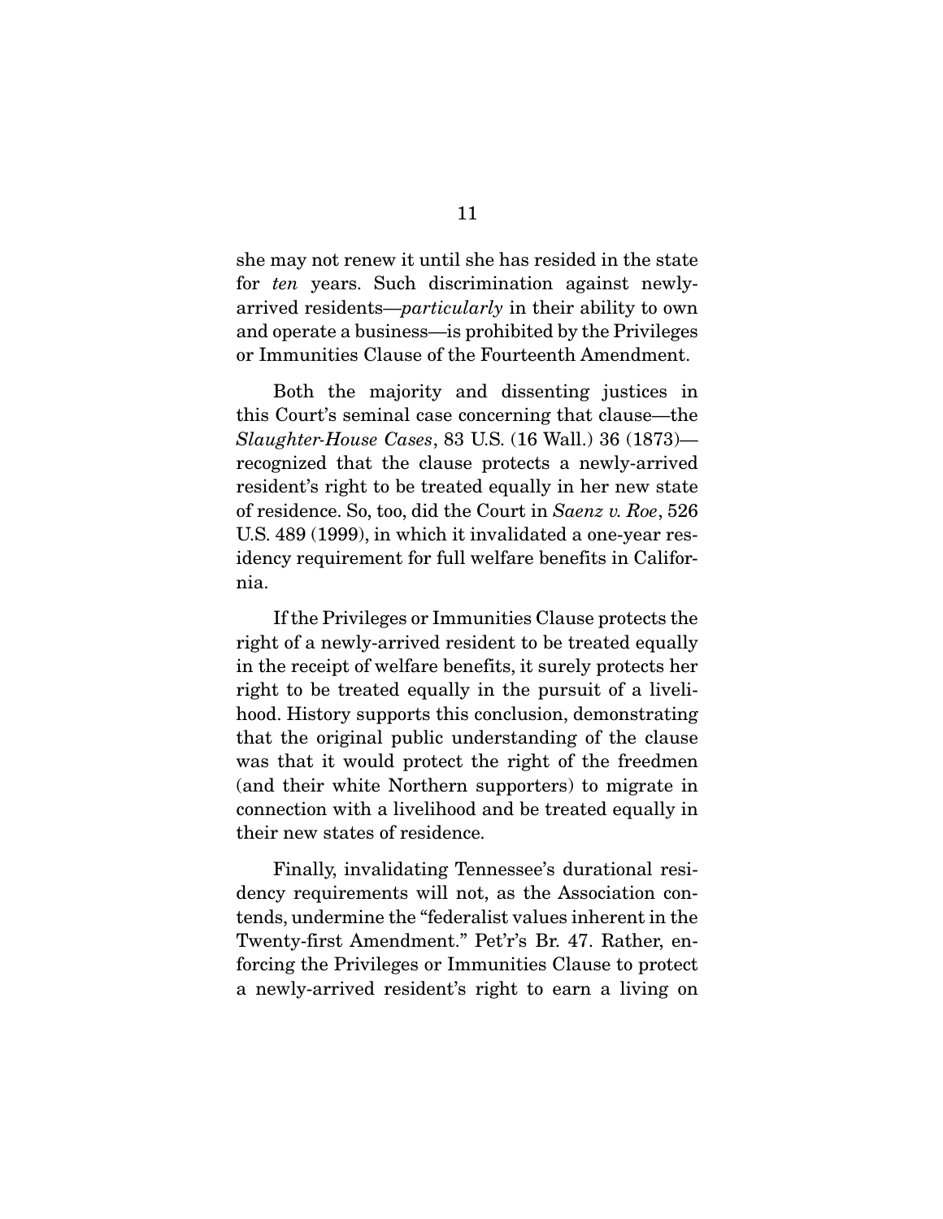she may not renew it until she has resided in the state for *ten* years. Such discrimination against newly-arrived residents—*particularly* in their ability to own and operate a business—is prohibited by the Privileges or Immunities Clause of the Fourteenth Amendment.

Both the majority and dissenting justices in this Court's seminal case concerning that clause—the *Slaughter-House Cases*, 83 U.S. (16 Wall.) 36 (1873)—recognized that the clause protects a newly-arrived resident's right to be treated equally in her new state of residence. So, too, did the Court in *Saenz v. Roe*, 526 U.S. 489 (1999), in which it invalidated a one-year residency requirement for full welfare benefits in California.

If the Privileges or Immunities Clause protects the right of a newly-arrived resident to be treated equally in the receipt of welfare benefits, it surely protects her right to be treated equally in the pursuit of a livelihood. History supports this conclusion, demonstrating that the original public understanding of the clause was that it would protect the right of the freedmen (and their white Northern supporters) to migrate in connection with a livelihood and be treated equally in their new states of residence.

Finally, invalidating Tennessee's durational residency requirements will not, as the Association contends, undermine the "federalist values inherent in the Twenty-first Amendment." Pet'r's Br. 47. Rather, enforcing the Privileges or Immunities Clause to protect a newly-arrived resident's right to earn a living on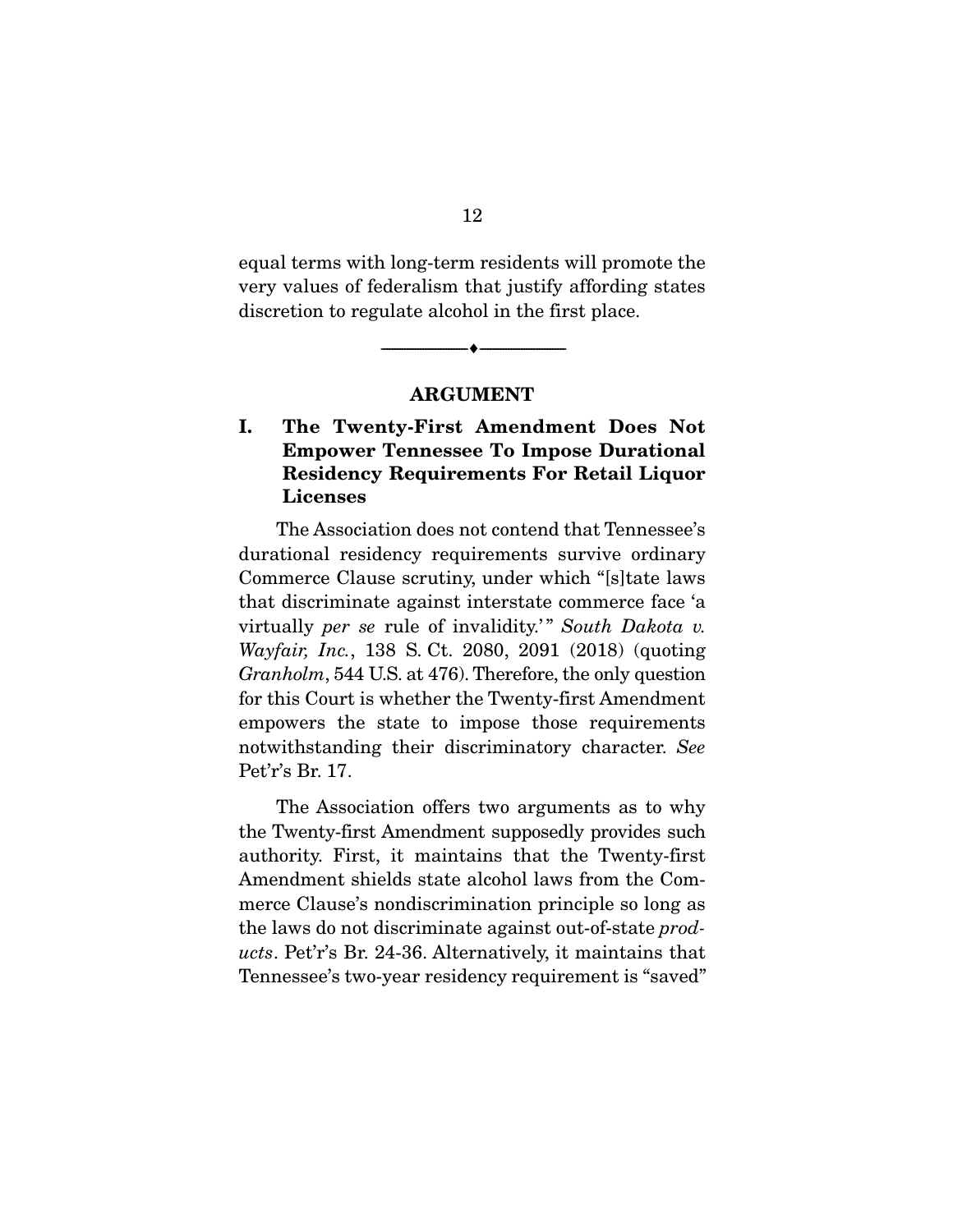equal terms with long-term residents will promote the very values of federalism that justify affording states discretion to regulate alcohol in the first place.

---

## ARGUMENT

### I. The Twenty-First Amendment Does Not Empower Tennessee To Impose Durational Residency Requirements For Retail Liquor Licenses

The Association does not contend that Tennessee's durational residency requirements survive ordinary Commerce Clause scrutiny, under which "[s]tate laws that discriminate against interstate commerce face 'a virtually *per se* rule of invalidity.'" *South Dakota v. Wayfair, Inc.*, 138 S. Ct. 2080, 2091 (2018) (quoting *Granholm*, 544 U.S. at 476). Therefore, the only question for this Court is whether the Twenty-first Amendment empowers the state to impose those requirements notwithstanding their discriminatory character. *See* Pet'r's Br. 17.

The Association offers two arguments as to why the Twenty-first Amendment supposedly provides such authority. First, it maintains that the Twenty-first Amendment shields state alcohol laws from the Commerce Clause's nondiscrimination principle so long as the laws do not discriminate against out-of-state *products*. Pet'r's Br. 24-36. Alternatively, it maintains that Tennessee's two-year residency requirement is "saved"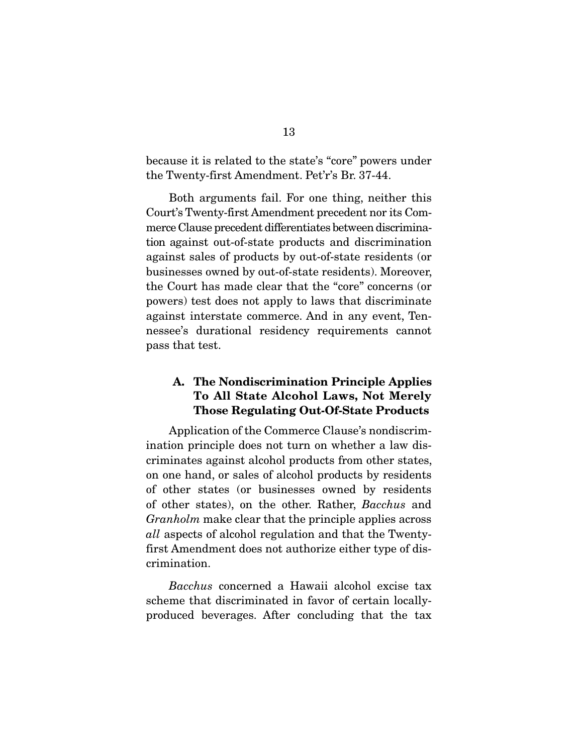because it is related to the state's "core" powers under the Twenty-first Amendment. Pet'r's Br. 37-44.

Both arguments fail. For one thing, neither this Court's Twenty-first Amendment precedent nor its Commerce Clause precedent differentiates between discrimination against out-of-state products and discrimination against sales of products by out-of-state residents (or businesses owned by out-of-state residents). Moreover, the Court has made clear that the "core" concerns (or powers) test does not apply to laws that discriminate against interstate commerce. And in any event, Tennessee's durational residency requirements cannot pass that test.

### A. The Nondiscrimination Principle Applies To All State Alcohol Laws, Not Merely Those Regulating Out-Of-State Products

Application of the Commerce Clause's nondiscrimination principle does not turn on whether a law discriminates against alcohol products from other states, on one hand, or sales of alcohol products by residents of other states (or businesses owned by residents of other states), on the other. Rather, *Bacchus* and *Granholm* make clear that the principle applies across *all* aspects of alcohol regulation and that the Twenty-first Amendment does not authorize either type of discrimination.

*Bacchus* concerned a Hawaii alcohol excise tax scheme that discriminated in favor of certain locally-produced beverages. After concluding that the tax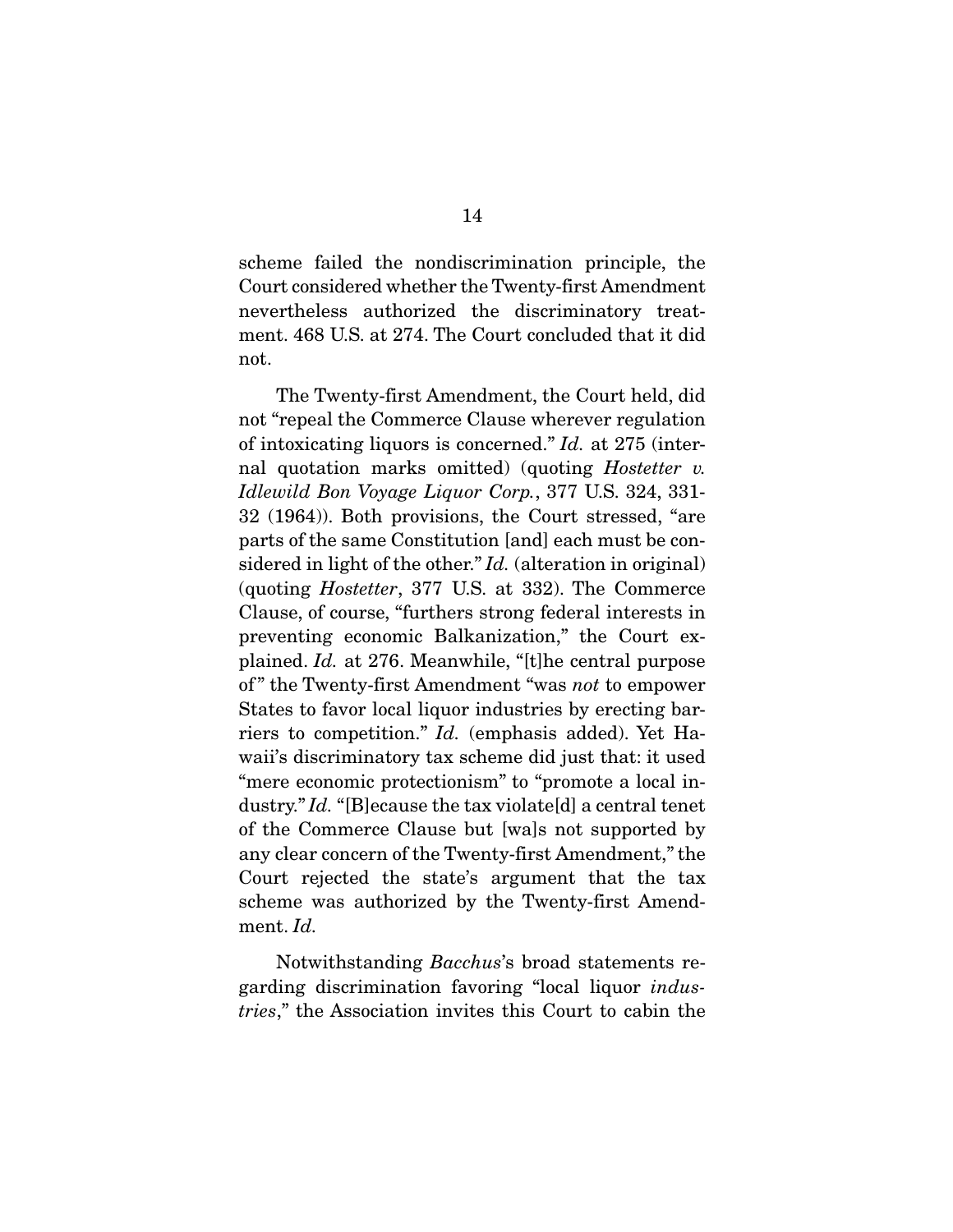scheme failed the nondiscrimination principle, the Court considered whether the Twenty-first Amendment nevertheless authorized the discriminatory treatment. 468 U.S. at 274. The Court concluded that it did not.

The Twenty-first Amendment, the Court held, did not "repeal the Commerce Clause wherever regulation of intoxicating liquors is concerned." *Id.* at 275 (internal quotation marks omitted) (quoting *Hostetter v. Idlewild Bon Voyage Liquor Corp.*, 377 U.S. 324, 331-32 (1964)). Both provisions, the Court stressed, "are parts of the same Constitution [and] each must be considered in light of the other." *Id.* (alteration in original) (quoting *Hostetter*, 377 U.S. at 332). The Commerce Clause, of course, "furthers strong federal interests in preventing economic Balkanization," the Court explained. *Id.* at 276. Meanwhile, "[t]he central purpose of" the Twenty-first Amendment "was *not* to empower States to favor local liquor industries by erecting barriers to competition." *Id.* (emphasis added). Yet Hawaii's discriminatory tax scheme did just that: it used "mere economic protectionism" to "promote a local industry." *Id.* "[B]ecause the tax violate[d] a central tenet of the Commerce Clause but [wa]s not supported by any clear concern of the Twenty-first Amendment," the Court rejected the state's argument that the tax scheme was authorized by the Twenty-first Amendment. *Id.*

Notwithstanding *Bacchus*'s broad statements regarding discrimination favoring "local liquor *industries*," the Association invites this Court to cabin the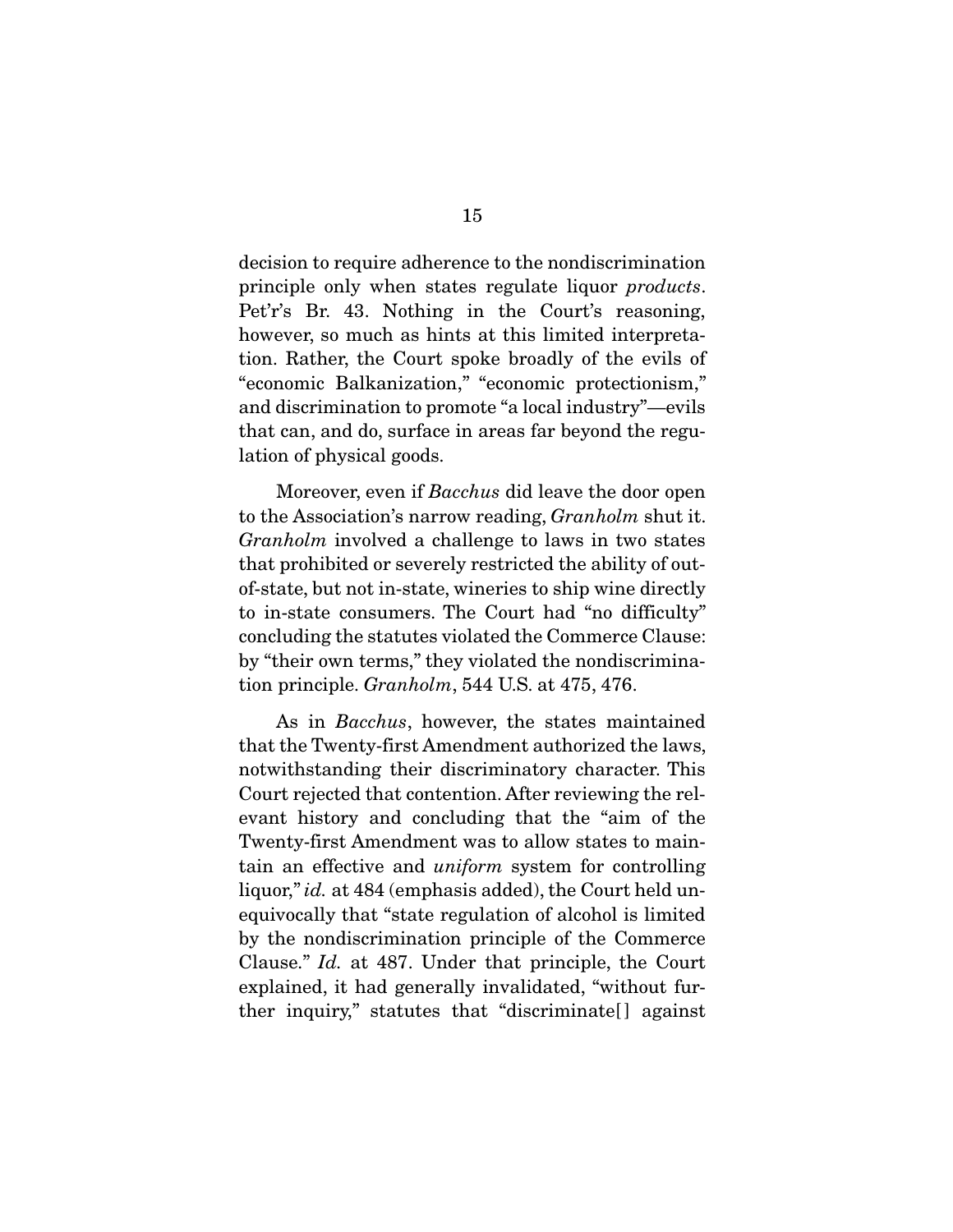decision to require adherence to the nondiscrimination principle only when states regulate liquor *products*. Pet'r's Br. 43. Nothing in the Court's reasoning, however, so much as hints at this limited interpretation. Rather, the Court spoke broadly of the evils of "economic Balkanization," "economic protectionism," and discrimination to promote "a local industry"—evils that can, and do, surface in areas far beyond the regulation of physical goods.

Moreover, even if *Bacchus* did leave the door open to the Association's narrow reading, *Granholm* shut it. *Granholm* involved a challenge to laws in two states that prohibited or severely restricted the ability of out-of-state, but not in-state, wineries to ship wine directly to in-state consumers. The Court had "no difficulty" concluding the statutes violated the Commerce Clause: by "their own terms," they violated the nondiscrimination principle. *Granholm*, 544 U.S. at 475, 476.

As in *Bacchus*, however, the states maintained that the Twenty-first Amendment authorized the laws, notwithstanding their discriminatory character. This Court rejected that contention. After reviewing the relevant history and concluding that the "aim of the Twenty-first Amendment was to allow states to maintain an effective and *uniform* system for controlling liquor," *id.* at 484 (emphasis added), the Court held unequivocally that "state regulation of alcohol is limited by the nondiscrimination principle of the Commerce Clause." *Id.* at 487. Under that principle, the Court explained, it had generally invalidated, "without further inquiry," statutes that "discriminate[] against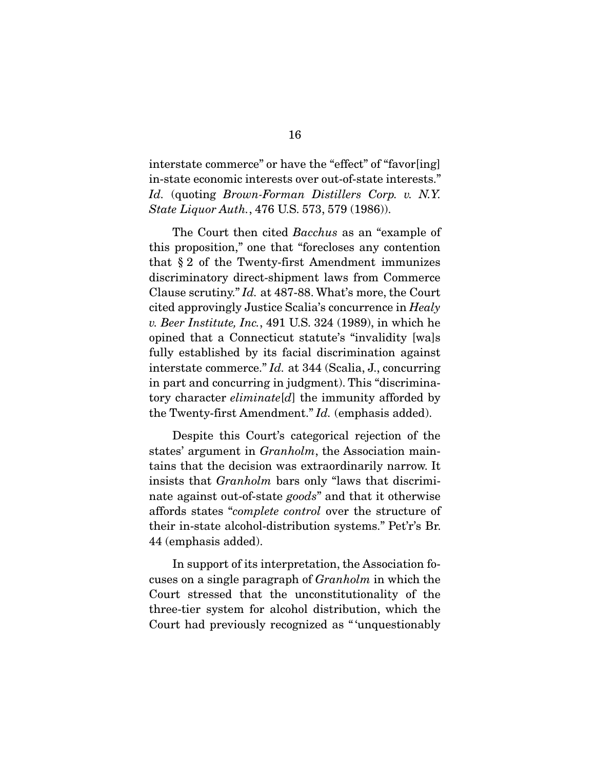interstate commerce" or have the "effect" of "favor[ing] in-state economic interests over out-of-state interests." *Id.* (quoting *Brown-Forman Distillers Corp. v. N.Y. State Liquor Auth.*, 476 U.S. 573, 579 (1986)).

The Court then cited *Bacchus* as an "example of this proposition," one that "forecloses any contention that § 2 of the Twenty-first Amendment immunizes discriminatory direct-shipment laws from Commerce Clause scrutiny." *Id.* at 487-88. What's more, the Court cited approvingly Justice Scalia's concurrence in *Healy v. Beer Institute, Inc.*, 491 U.S. 324 (1989), in which he opined that a Connecticut statute's "invalidity [wa]s fully established by its facial discrimination against interstate commerce." *Id.* at 344 (Scalia, J., concurring in part and concurring in judgment). This "discriminatory character *eliminate[d]* the immunity afforded by the Twenty-first Amendment." *Id.* (emphasis added).

Despite this Court's categorical rejection of the states' argument in *Granholm*, the Association maintains that the decision was extraordinarily narrow. It insists that *Granholm* bars only "laws that discriminate against out-of-state *goods*" and that it otherwise affords states "*complete control* over the structure of their in-state alcohol-distribution systems." Pet'r's Br. 44 (emphasis added).

In support of its interpretation, the Association focuses on a single paragraph of *Granholm* in which the Court stressed that the unconstitutionality of the three-tier system for alcohol distribution, which the Court had previously recognized as "'unquestionably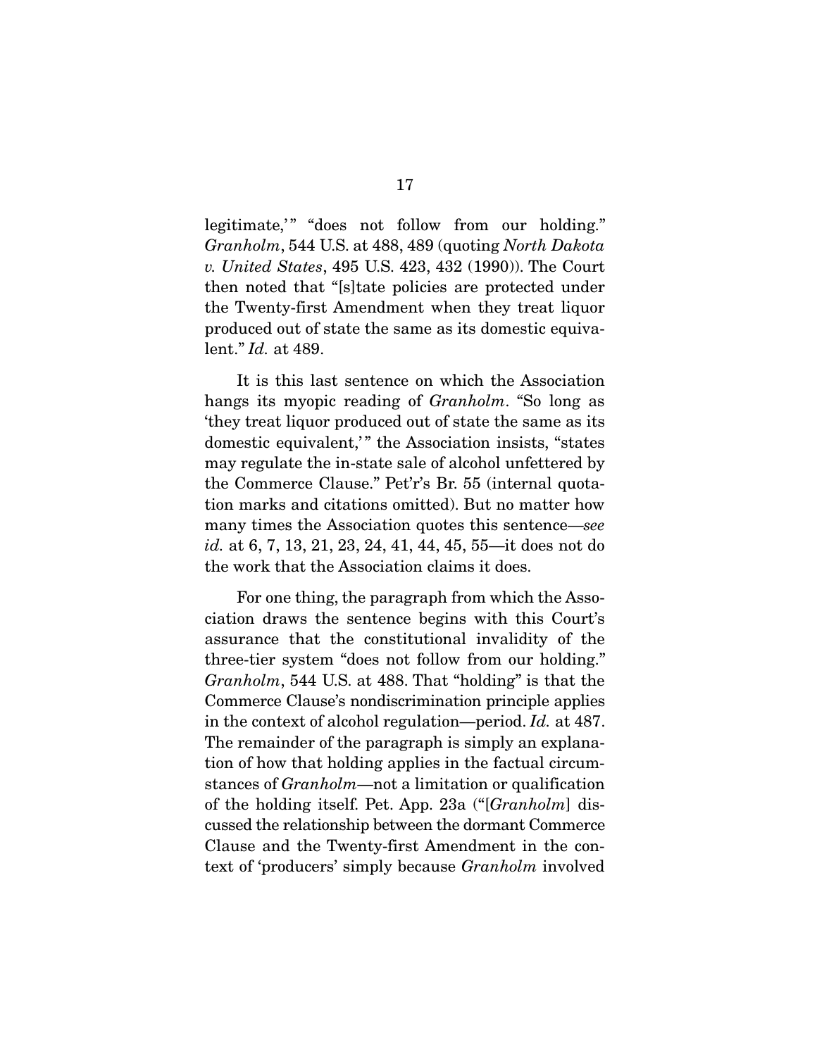legitimate,'" "does not follow from our holding." *Granholm*, 544 U.S. at 488, 489 (quoting *North Dakota v. United States*, 495 U.S. 423, 432 (1990)). The Court then noted that "[s]tate policies are protected under the Twenty-first Amendment when they treat liquor produced out of state the same as its domestic equivalent." *Id.* at 489.

It is this last sentence on which the Association hangs its myopic reading of *Granholm*. "So long as 'they treat liquor produced out of state the same as its domestic equivalent,'" the Association insists, "states may regulate the in-state sale of alcohol unfettered by the Commerce Clause." Pet'r's Br. 55 (internal quotation marks and citations omitted). But no matter how many times the Association quotes this sentence—*see id.* at 6, 7, 13, 21, 23, 24, 41, 44, 45, 55—it does not do the work that the Association claims it does.

For one thing, the paragraph from which the Association draws the sentence begins with this Court's assurance that the constitutional invalidity of the three-tier system "does not follow from our holding." *Granholm*, 544 U.S. at 488. That "holding" is that the Commerce Clause's nondiscrimination principle applies in the context of alcohol regulation—period. *Id.* at 487. The remainder of the paragraph is simply an explanation of how that holding applies in the factual circumstances of *Granholm*—not a limitation or qualification of the holding itself. Pet. App. 23a ("[*Granholm*] discussed the relationship between the dormant Commerce Clause and the Twenty-first Amendment in the context of 'producers' simply because *Granholm* involved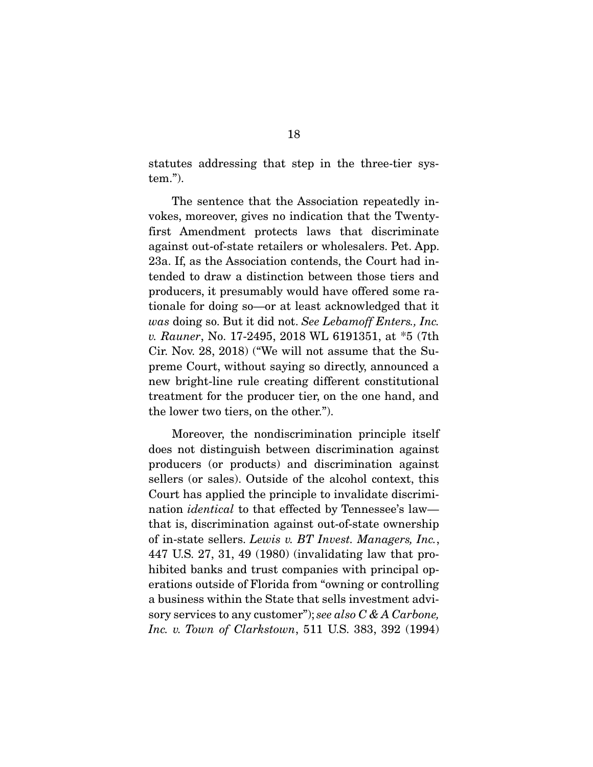statutes addressing that step in the three-tier system.").

The sentence that the Association repeatedly invokes, moreover, gives no indication that the Twenty-first Amendment protects laws that discriminate against out-of-state retailers or wholesalers. Pet. App. 23a. If, as the Association contends, the Court had intended to draw a distinction between those tiers and producers, it presumably would have offered some rationale for doing so—or at least acknowledged that it *was* doing so. But it did not. *See Lebamoff Enters., Inc. v. Rauner*, No. 17-2495, 2018 WL 6191351, at *5 (7th Cir. Nov. 28, 2018) ("We will not assume that the Supreme Court, without saying so directly, announced a new bright-line rule creating different constitutional treatment for the producer tier, on the one hand, and the lower two tiers, on the other.").

Moreover, the nondiscrimination principle itself does not distinguish between discrimination against producers (or products) and discrimination against sellers (or sales). Outside of the alcohol context, this Court has applied the principle to invalidate discrimination *identical* to that effected by Tennessee's law—that is, discrimination against out-of-state ownership of in-state sellers. *Lewis v. BT Invest. Managers, Inc.*, 447 U.S. 27, 31, 49 (1980) (invalidating law that prohibited banks and trust companies with principal operations outside of Florida from "owning or controlling a business within the State that sells investment advisory services to any customer"); *see also C & A Carbone, Inc. v. Town of Clarkstown*, 511 U.S. 383, 392 (1994)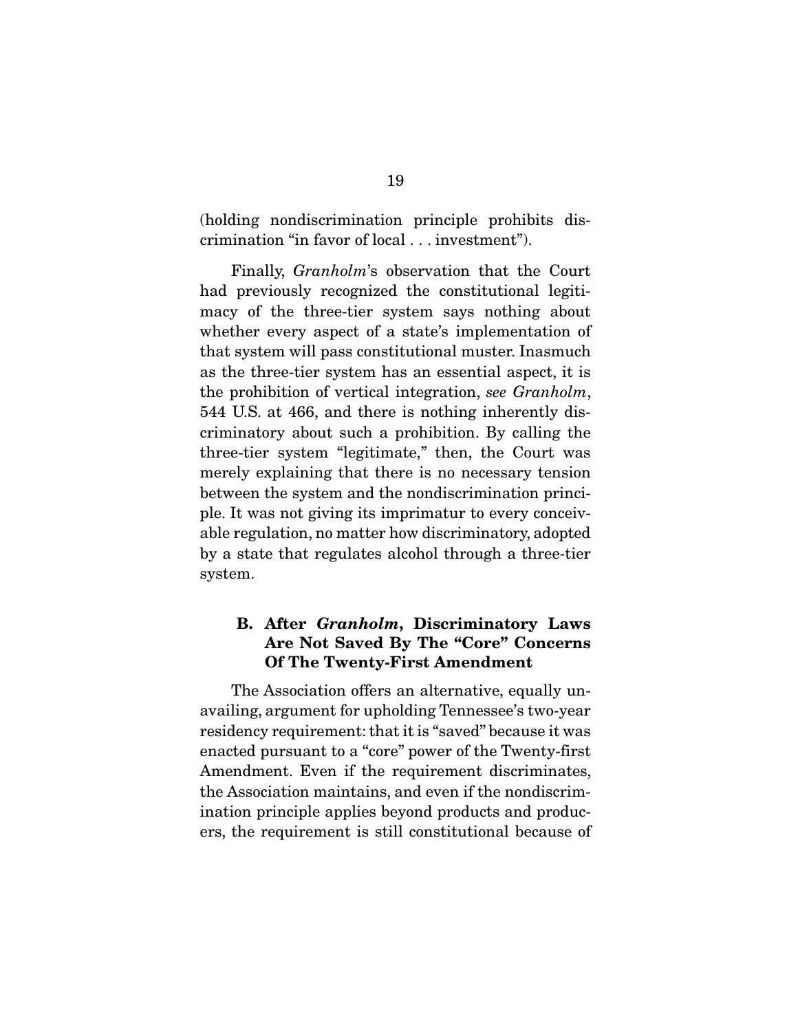(holding nondiscrimination principle prohibits discrimination "in favor of local . . . investment").

Finally, *Granholm*'s observation that the Court had previously recognized the constitutional legitimacy of the three-tier system says nothing about whether every aspect of a state's implementation of that system will pass constitutional muster. Inasmuch as the three-tier system has an essential aspect, it is the prohibition of vertical integration, *see Granholm*, 544 U.S. at 466, and there is nothing inherently discriminatory about such a prohibition. By calling the three-tier system "legitimate," then, the Court was merely explaining that there is no necessary tension between the system and the nondiscrimination principle. It was not giving its imprimatur to every conceivable regulation, no matter how discriminatory, adopted by a state that regulates alcohol through a three-tier system.

### B. After *Granholm*, Discriminatory Laws Are Not Saved By The "Core" Concerns Of The Twenty-First Amendment

The Association offers an alternative, equally unavailing, argument for upholding Tennessee's two-year residency requirement: that it is "saved" because it was enacted pursuant to a "core" power of the Twenty-first Amendment. Even if the requirement discriminates, the Association maintains, and even if the nondiscrimination principle applies beyond products and producers, the requirement is still constitutional because of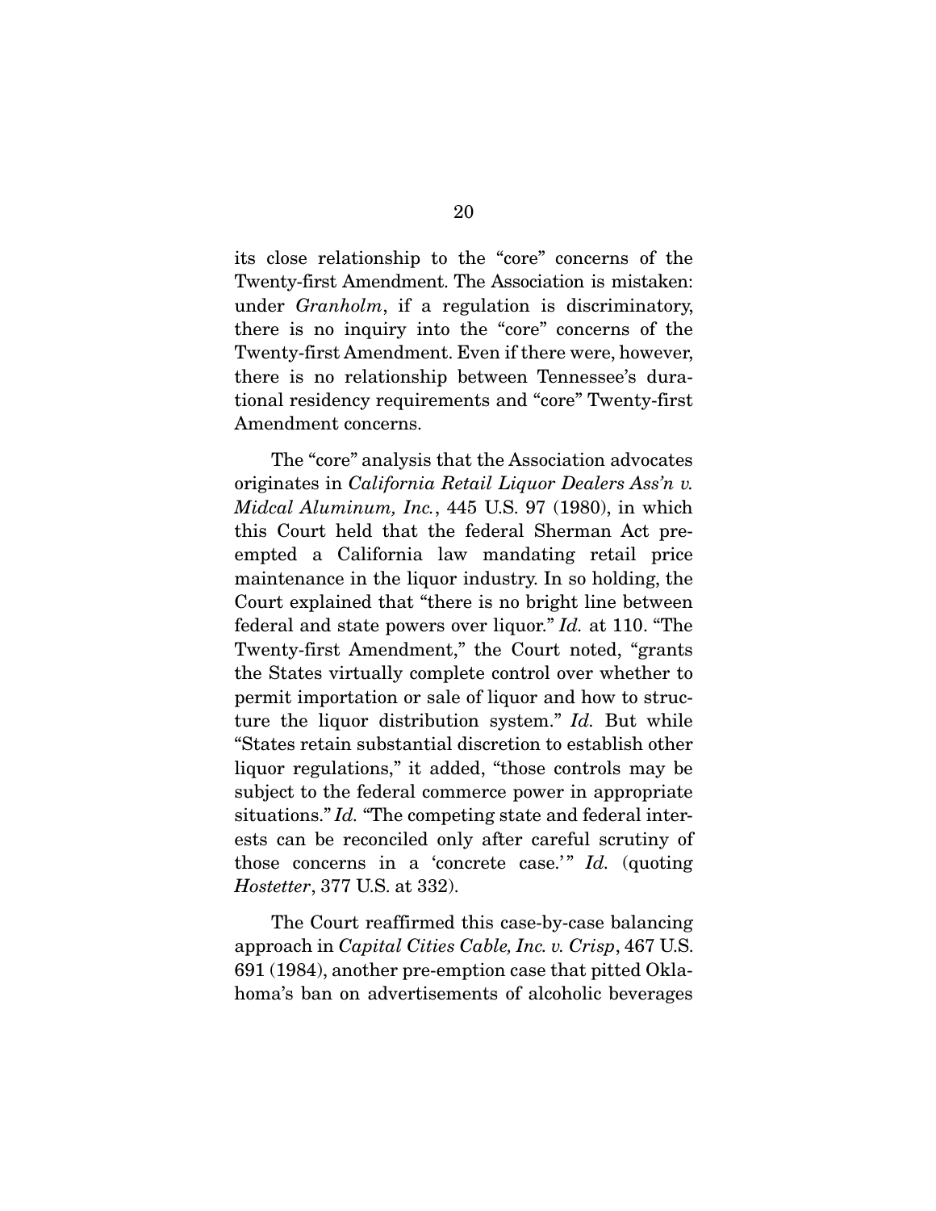its close relationship to the "core" concerns of the Twenty-first Amendment. The Association is mistaken: under *Granholm*, if a regulation is discriminatory, there is no inquiry into the "core" concerns of the Twenty-first Amendment. Even if there were, however, there is no relationship between Tennessee's durational residency requirements and "core" Twenty-first Amendment concerns.

The "core" analysis that the Association advocates originates in *California Retail Liquor Dealers Ass'n v. Midcal Aluminum, Inc.*, 445 U.S. 97 (1980), in which this Court held that the federal Sherman Act pre-empted a California law mandating retail price maintenance in the liquor industry. In so holding, the Court explained that "there is no bright line between federal and state powers over liquor." *Id.* at 110. "The Twenty-first Amendment," the Court noted, "grants the States virtually complete control over whether to permit importation or sale of liquor and how to structure the liquor distribution system." *Id.* But while "States retain substantial discretion to establish other liquor regulations," it added, "those controls may be subject to the federal commerce power in appropriate situations." *Id.* "The competing state and federal interests can be reconciled only after careful scrutiny of those concerns in a 'concrete case.'" *Id.* (quoting *Hostetter*, 377 U.S. at 332).

The Court reaffirmed this case-by-case balancing approach in *Capital Cities Cable, Inc. v. Crisp*, 467 U.S. 691 (1984), another pre-emption case that pitted Oklahoma's ban on advertisements of alcoholic beverages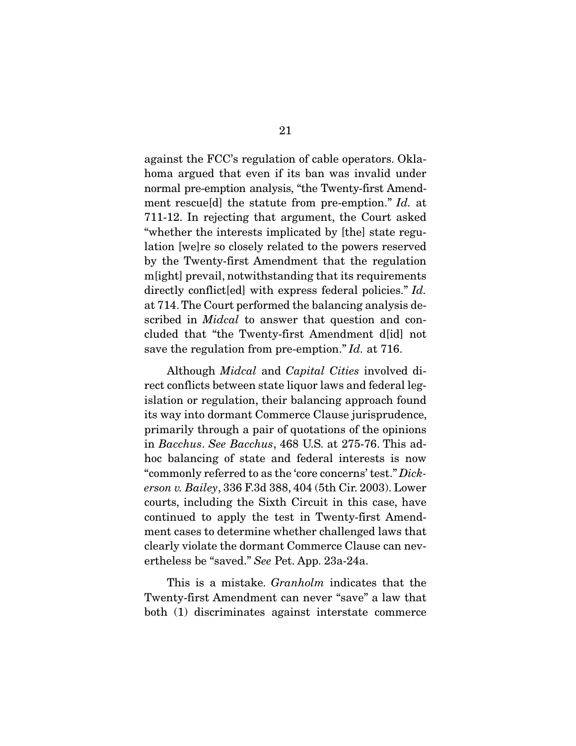against the FCC's regulation of cable operators. Oklahoma argued that even if its ban was invalid under normal pre-emption analysis, "the Twenty-first Amendment rescue[d] the statute from pre-emption." *Id.* at 711-12. In rejecting that argument, the Court asked "whether the interests implicated by [the] state regulation [we]re so closely related to the powers reserved by the Twenty-first Amendment that the regulation m[ight] prevail, notwithstanding that its requirements directly conflict[ed] with express federal policies." *Id.* at 714. The Court performed the balancing analysis described in *Midcal* to answer that question and concluded that "the Twenty-first Amendment d[id] not save the regulation from pre-emption." *Id.* at 716.

Although *Midcal* and *Capital Cities* involved direct conflicts between state liquor laws and federal legislation or regulation, their balancing approach found its way into dormant Commerce Clause jurisprudence, primarily through a pair of quotations of the opinions in *Bacchus*. *See Bacchus*, 468 U.S. at 275-76. This ad-hoc balancing of state and federal interests is now "commonly referred to as the 'core concerns' test." *Dickerson v. Bailey*, 336 F.3d 388, 404 (5th Cir. 2003). Lower courts, including the Sixth Circuit in this case, have continued to apply the test in Twenty-first Amendment cases to determine whether challenged laws that clearly violate the dormant Commerce Clause can nevertheless be "saved." *See* Pet. App. 23a-24a.

This is a mistake. *Granholm* indicates that the Twenty-first Amendment can never "save" a law that both (1) discriminates against interstate commerce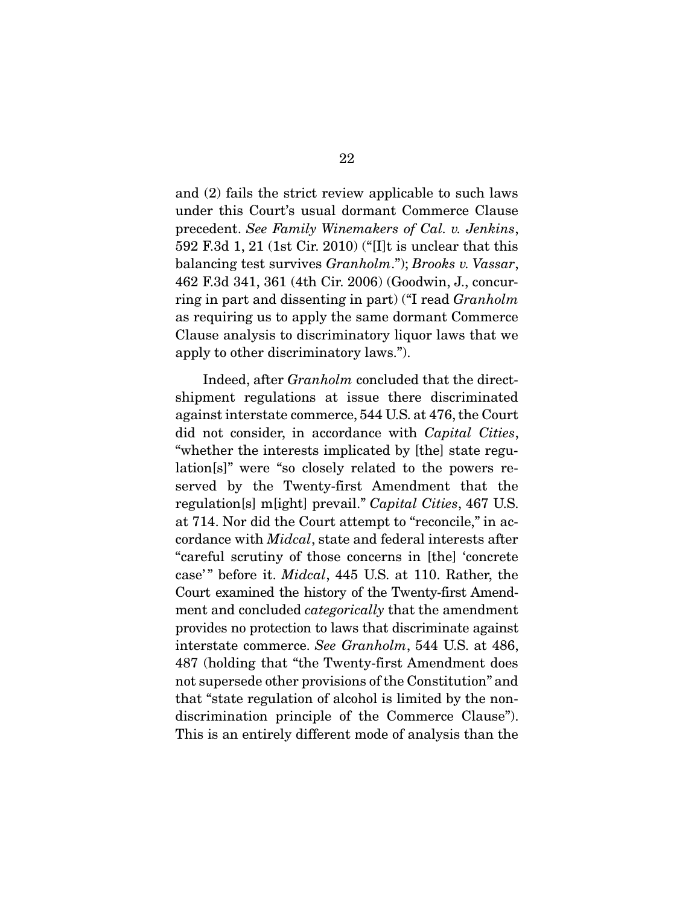and (2) fails the strict review applicable to such laws under this Court's usual dormant Commerce Clause precedent. *See Family Winemakers of Cal. v. Jenkins*, 592 F.3d 1, 21 (1st Cir. 2010) ("[I]t is unclear that this balancing test survives *Granholm*."); *Brooks v. Vassar*, 462 F.3d 341, 361 (4th Cir. 2006) (Goodwin, J., concurring in part and dissenting in part) ("I read *Granholm* as requiring us to apply the same dormant Commerce Clause analysis to discriminatory liquor laws that we apply to other discriminatory laws.").

Indeed, after *Granholm* concluded that the direct-shipment regulations at issue there discriminated against interstate commerce, 544 U.S. at 476, the Court did not consider, in accordance with *Capital Cities*, "whether the interests implicated by [the] state regulation[s]" were "so closely related to the powers reserved by the Twenty-first Amendment that the regulation[s] m[ight] prevail." *Capital Cities*, 467 U.S. at 714. Nor did the Court attempt to "reconcile," in accordance with *Midcal*, state and federal interests after "careful scrutiny of those concerns in [the] 'concrete case'" before it. *Midcal*, 445 U.S. at 110. Rather, the Court examined the history of the Twenty-first Amendment and concluded *categorically* that the amendment provides no protection to laws that discriminate against interstate commerce. *See Granholm*, 544 U.S. at 486, 487 (holding that "the Twenty-first Amendment does not supersede other provisions of the Constitution" and that "state regulation of alcohol is limited by the nondiscrimination principle of the Commerce Clause"). This is an entirely different mode of analysis than the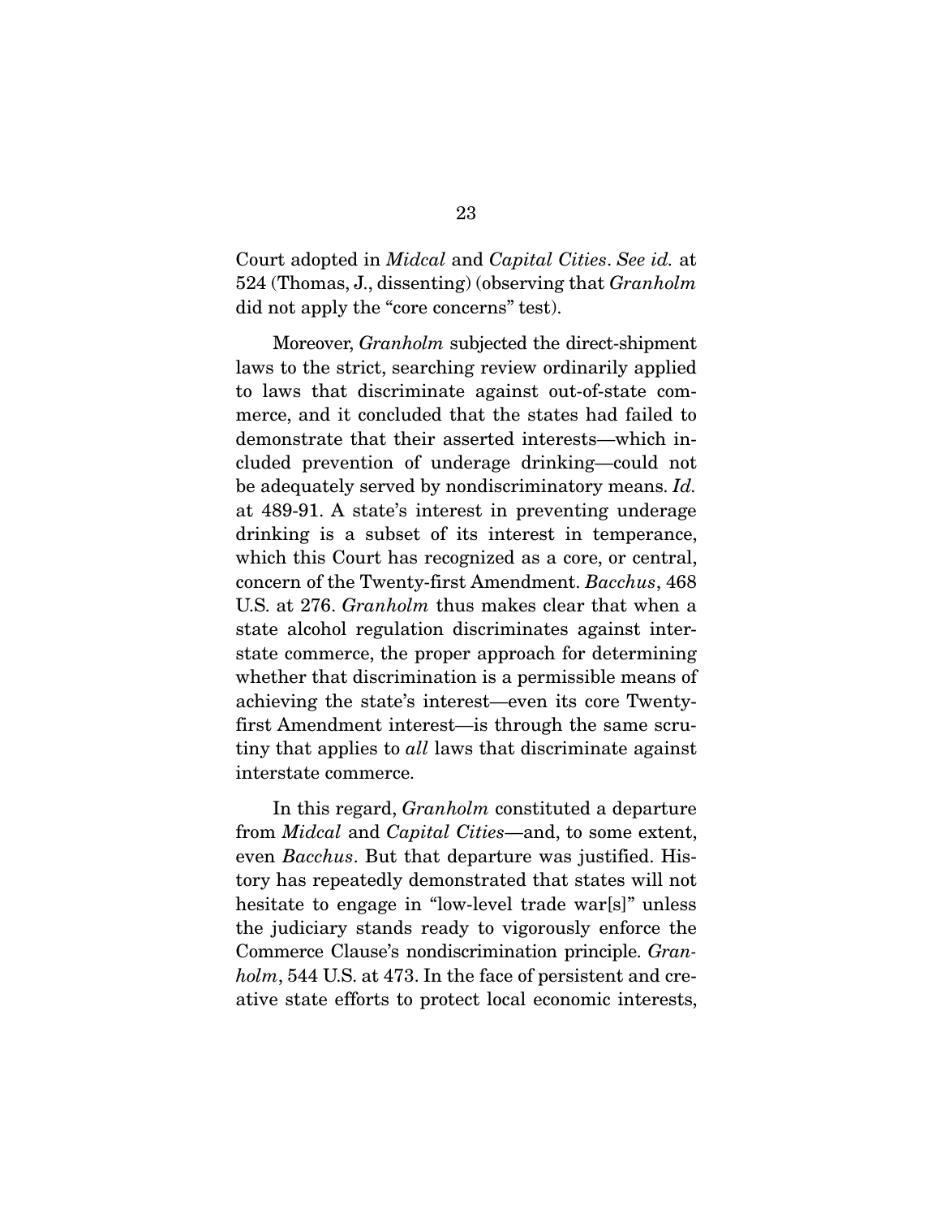Court adopted in *Midcal* and *Capital Cities*. *See id.* at 524 (Thomas, J., dissenting) (observing that *Granholm* did not apply the "core concerns" test).

Moreover, *Granholm* subjected the direct-shipment laws to the strict, searching review ordinarily applied to laws that discriminate against out-of-state commerce, and it concluded that the states had failed to demonstrate that their asserted interests—which included prevention of underage drinking—could not be adequately served by nondiscriminatory means. *Id.* at 489-91. A state's interest in preventing underage drinking is a subset of its interest in temperance, which this Court has recognized as a core, or central, concern of the Twenty-first Amendment. *Bacchus*, 468 U.S. at 276. *Granholm* thus makes clear that when a state alcohol regulation discriminates against interstate commerce, the proper approach for determining whether that discrimination is a permissible means of achieving the state's interest—even its core Twenty-first Amendment interest—is through the same scrutiny that applies to *all* laws that discriminate against interstate commerce.

In this regard, *Granholm* constituted a departure from *Midcal* and *Capital Cities*—and, to some extent, even *Bacchus*. But that departure was justified. History has repeatedly demonstrated that states will not hesitate to engage in "low-level trade war[s]" unless the judiciary stands ready to vigorously enforce the Commerce Clause's nondiscrimination principle. *Granholm*, 544 U.S. at 473. In the face of persistent and creative state efforts to protect local economic interests,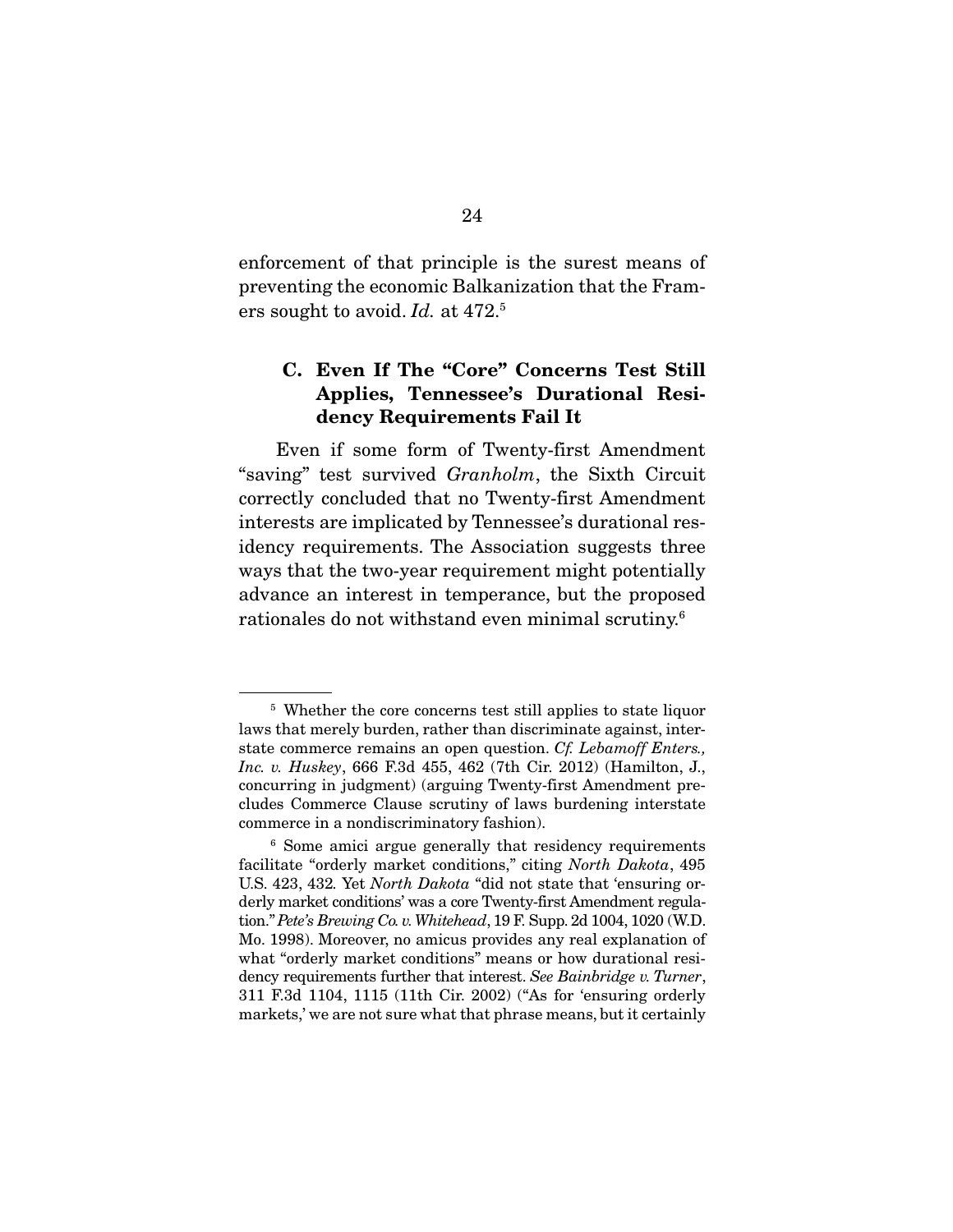enforcement of that principle is the surest means of preventing the economic Balkanization that the Framers sought to avoid. *Id.* at 472.[5]

### C. Even If The "Core" Concerns Test Still Applies, Tennessee's Durational Residency Requirements Fail It

Even if some form of Twenty-first Amendment "saving" test survived *Granholm*, the Sixth Circuit correctly concluded that no Twenty-first Amendment interests are implicated by Tennessee's durational residency requirements. The Association suggests three ways that the two-year requirement might potentially advance an interest in temperance, but the proposed rationales do not withstand even minimal scrutiny.[6]

---

[5] Whether the core concerns test still applies to state liquor laws that merely burden, rather than discriminate against, interstate commerce remains an open question. *Cf. Lebamoff Enters., Inc. v. Huskey*, 666 F.3d 455, 462 (7th Cir. 2012) (Hamilton, J., concurring in judgment) (arguing Twenty-first Amendment precludes Commerce Clause scrutiny of laws burdening interstate commerce in a nondiscriminatory fashion).

[6] Some amici argue generally that residency requirements facilitate "orderly market conditions," citing *North Dakota*, 495 U.S. 423, 432. Yet *North Dakota* "did not state that 'ensuring orderly market conditions' was a core Twenty-first Amendment regulation." *Pete's Brewing Co. v. Whitehead*, 19 F. Supp. 2d 1004, 1020 (W.D. Mo. 1998). Moreover, no amicus provides any real explanation of what "orderly market conditions" means or how durational residency requirements further that interest. *See Bainbridge v. Turner*, 311 F.3d 1104, 1115 (11th Cir. 2002) ("As for 'ensuring orderly markets,' we are not sure what that phrase means, but it certainly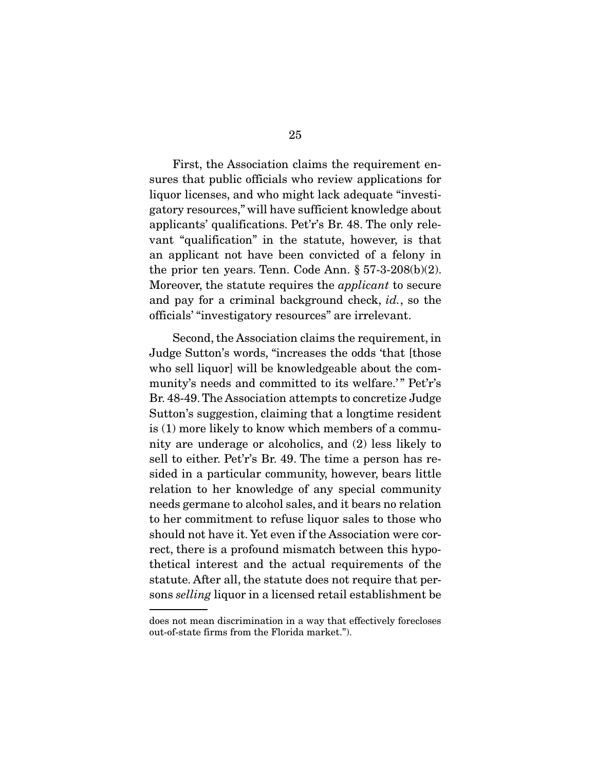First, the Association claims the requirement ensures that public officials who review applications for liquor licenses, and who might lack adequate "investigatory resources," will have sufficient knowledge about applicants' qualifications. Pet'r's Br. 48. The only relevant "qualification" in the statute, however, is that an applicant not have been convicted of a felony in the prior ten years. Tenn. Code Ann. § 57-3-208(b)(2). Moreover, the statute requires the *applicant* to secure and pay for a criminal background check, *id.*, so the officials' "investigatory resources" are irrelevant.

Second, the Association claims the requirement, in Judge Sutton's words, "increases the odds 'that [those who sell liquor] will be knowledgeable about the community's needs and committed to its welfare.'" Pet'r's Br. 48-49. The Association attempts to concretize Judge Sutton's suggestion, claiming that a longtime resident is (1) more likely to know which members of a community are underage or alcoholics, and (2) less likely to sell to either. Pet'r's Br. 49. The time a person has resided in a particular community, however, bears little relation to her knowledge of any special community needs germane to alcohol sales, and it bears no relation to her commitment to refuse liquor sales to those who should not have it. Yet even if the Association were correct, there is a profound mismatch between this hypothetical interest and the actual requirements of the statute. After all, the statute does not require that persons *selling* liquor in a licensed retail establishment be

---

does not mean discrimination in a way that effectively forecloses out-of-state firms from the Florida market.").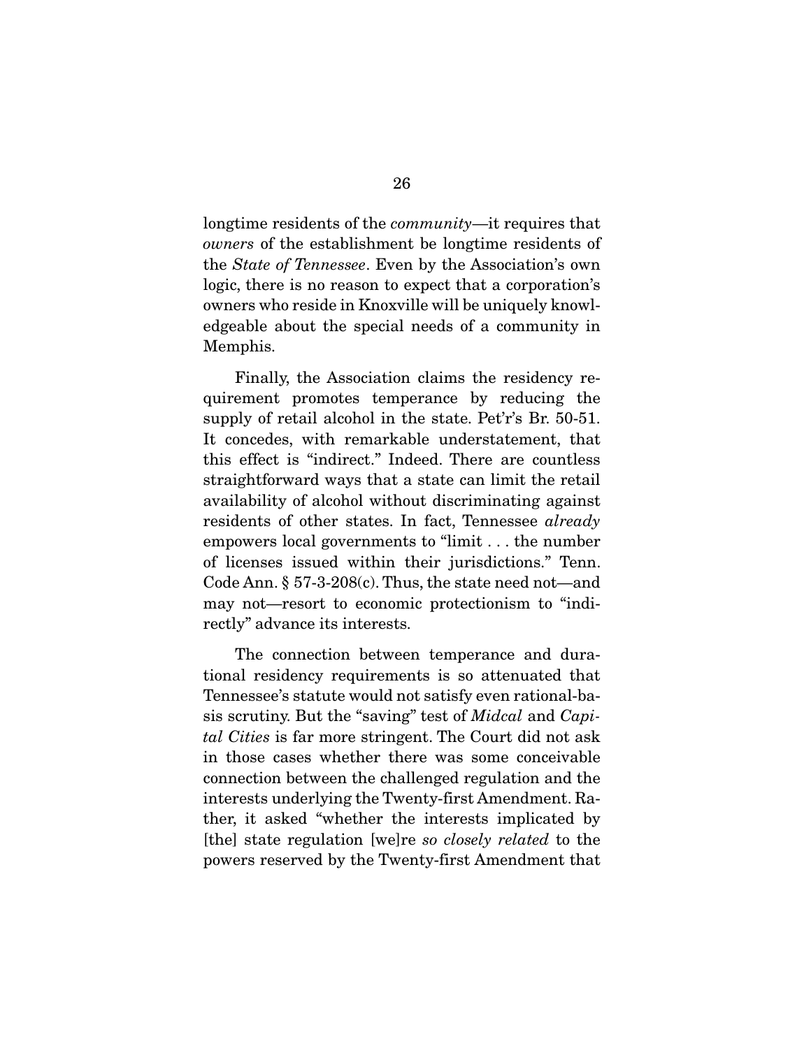longtime residents of the *community*—it requires that *owners* of the establishment be longtime residents of the *State of Tennessee*. Even by the Association's own logic, there is no reason to expect that a corporation's owners who reside in Knoxville will be uniquely knowledgeable about the special needs of a community in Memphis.

Finally, the Association claims the residency requirement promotes temperance by reducing the supply of retail alcohol in the state. Pet'r's Br. 50-51. It concedes, with remarkable understatement, that this effect is "indirect." Indeed. There are countless straightforward ways that a state can limit the retail availability of alcohol without discriminating against residents of other states. In fact, Tennessee *already* empowers local governments to "limit . . . the number of licenses issued within their jurisdictions." Tenn. Code Ann. § 57-3-208(c). Thus, the state need not—and may not—resort to economic protectionism to "indirectly" advance its interests.

The connection between temperance and durational residency requirements is so attenuated that Tennessee's statute would not satisfy even rational-basis scrutiny. But the "saving" test of *Midcal* and *Capital Cities* is far more stringent. The Court did not ask in those cases whether there was some conceivable connection between the challenged regulation and the interests underlying the Twenty-first Amendment. Rather, it asked "whether the interests implicated by [the] state regulation [we]re *so closely related* to the powers reserved by the Twenty-first Amendment that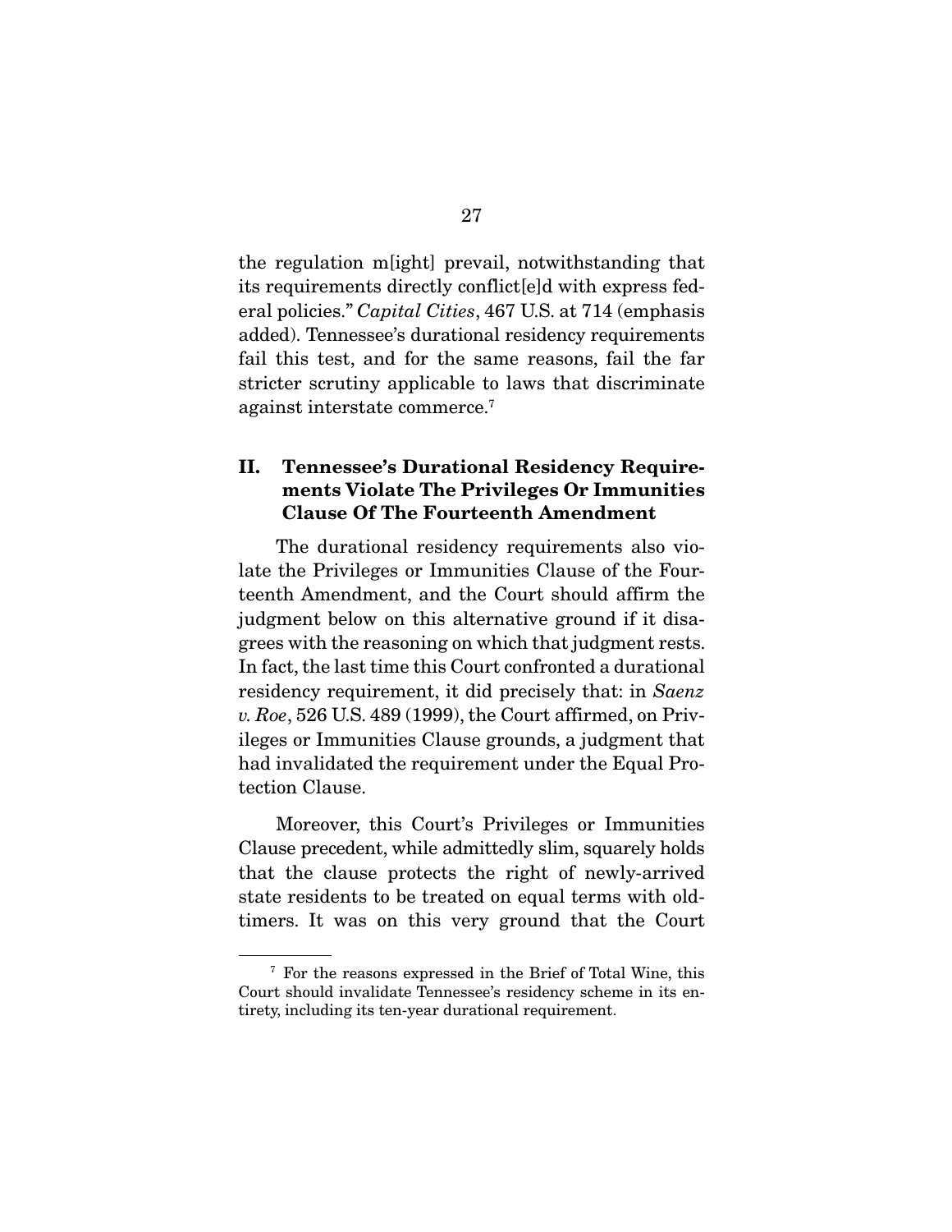the regulation m[ight] prevail, notwithstanding that its requirements directly conflict[e]d with express federal policies." *Capital Cities*, 467 U.S. at 714 (emphasis added). Tennessee's durational residency requirements fail this test, and for the same reasons, fail the far stricter scrutiny applicable to laws that discriminate against interstate commerce.[7]

## II. Tennessee's Durational Residency Requirements Violate The Privileges Or Immunities Clause Of The Fourteenth Amendment

The durational residency requirements also violate the Privileges or Immunities Clause of the Fourteenth Amendment, and the Court should affirm the judgment below on this alternative ground if it disagrees with the reasoning on which that judgment rests. In fact, the last time this Court confronted a durational residency requirement, it did precisely that: in *Saenz v. Roe*, 526 U.S. 489 (1999), the Court affirmed, on Privileges or Immunities Clause grounds, a judgment that had invalidated the requirement under the Equal Protection Clause.

Moreover, this Court's Privileges or Immunities Clause precedent, while admittedly slim, squarely holds that the clause protects the right of newly-arrived state residents to be treated on equal terms with old-timers. It was on this very ground that the Court

---

[7] For the reasons expressed in the Brief of Total Wine, this Court should invalidate Tennessee's residency scheme in its entirety, including its ten-year durational requirement.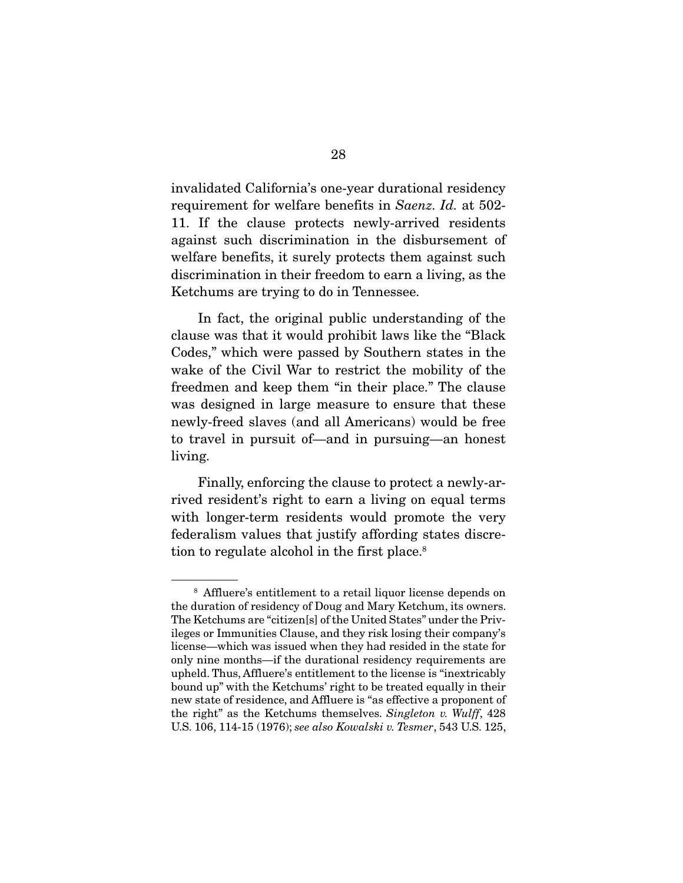invalidated California's one-year durational residency requirement for welfare benefits in *Saenz*. *Id.* at 502-11. If the clause protects newly-arrived residents against such discrimination in the disbursement of welfare benefits, it surely protects them against such discrimination in their freedom to earn a living, as the Ketchums are trying to do in Tennessee.

In fact, the original public understanding of the clause was that it would prohibit laws like the "Black Codes," which were passed by Southern states in the wake of the Civil War to restrict the mobility of the freedmen and keep them "in their place." The clause was designed in large measure to ensure that these newly-freed slaves (and all Americans) would be free to travel in pursuit of—and in pursuing—an honest living.

Finally, enforcing the clause to protect a newly-arrived resident's right to earn a living on equal terms with longer-term residents would promote the very federalism values that justify affording states discretion to regulate alcohol in the first place.[8]

---

[8] Affluere's entitlement to a retail liquor license depends on the duration of residency of Doug and Mary Ketchum, its owners. The Ketchums are "citizen[s] of the United States" under the Privileges or Immunities Clause, and they risk losing their company's license—which was issued when they had resided in the state for only nine months—if the durational residency requirements are upheld. Thus, Affluere's entitlement to the license is "inextricably bound up" with the Ketchums' right to be treated equally in their new state of residence, and Affluere is "as effective a proponent of the right" as the Ketchums themselves. *Singleton v. Wulff*, 428 U.S. 106, 114-15 (1976); *see also Kowalski v. Tesmer*, 543 U.S. 125,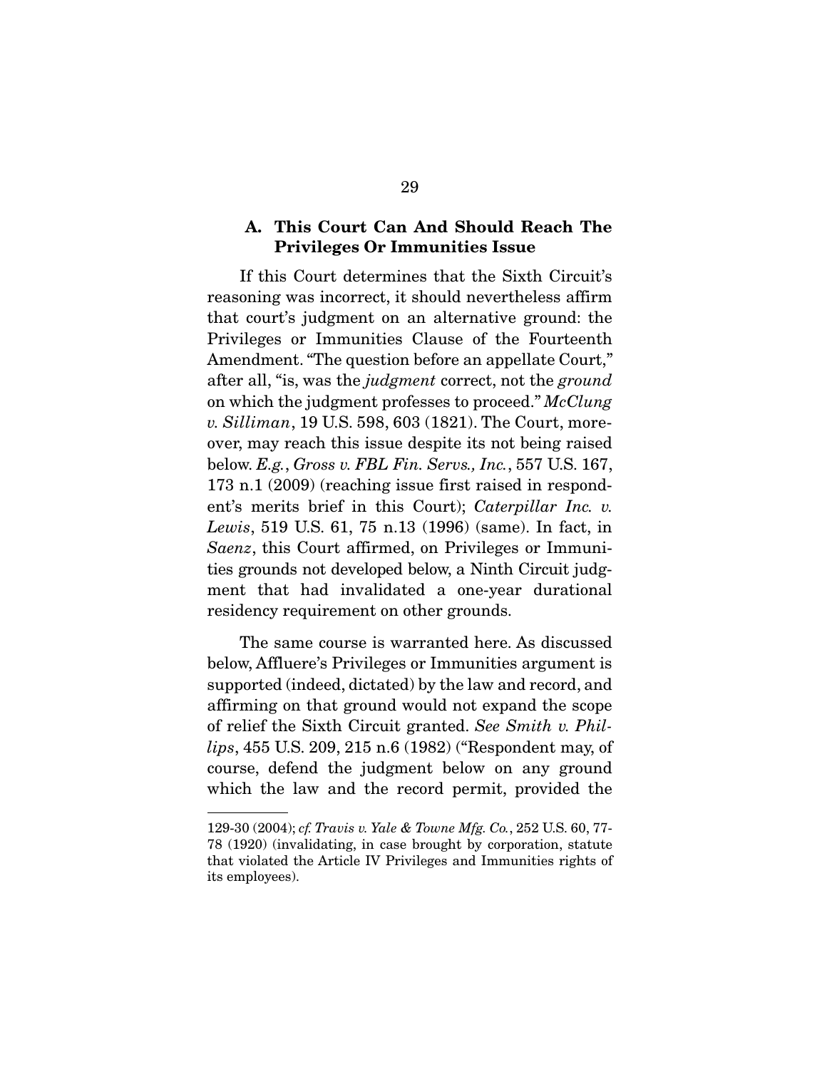### A. This Court Can And Should Reach The Privileges Or Immunities Issue

If this Court determines that the Sixth Circuit's reasoning was incorrect, it should nevertheless affirm that court's judgment on an alternative ground: the Privileges or Immunities Clause of the Fourteenth Amendment. "The question before an appellate Court," after all, "is, was the *judgment* correct, not the *ground* on which the judgment professes to proceed." *McClung v. Silliman*, 19 U.S. 598, 603 (1821). The Court, moreover, may reach this issue despite its not being raised below. *E.g.*, *Gross v. FBL Fin. Servs., Inc.*, 557 U.S. 167, 173 n.1 (2009) (reaching issue first raised in respondent's merits brief in this Court); *Caterpillar Inc. v. Lewis*, 519 U.S. 61, 75 n.13 (1996) (same). In fact, in *Saenz*, this Court affirmed, on Privileges or Immunities grounds not developed below, a Ninth Circuit judgment that had invalidated a one-year durational residency requirement on other grounds.

The same course is warranted here. As discussed below, Affluere's Privileges or Immunities argument is supported (indeed, dictated) by the law and record, and affirming on that ground would not expand the scope of relief the Sixth Circuit granted. *See Smith v. Phillips*, 455 U.S. 209, 215 n.6 (1982) ("Respondent may, of course, defend the judgment below on any ground which the law and the record permit, provided the

---

129-30 (2004); *cf. Travis v. Yale & Towne Mfg. Co.*, 252 U.S. 60, 77-78 (1920) (invalidating, in case brought by corporation, statute that violated the Article IV Privileges and Immunities rights of its employees).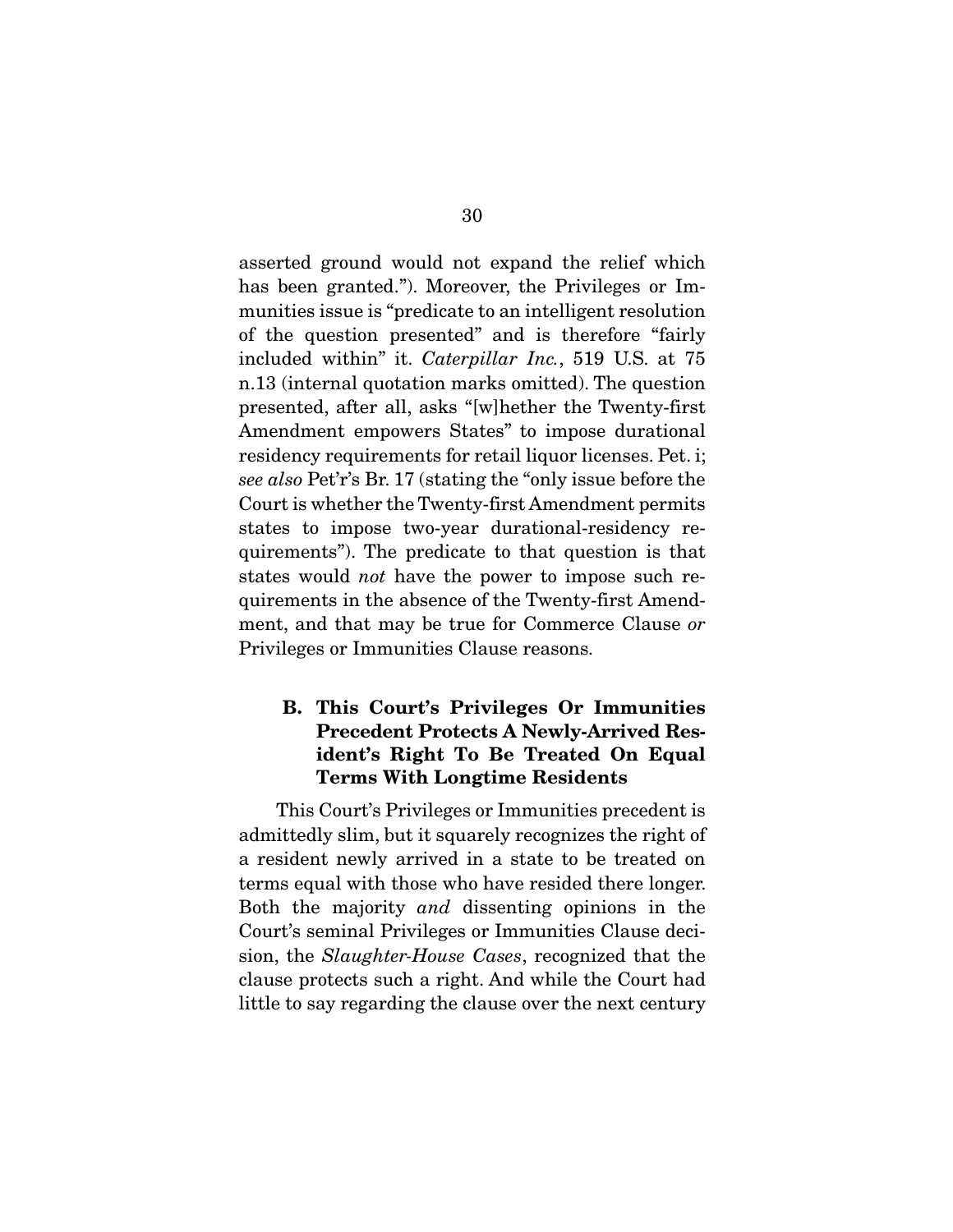asserted ground would not expand the relief which has been granted."). Moreover, the Privileges or Immunities issue is "predicate to an intelligent resolution of the question presented" and is therefore "fairly included within" it. *Caterpillar Inc.*, 519 U.S. at 75 n.13 (internal quotation marks omitted). The question presented, after all, asks "[w]hether the Twenty-first Amendment empowers States" to impose durational residency requirements for retail liquor licenses. Pet. i; *see also* Pet'r's Br. 17 (stating the "only issue before the Court is whether the Twenty-first Amendment permits states to impose two-year durational-residency requirements"). The predicate to that question is that states would *not* have the power to impose such requirements in the absence of the Twenty-first Amendment, and that may be true for Commerce Clause *or* Privileges or Immunities Clause reasons.

### B. This Court's Privileges Or Immunities Precedent Protects A Newly-Arrived Resident's Right To Be Treated On Equal Terms With Longtime Residents

This Court's Privileges or Immunities precedent is admittedly slim, but it squarely recognizes the right of a resident newly arrived in a state to be treated on terms equal with those who have resided there longer. Both the majority *and* dissenting opinions in the Court's seminal Privileges or Immunities Clause decision, the *Slaughter-House Cases*, recognized that the clause protects such a right. And while the Court had little to say regarding the clause over the next century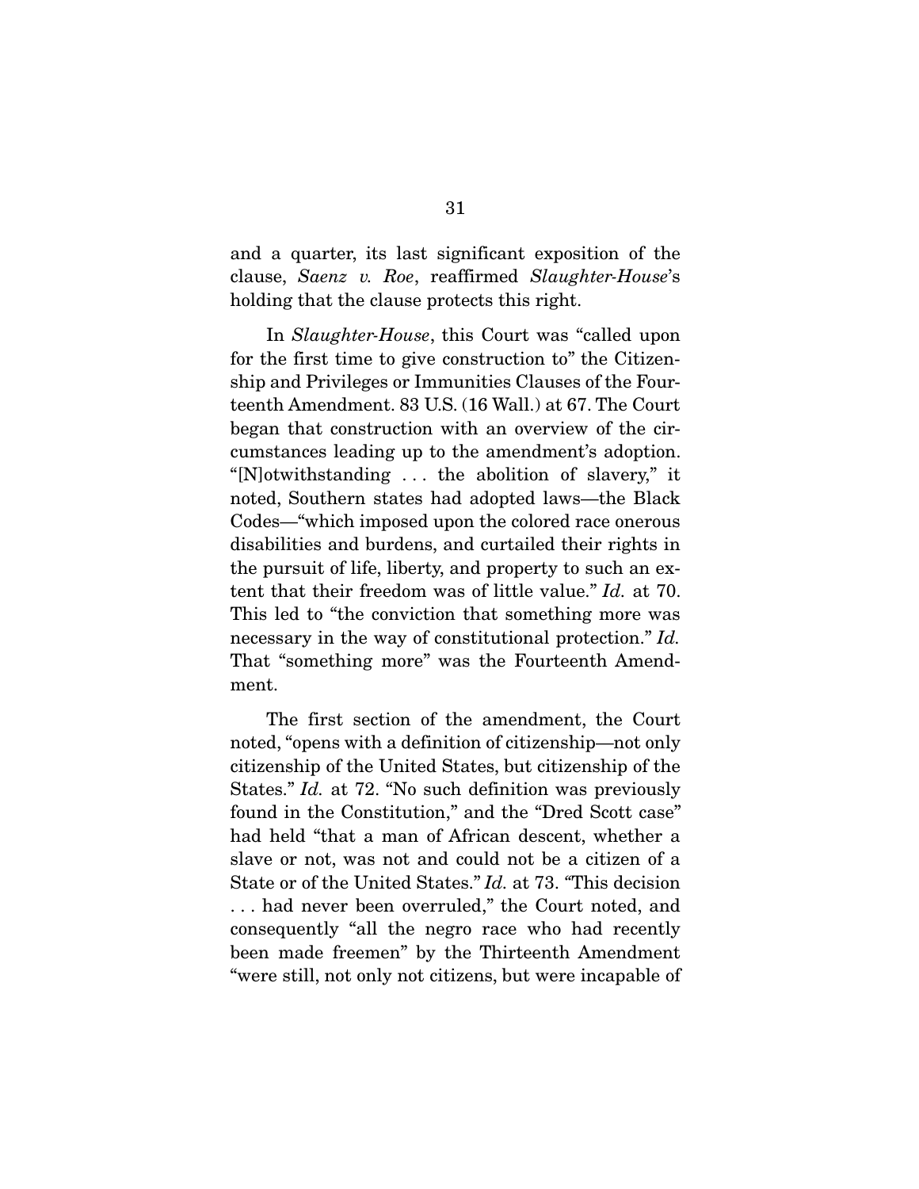and a quarter, its last significant exposition of the clause, *Saenz v. Roe*, reaffirmed *Slaughter-House*'s holding that the clause protects this right.

In *Slaughter-House*, this Court was "called upon for the first time to give construction to" the Citizenship and Privileges or Immunities Clauses of the Fourteenth Amendment. 83 U.S. (16 Wall.) at 67. The Court began that construction with an overview of the circumstances leading up to the amendment's adoption. "[N]otwithstanding . . . the abolition of slavery," it noted, Southern states had adopted laws—the Black Codes—"which imposed upon the colored race onerous disabilities and burdens, and curtailed their rights in the pursuit of life, liberty, and property to such an extent that their freedom was of little value." *Id.* at 70. This led to "the conviction that something more was necessary in the way of constitutional protection." *Id.* That "something more" was the Fourteenth Amendment.

The first section of the amendment, the Court noted, "opens with a definition of citizenship—not only citizenship of the United States, but citizenship of the States." *Id.* at 72. "No such definition was previously found in the Constitution," and the "Dred Scott case" had held "that a man of African descent, whether a slave or not, was not and could not be a citizen of a State or of the United States." *Id.* at 73. "This decision . . . had never been overruled," the Court noted, and consequently "all the negro race who had recently been made freemen" by the Thirteenth Amendment "were still, not only not citizens, but were incapable of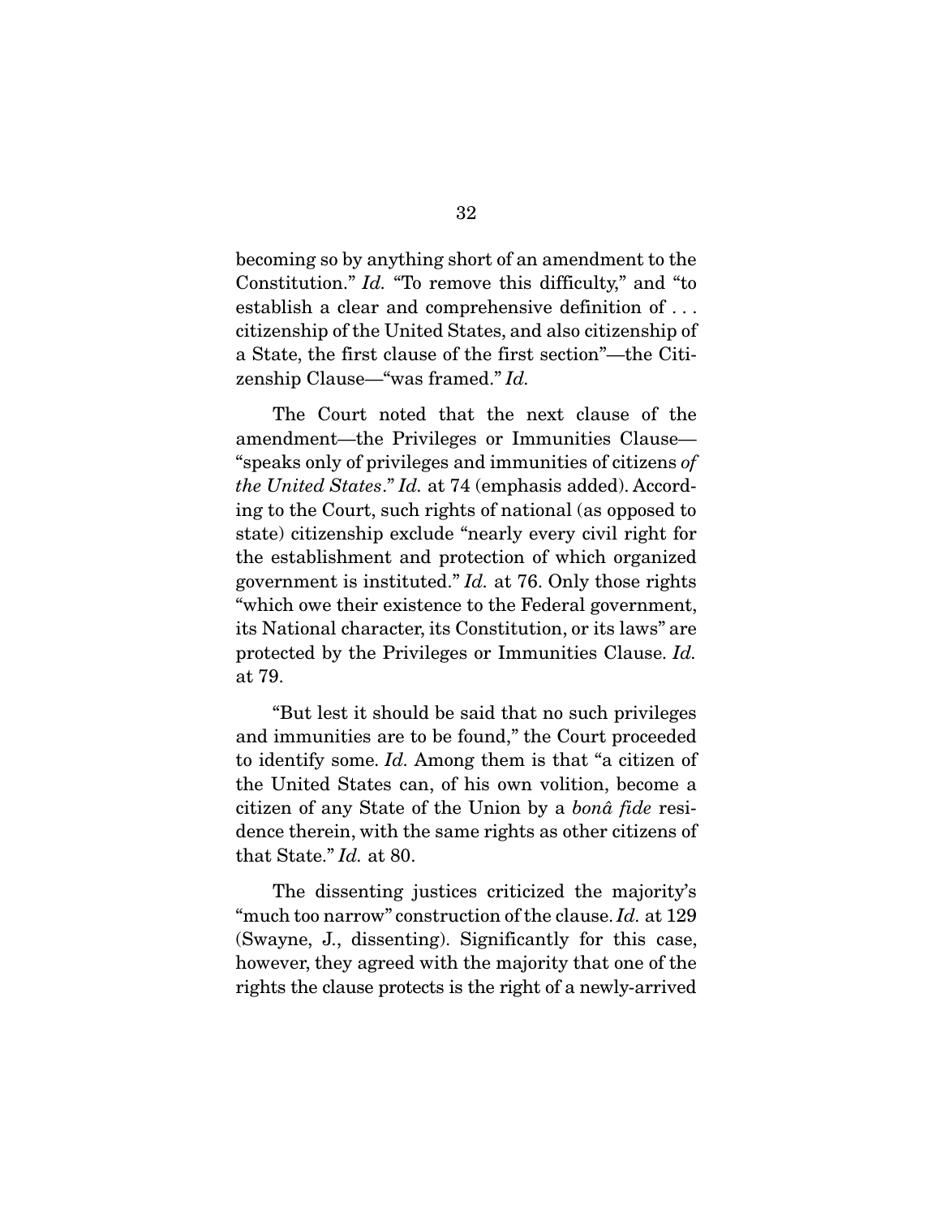becoming so by anything short of an amendment to the Constitution." *Id.* "To remove this difficulty," and "to establish a clear and comprehensive definition of . . . citizenship of the United States, and also citizenship of a State, the first clause of the first section"—the Citizenship Clause—"was framed." *Id.*

The Court noted that the next clause of the amendment—the Privileges or Immunities Clause—"speaks only of privileges and immunities of citizens *of the United States*." *Id.* at 74 (emphasis added). According to the Court, such rights of national (as opposed to state) citizenship exclude "nearly every civil right for the establishment and protection of which organized government is instituted." *Id.* at 76. Only those rights "which owe their existence to the Federal government, its National character, its Constitution, or its laws" are protected by the Privileges or Immunities Clause. *Id.* at 79.

"But lest it should be said that no such privileges and immunities are to be found," the Court proceeded to identify some. *Id.* Among them is that "a citizen of the United States can, of his own volition, become a citizen of any State of the Union by a *bonâ fide* residence therein, with the same rights as other citizens of that State." *Id.* at 80.

The dissenting justices criticized the majority's "much too narrow" construction of the clause. *Id.* at 129 (Swayne, J., dissenting). Significantly for this case, however, they agreed with the majority that one of the rights the clause protects is the right of a newly-arrived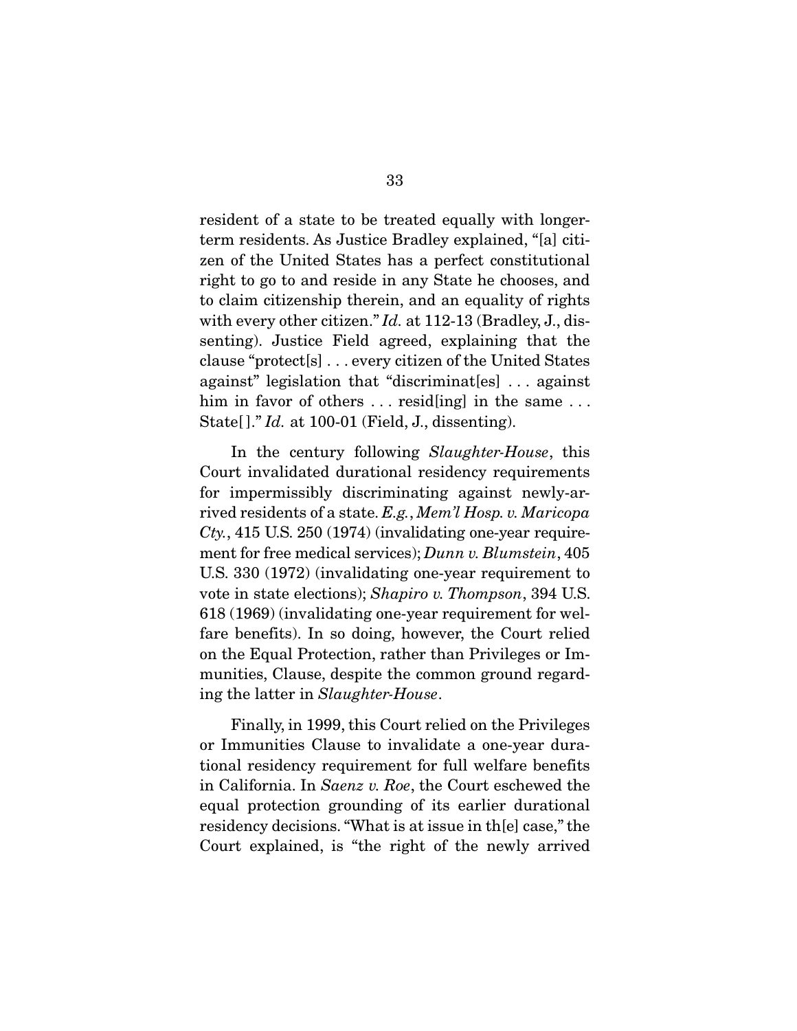resident of a state to be treated equally with longer-term residents. As Justice Bradley explained, "[a] citizen of the United States has a perfect constitutional right to go to and reside in any State he chooses, and to claim citizenship therein, and an equality of rights with every other citizen." *Id.* at 112-13 (Bradley, J., dissenting). Justice Field agreed, explaining that the clause "protect[s] . . . every citizen of the United States against" legislation that "discriminat[es] . . . against him in favor of others . . . resid[ing] in the same . . . State[ ]." *Id.* at 100-01 (Field, J., dissenting).

In the century following *Slaughter-House*, this Court invalidated durational residency requirements for impermissibly discriminating against newly-arrived residents of a state. *E.g.*, *Mem'l Hosp. v. Maricopa Cty.*, 415 U.S. 250 (1974) (invalidating one-year requirement for free medical services); *Dunn v. Blumstein*, 405 U.S. 330 (1972) (invalidating one-year requirement to vote in state elections); *Shapiro v. Thompson*, 394 U.S. 618 (1969) (invalidating one-year requirement for welfare benefits). In so doing, however, the Court relied on the Equal Protection, rather than Privileges or Immunities, Clause, despite the common ground regarding the latter in *Slaughter-House*.

Finally, in 1999, this Court relied on the Privileges or Immunities Clause to invalidate a one-year durational residency requirement for full welfare benefits in California. In *Saenz v. Roe*, the Court eschewed the equal protection grounding of its earlier durational residency decisions. "What is at issue in th[e] case," the Court explained, is "the right of the newly arrived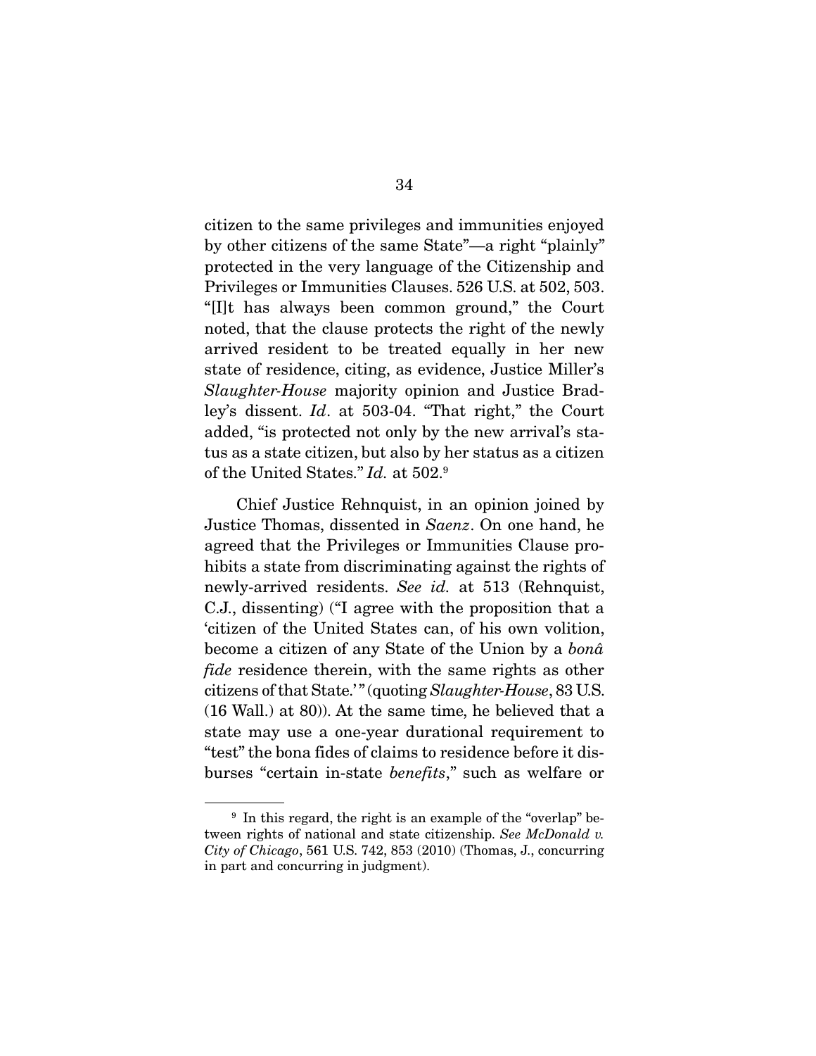citizen to the same privileges and immunities enjoyed by other citizens of the same State"—a right "plainly" protected in the very language of the Citizenship and Privileges or Immunities Clauses. 526 U.S. at 502, 503. "[I]t has always been common ground," the Court noted, that the clause protects the right of the newly arrived resident to be treated equally in her new state of residence, citing, as evidence, Justice Miller's *Slaughter-House* majority opinion and Justice Bradley's dissent. *Id*. at 503-04. "That right," the Court added, "is protected not only by the new arrival's status as a state citizen, but also by her status as a citizen of the United States." *Id.* at 502.[9]

Chief Justice Rehnquist, in an opinion joined by Justice Thomas, dissented in *Saenz*. On one hand, he agreed that the Privileges or Immunities Clause prohibits a state from discriminating against the rights of newly-arrived residents. *See id.* at 513 (Rehnquist, C.J., dissenting) ("I agree with the proposition that a 'citizen of the United States can, of his own volition, become a citizen of any State of the Union by a *bonâ fide* residence therein, with the same rights as other citizens of that State.'" (quoting *Slaughter-House*, 83 U.S. (16 Wall.) at 80)). At the same time, he believed that a state may use a one-year durational requirement to "test" the bona fides of claims to residence before it disburses "certain in-state *benefits*," such as welfare or

[9] In this regard, the right is an example of the "overlap" between rights of national and state citizenship. *See McDonald v. City of Chicago*, 561 U.S. 742, 853 (2010) (Thomas, J., concurring in part and concurring in judgment).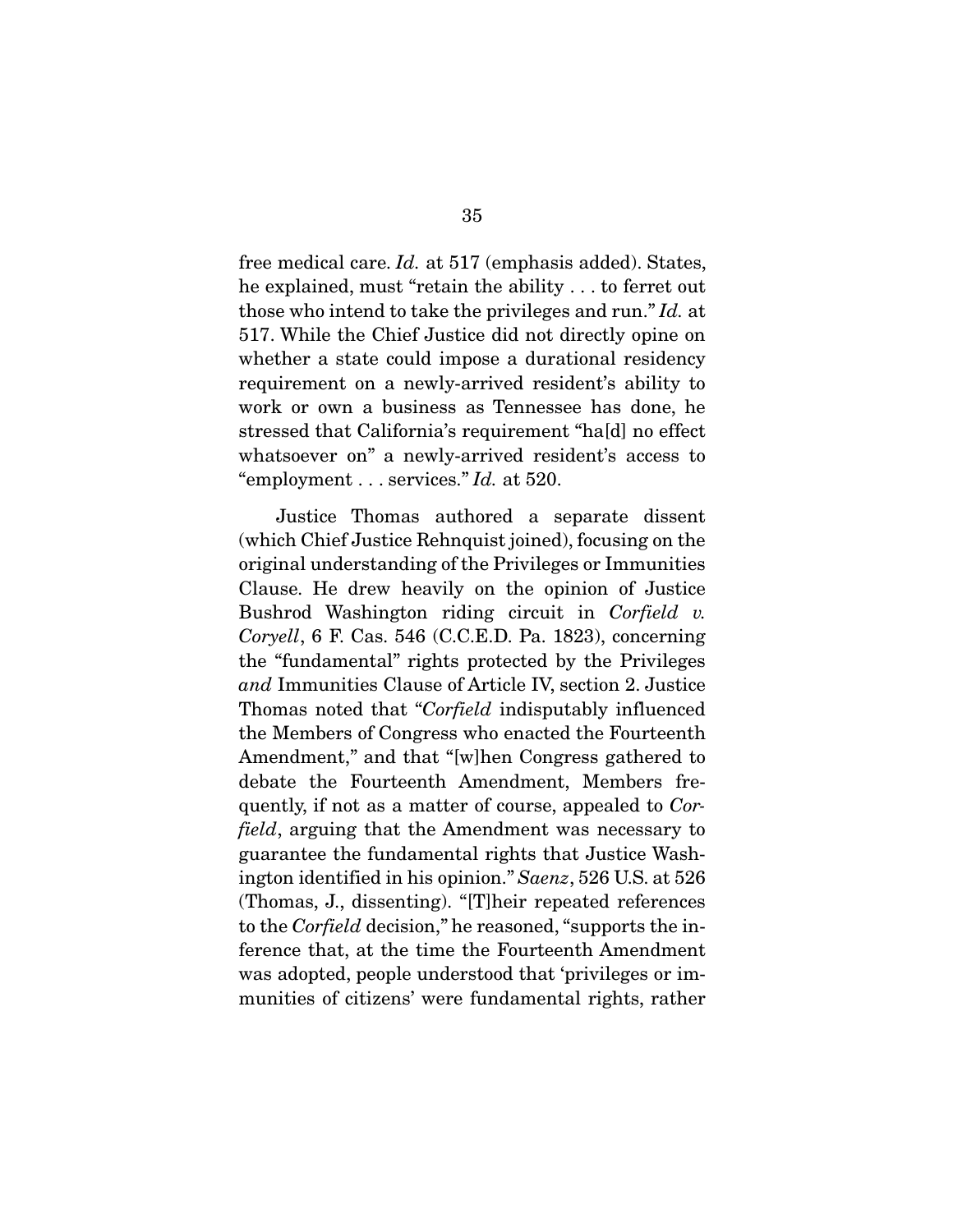free medical care. *Id.* at 517 (emphasis added). States, he explained, must "retain the ability . . . to ferret out those who intend to take the privileges and run." *Id.* at 517. While the Chief Justice did not directly opine on whether a state could impose a durational residency requirement on a newly-arrived resident's ability to work or own a business as Tennessee has done, he stressed that California's requirement "ha[d] no effect whatsoever on" a newly-arrived resident's access to "employment . . . services." *Id.* at 520.

Justice Thomas authored a separate dissent (which Chief Justice Rehnquist joined), focusing on the original understanding of the Privileges or Immunities Clause. He drew heavily on the opinion of Justice Bushrod Washington riding circuit in *Corfield v. Coryell*, 6 F. Cas. 546 (C.C.E.D. Pa. 1823), concerning the "fundamental" rights protected by the Privileges *and* Immunities Clause of Article IV, section 2. Justice Thomas noted that "*Corfield* indisputably influenced the Members of Congress who enacted the Fourteenth Amendment," and that "[w]hen Congress gathered to debate the Fourteenth Amendment, Members frequently, if not as a matter of course, appealed to *Corfield*, arguing that the Amendment was necessary to guarantee the fundamental rights that Justice Washington identified in his opinion." *Saenz*, 526 U.S. at 526 (Thomas, J., dissenting). "[T]heir repeated references to the *Corfield* decision," he reasoned, "supports the inference that, at the time the Fourteenth Amendment was adopted, people understood that 'privileges or immunities of citizens' were fundamental rights, rather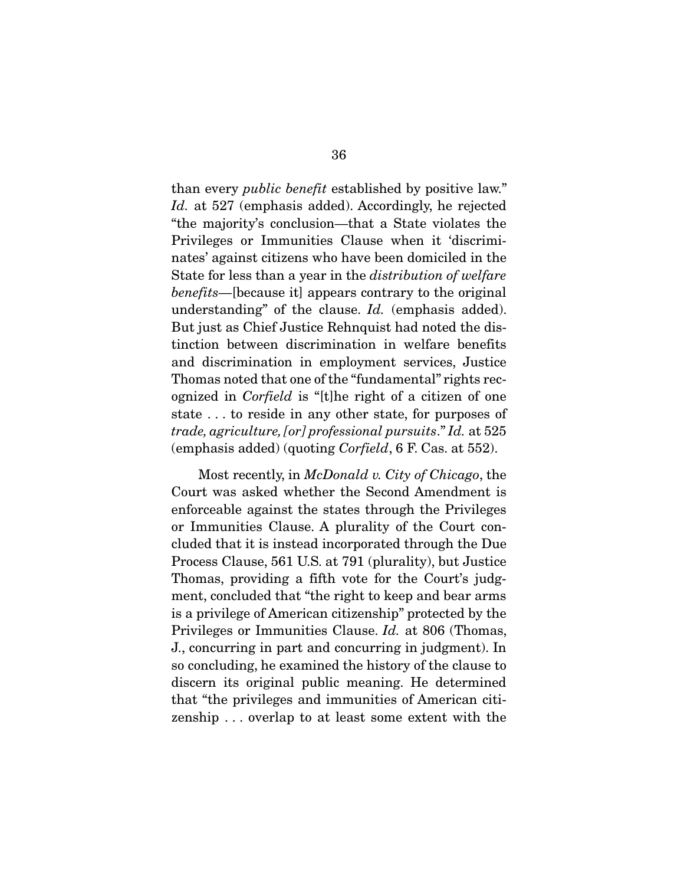than every *public benefit* established by positive law." *Id.* at 527 (emphasis added). Accordingly, he rejected "the majority's conclusion—that a State violates the Privileges or Immunities Clause when it 'discriminates' against citizens who have been domiciled in the State for less than a year in the *distribution of welfare benefits*—[because it] appears contrary to the original understanding" of the clause. *Id.* (emphasis added). But just as Chief Justice Rehnquist had noted the distinction between discrimination in welfare benefits and discrimination in employment services, Justice Thomas noted that one of the "fundamental" rights recognized in *Corfield* is "[t]he right of a citizen of one state . . . to reside in any other state, for purposes of *trade, agriculture, [or] professional pursuits*." *Id.* at 525 (emphasis added) (quoting *Corfield*, 6 F. Cas. at 552).

Most recently, in *McDonald v. City of Chicago*, the Court was asked whether the Second Amendment is enforceable against the states through the Privileges or Immunities Clause. A plurality of the Court concluded that it is instead incorporated through the Due Process Clause, 561 U.S. at 791 (plurality), but Justice Thomas, providing a fifth vote for the Court's judgment, concluded that "the right to keep and bear arms is a privilege of American citizenship" protected by the Privileges or Immunities Clause. *Id.* at 806 (Thomas, J., concurring in part and concurring in judgment). In so concluding, he examined the history of the clause to discern its original public meaning. He determined that "the privileges and immunities of American citizenship . . . overlap to at least some extent with the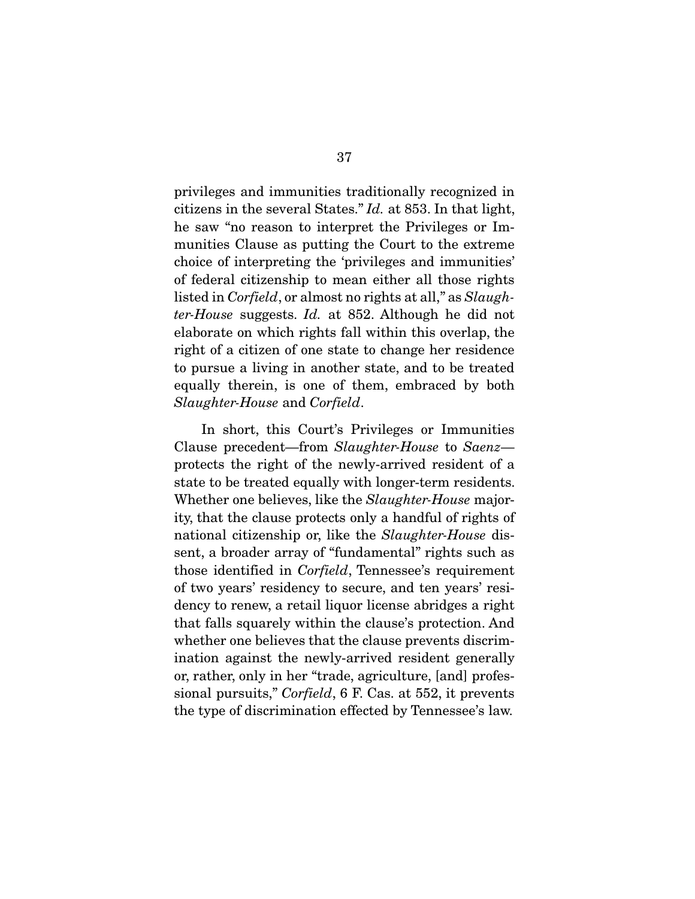privileges and immunities traditionally recognized in citizens in the several States." *Id.* at 853. In that light, he saw "no reason to interpret the Privileges or Immunities Clause as putting the Court to the extreme choice of interpreting the 'privileges and immunities' of federal citizenship to mean either all those rights listed in *Corfield*, or almost no rights at all," as *Slaughter-House* suggests. *Id.* at 852. Although he did not elaborate on which rights fall within this overlap, the right of a citizen of one state to change her residence to pursue a living in another state, and to be treated equally therein, is one of them, embraced by both *Slaughter-House* and *Corfield*.

In short, this Court's Privileges or Immunities Clause precedent—from *Slaughter-House* to *Saenz*—protects the right of the newly-arrived resident of a state to be treated equally with longer-term residents. Whether one believes, like the *Slaughter-House* majority, that the clause protects only a handful of rights of national citizenship or, like the *Slaughter-House* dissent, a broader array of "fundamental" rights such as those identified in *Corfield*, Tennessee's requirement of two years' residency to secure, and ten years' residency to renew, a retail liquor license abridges a right that falls squarely within the clause's protection. And whether one believes that the clause prevents discrimination against the newly-arrived resident generally or, rather, only in her "trade, agriculture, [and] professional pursuits," *Corfield*, 6 F. Cas. at 552, it prevents the type of discrimination effected by Tennessee's law.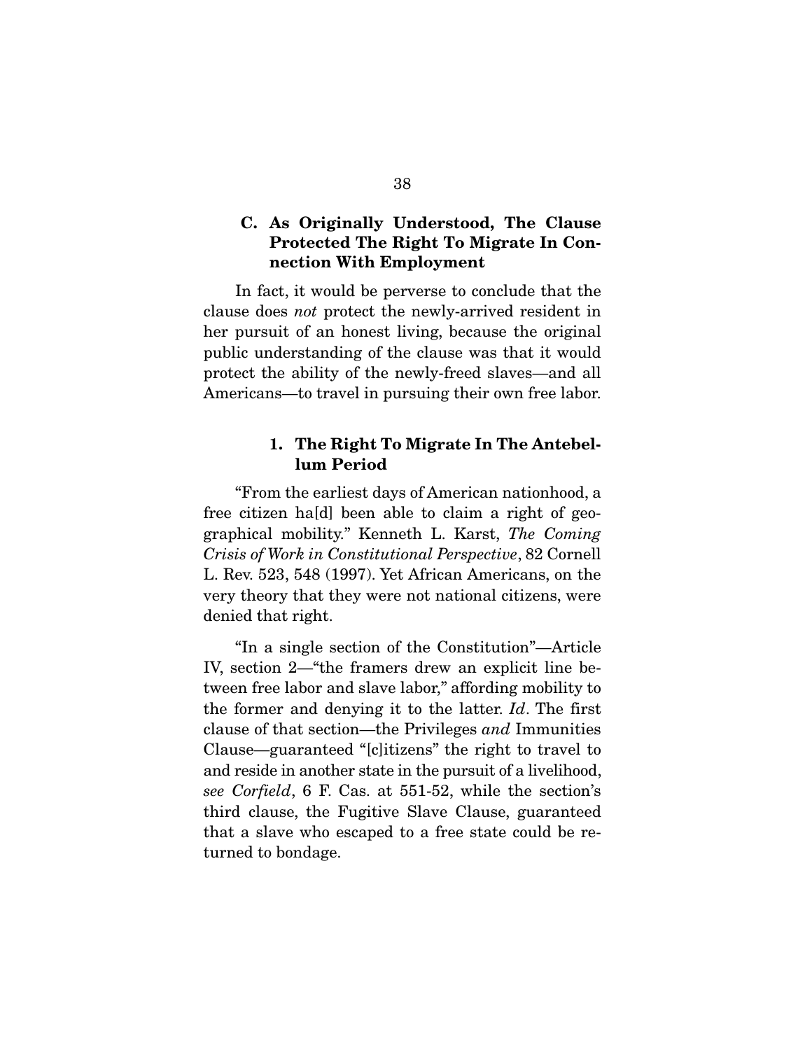### C. As Originally Understood, The Clause Protected The Right To Migrate In Connection With Employment

In fact, it would be perverse to conclude that the clause does *not* protect the newly-arrived resident in her pursuit of an honest living, because the original public understanding of the clause was that it would protect the ability of the newly-freed slaves—and all Americans—to travel in pursuing their own free labor.

#### 1. The Right To Migrate In The Antebellum Period

"From the earliest days of American nationhood, a free citizen ha[d] been able to claim a right of geographical mobility." Kenneth L. Karst, *The Coming Crisis of Work in Constitutional Perspective*, 82 Cornell L. Rev. 523, 548 (1997). Yet African Americans, on the very theory that they were not national citizens, were denied that right.

"In a single section of the Constitution"—Article IV, section 2—"the framers drew an explicit line between free labor and slave labor," affording mobility to the former and denying it to the latter. *Id*. The first clause of that section—the Privileges *and* Immunities Clause—guaranteed "[c]itizens" the right to travel to and reside in another state in the pursuit of a livelihood, *see Corfield*, 6 F. Cas. at 551-52, while the section's third clause, the Fugitive Slave Clause, guaranteed that a slave who escaped to a free state could be returned to bondage.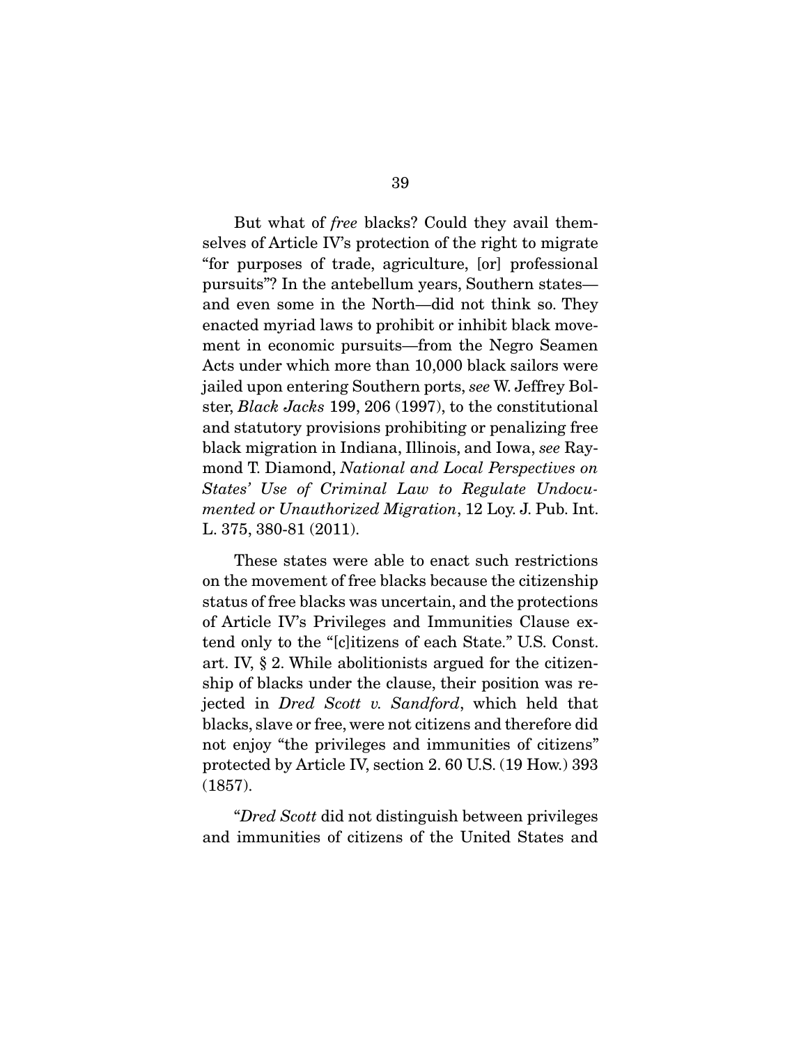But what of *free* blacks? Could they avail themselves of Article IV's protection of the right to migrate "for purposes of trade, agriculture, [or] professional pursuits"? In the antebellum years, Southern states—and even some in the North—did not think so. They enacted myriad laws to prohibit or inhibit black movement in economic pursuits—from the Negro Seamen Acts under which more than 10,000 black sailors were jailed upon entering Southern ports, *see* W. Jeffrey Bolster, *Black Jacks* 199, 206 (1997), to the constitutional and statutory provisions prohibiting or penalizing free black migration in Indiana, Illinois, and Iowa, *see* Raymond T. Diamond, *National and Local Perspectives on States' Use of Criminal Law to Regulate Undocumented or Unauthorized Migration*, 12 Loy. J. Pub. Int. L. 375, 380-81 (2011).

These states were able to enact such restrictions on the movement of free blacks because the citizenship status of free blacks was uncertain, and the protections of Article IV's Privileges and Immunities Clause extend only to the "[c]itizens of each State." U.S. Const. art. IV, § 2. While abolitionists argued for the citizenship of blacks under the clause, their position was rejected in *Dred Scott v. Sandford*, which held that blacks, slave or free, were not citizens and therefore did not enjoy "the privileges and immunities of citizens" protected by Article IV, section 2. 60 U.S. (19 How.) 393 (1857).

"*Dred Scott* did not distinguish between privileges and immunities of citizens of the United States and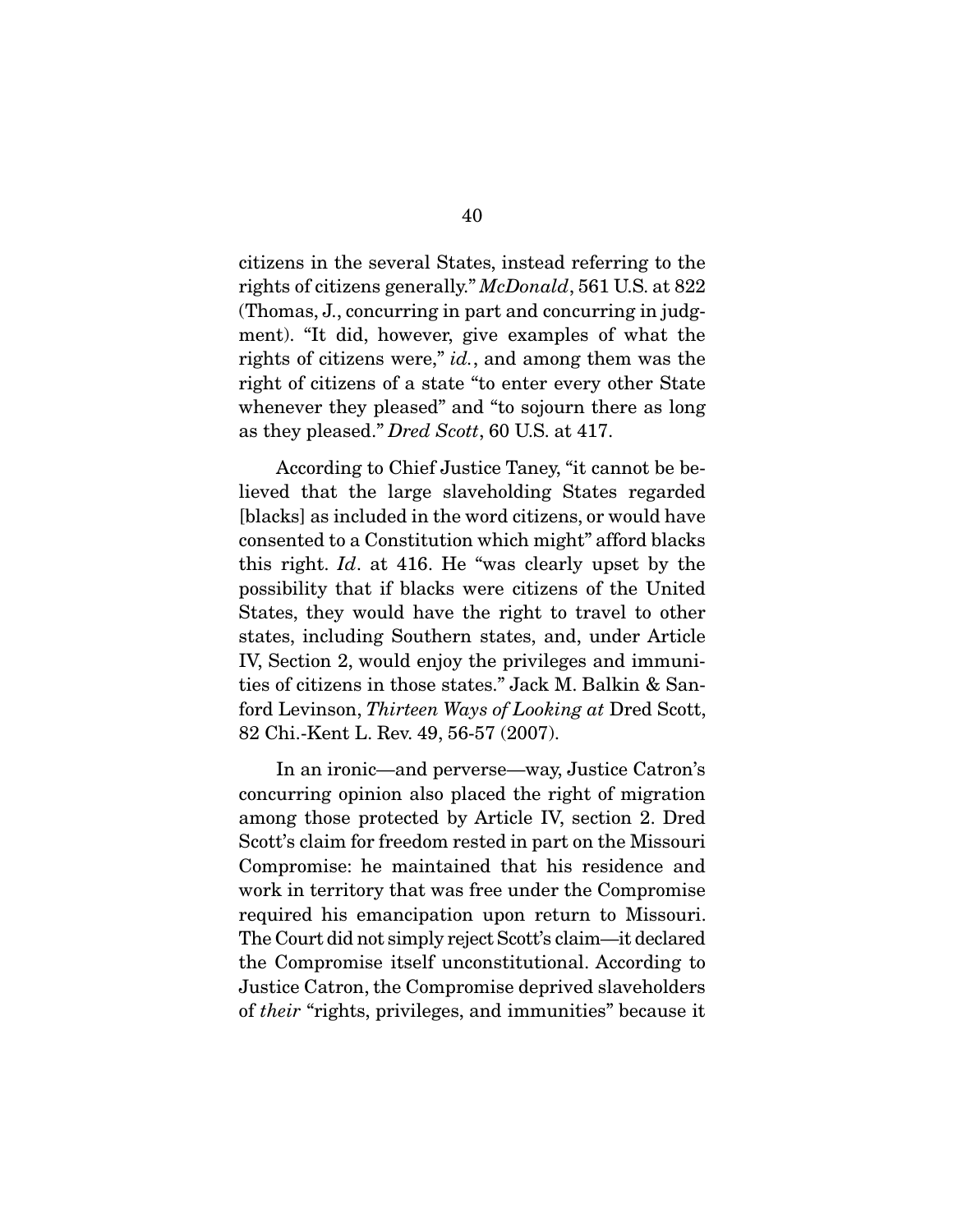citizens in the several States, instead referring to the rights of citizens generally." *McDonald*, 561 U.S. at 822 (Thomas, J., concurring in part and concurring in judgment). "It did, however, give examples of what the rights of citizens were," *id.*, and among them was the right of citizens of a state "to enter every other State whenever they pleased" and "to sojourn there as long as they pleased." *Dred Scott*, 60 U.S. at 417.

According to Chief Justice Taney, "it cannot be believed that the large slaveholding States regarded [blacks] as included in the word citizens, or would have consented to a Constitution which might" afford blacks this right. *Id*. at 416. He "was clearly upset by the possibility that if blacks were citizens of the United States, they would have the right to travel to other states, including Southern states, and, under Article IV, Section 2, would enjoy the privileges and immunities of citizens in those states." Jack M. Balkin & Sanford Levinson, *Thirteen Ways of Looking at* Dred Scott, 82 Chi.-Kent L. Rev. 49, 56-57 (2007).

In an ironic—and perverse—way, Justice Catron's concurring opinion also placed the right of migration among those protected by Article IV, section 2. Dred Scott's claim for freedom rested in part on the Missouri Compromise: he maintained that his residence and work in territory that was free under the Compromise required his emancipation upon return to Missouri. The Court did not simply reject Scott's claim—it declared the Compromise itself unconstitutional. According to Justice Catron, the Compromise deprived slaveholders of *their* "rights, privileges, and immunities" because it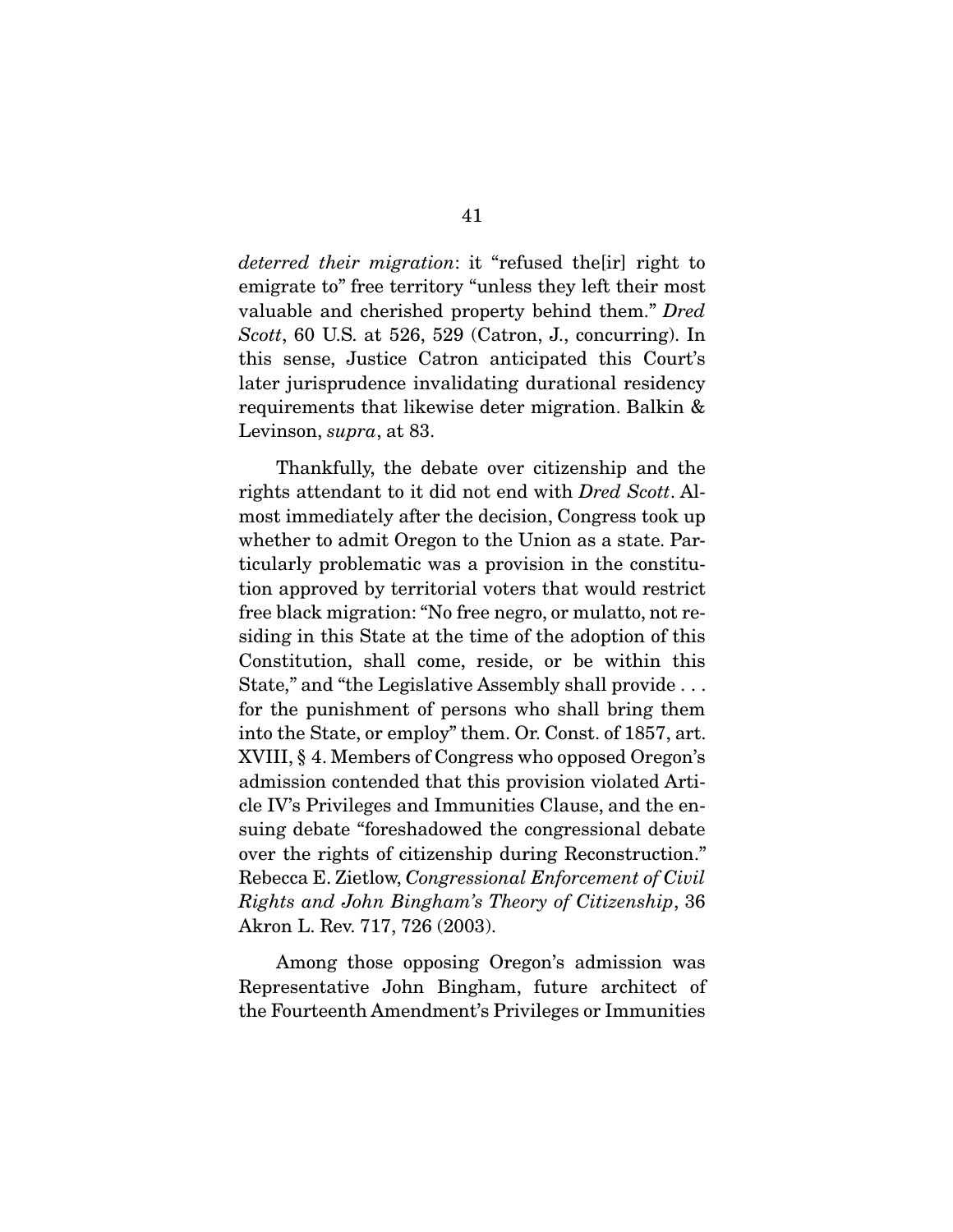*deterred their migration*: it "refused the[ir] right to emigrate to" free territory "unless they left their most valuable and cherished property behind them." *Dred Scott*, 60 U.S. at 526, 529 (Catron, J., concurring). In this sense, Justice Catron anticipated this Court's later jurisprudence invalidating durational residency requirements that likewise deter migration. Balkin & Levinson, *supra*, at 83.

Thankfully, the debate over citizenship and the rights attendant to it did not end with *Dred Scott*. Almost immediately after the decision, Congress took up whether to admit Oregon to the Union as a state. Particularly problematic was a provision in the constitution approved by territorial voters that would restrict free black migration: "No free negro, or mulatto, not residing in this State at the time of the adoption of this Constitution, shall come, reside, or be within this State," and "the Legislative Assembly shall provide . . . for the punishment of persons who shall bring them into the State, or employ" them. Or. Const. of 1857, art. XVIII, § 4. Members of Congress who opposed Oregon's admission contended that this provision violated Article IV's Privileges and Immunities Clause, and the ensuing debate "foreshadowed the congressional debate over the rights of citizenship during Reconstruction." Rebecca E. Zietlow, *Congressional Enforcement of Civil Rights and John Bingham's Theory of Citizenship*, 36 Akron L. Rev. 717, 726 (2003).

Among those opposing Oregon's admission was Representative John Bingham, future architect of the Fourteenth Amendment's Privileges or Immunities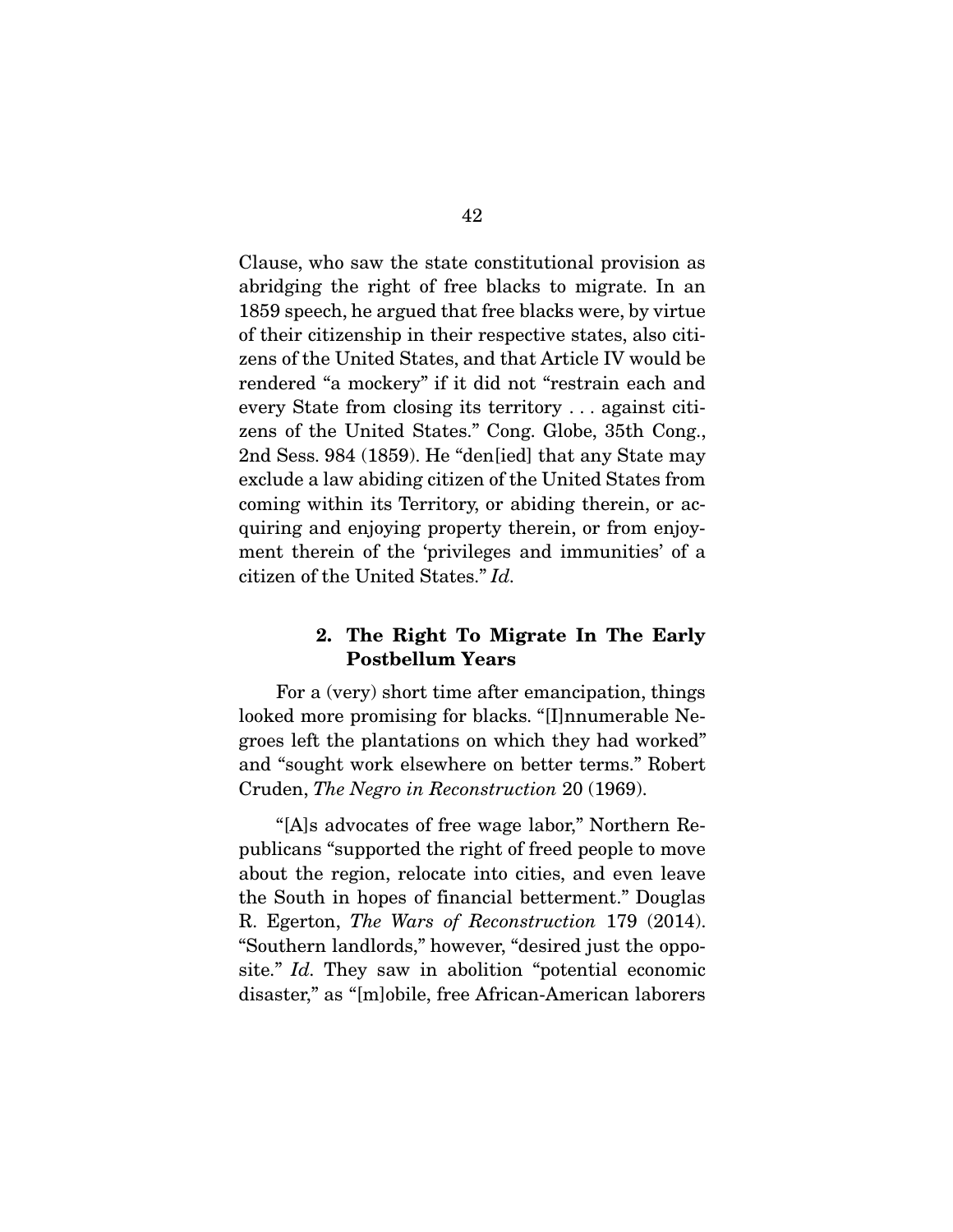Clause, who saw the state constitutional provision as abridging the right of free blacks to migrate. In an 1859 speech, he argued that free blacks were, by virtue of their citizenship in their respective states, also citizens of the United States, and that Article IV would be rendered "a mockery" if it did not "restrain each and every State from closing its territory . . . against citizens of the United States." Cong. Globe, 35th Cong., 2nd Sess. 984 (1859). He "den[ied] that any State may exclude a law abiding citizen of the United States from coming within its Territory, or abiding therein, or acquiring and enjoying property therein, or from enjoyment therein of the 'privileges and immunities' of a citizen of the United States." *Id.*

#### 2. The Right To Migrate In The Early Postbellum Years

For a (very) short time after emancipation, things looked more promising for blacks. "[I]nnumerable Negroes left the plantations on which they had worked" and "sought work elsewhere on better terms." Robert Cruden, *The Negro in Reconstruction* 20 (1969).

"[A]s advocates of free wage labor," Northern Republicans "supported the right of freed people to move about the region, relocate into cities, and even leave the South in hopes of financial betterment." Douglas R. Egerton, *The Wars of Reconstruction* 179 (2014). "Southern landlords," however, "desired just the opposite." *Id.* They saw in abolition "potential economic disaster," as "[m]obile, free African-American laborers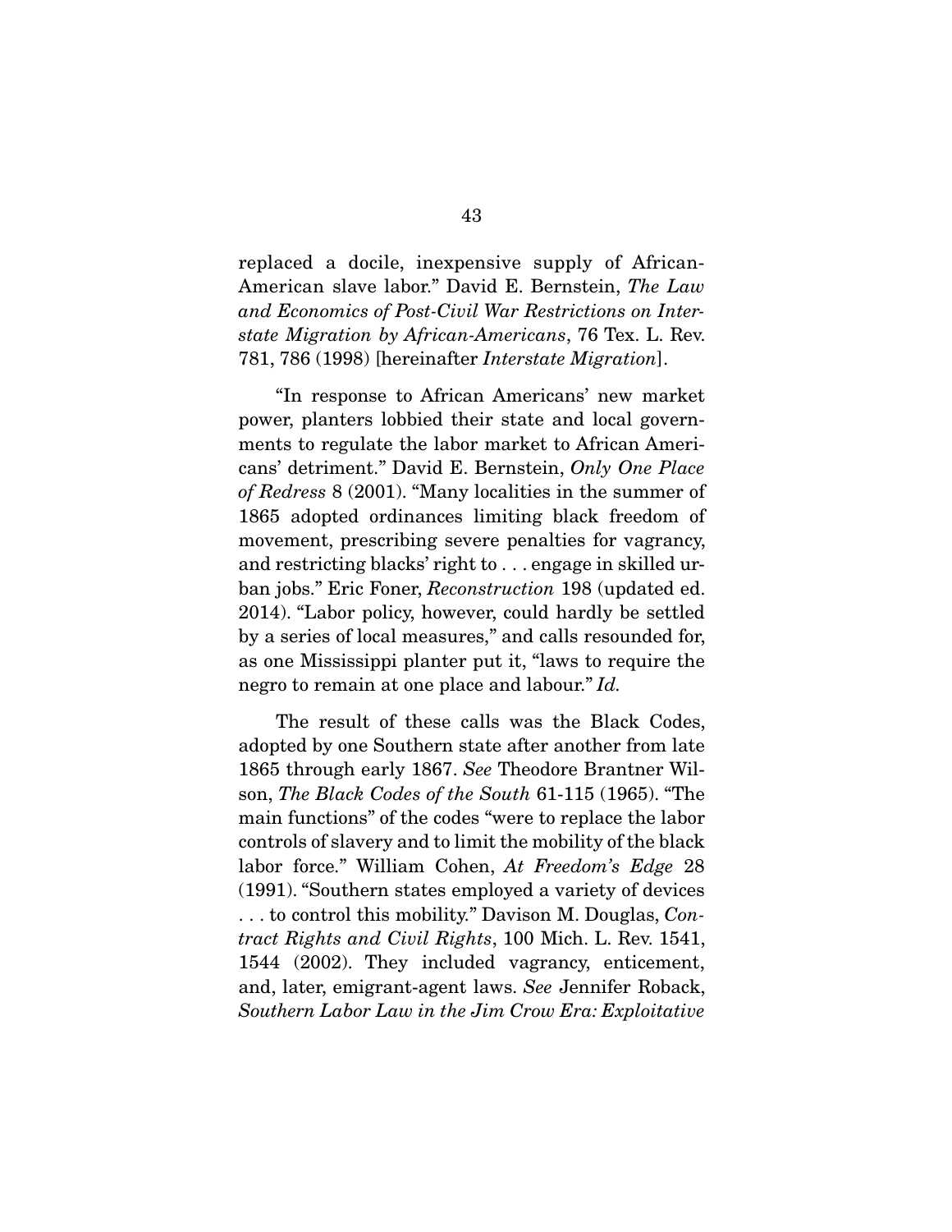replaced a docile, inexpensive supply of African-American slave labor." David E. Bernstein, *The Law and Economics of Post-Civil War Restrictions on Interstate Migration by African-Americans*, 76 Tex. L. Rev. 781, 786 (1998) [hereinafter *Interstate Migration*].

"In response to African Americans' new market power, planters lobbied their state and local governments to regulate the labor market to African Americans' detriment." David E. Bernstein, *Only One Place of Redress* 8 (2001). "Many localities in the summer of 1865 adopted ordinances limiting black freedom of movement, prescribing severe penalties for vagrancy, and restricting blacks' right to . . . engage in skilled urban jobs." Eric Foner, *Reconstruction* 198 (updated ed. 2014). "Labor policy, however, could hardly be settled by a series of local measures," and calls resounded for, as one Mississippi planter put it, "laws to require the negro to remain at one place and labour." *Id.*

The result of these calls was the Black Codes, adopted by one Southern state after another from late 1865 through early 1867. *See* Theodore Brantner Wilson, *The Black Codes of the South* 61-115 (1965). "The main functions" of the codes "were to replace the labor controls of slavery and to limit the mobility of the black labor force." William Cohen, *At Freedom's Edge* 28 (1991). "Southern states employed a variety of devices . . . to control this mobility." Davison M. Douglas, *Contract Rights and Civil Rights*, 100 Mich. L. Rev. 1541, 1544 (2002). They included vagrancy, enticement, and, later, emigrant-agent laws. *See* Jennifer Roback, *Southern Labor Law in the Jim Crow Era: Exploitative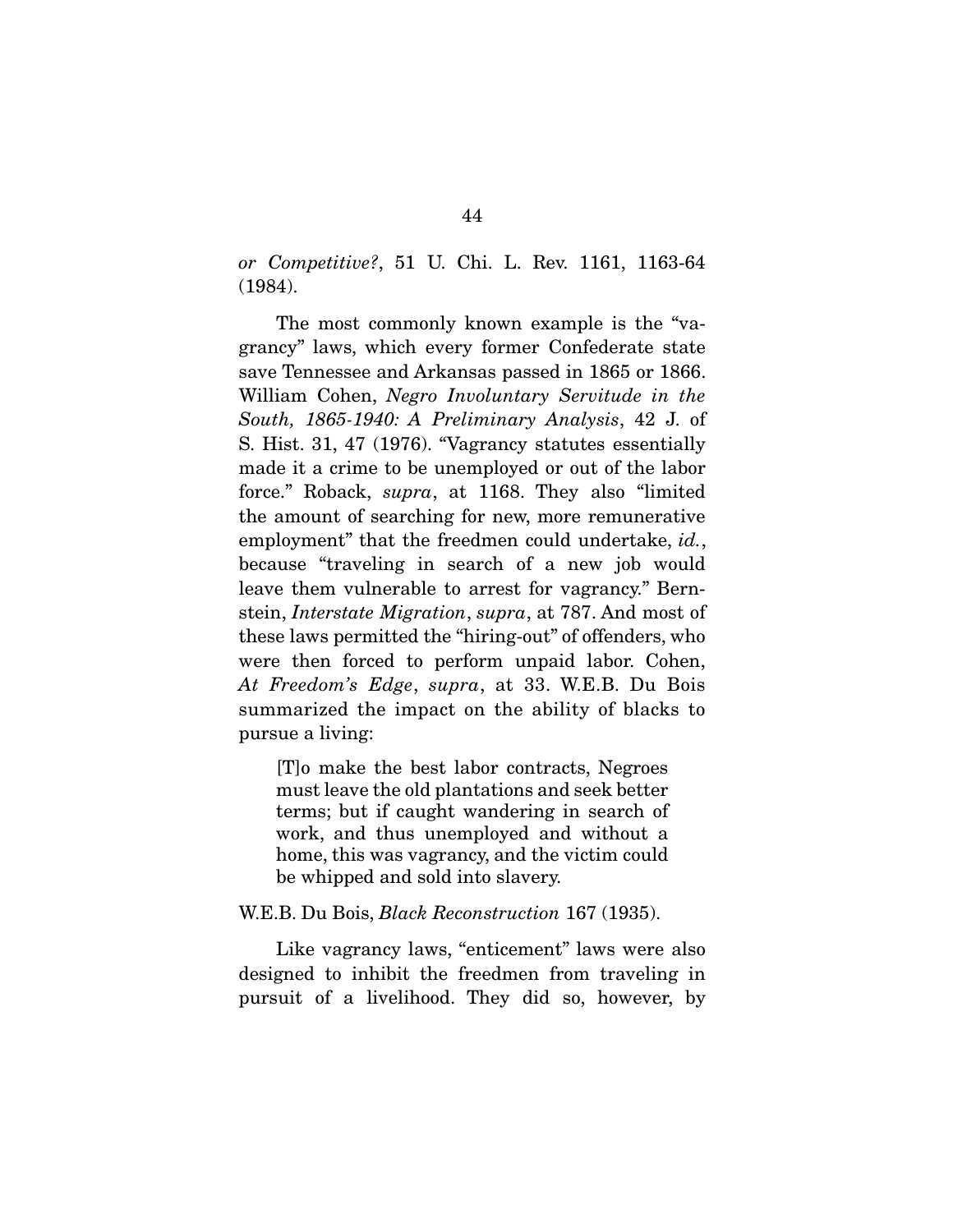*or Competitive?*, 51 U. Chi. L. Rev. 1161, 1163-64 (1984).

The most commonly known example is the "vagrancy" laws, which every former Confederate state save Tennessee and Arkansas passed in 1865 or 1866. William Cohen, *Negro Involuntary Servitude in the South, 1865-1940: A Preliminary Analysis*, 42 J. of S. Hist. 31, 47 (1976). "Vagrancy statutes essentially made it a crime to be unemployed or out of the labor force." Roback, *supra*, at 1168. They also "limited the amount of searching for new, more remunerative employment" that the freedmen could undertake, *id.*, because "traveling in search of a new job would leave them vulnerable to arrest for vagrancy." Bernstein, *Interstate Migration*, *supra*, at 787. And most of these laws permitted the "hiring-out" of offenders, who were then forced to perform unpaid labor. Cohen, *At Freedom's Edge*, *supra*, at 33. W.E.B. Du Bois summarized the impact on the ability of blacks to pursue a living:

> [T]o make the best labor contracts, Negroes must leave the old plantations and seek better terms; but if caught wandering in search of work, and thus unemployed and without a home, this was vagrancy, and the victim could be whipped and sold into slavery.

W.E.B. Du Bois, *Black Reconstruction* 167 (1935).

Like vagrancy laws, "enticement" laws were also designed to inhibit the freedmen from traveling in pursuit of a livelihood. They did so, however, by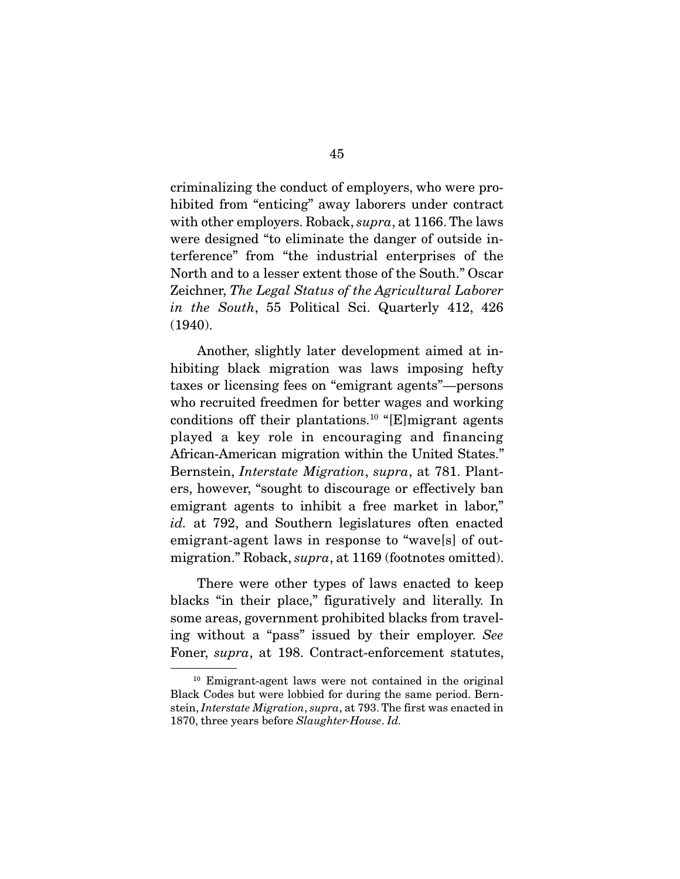criminalizing the conduct of employers, who were prohibited from "enticing" away laborers under contract with other employers. Roback, *supra*, at 1166. The laws were designed "to eliminate the danger of outside interference" from "the industrial enterprises of the North and to a lesser extent those of the South." Oscar Zeichner, *The Legal Status of the Agricultural Laborer in the South*, 55 Political Sci. Quarterly 412, 426 (1940).

Another, slightly later development aimed at inhibiting black migration was laws imposing hefty taxes or licensing fees on "emigrant agents"—persons who recruited freedmen for better wages and working conditions off their plantations.[10] "[E]migrant agents played a key role in encouraging and financing African-American migration within the United States." Bernstein, *Interstate Migration*, *supra*, at 781. Planters, however, "sought to discourage or effectively ban emigrant agents to inhibit a free market in labor," *id.* at 792, and Southern legislatures often enacted emigrant-agent laws in response to "wave[s] of out-migration." Roback, *supra*, at 1169 (footnotes omitted).

There were other types of laws enacted to keep blacks "in their place," figuratively and literally. In some areas, government prohibited blacks from traveling without a "pass" issued by their employer. *See* Foner, *supra*, at 198. Contract-enforcement statutes,

---

[10] Emigrant-agent laws were not contained in the original Black Codes but were lobbied for during the same period. Bernstein, *Interstate Migration*, *supra*, at 793. The first was enacted in 1870, three years before *Slaughter-House*. *Id.*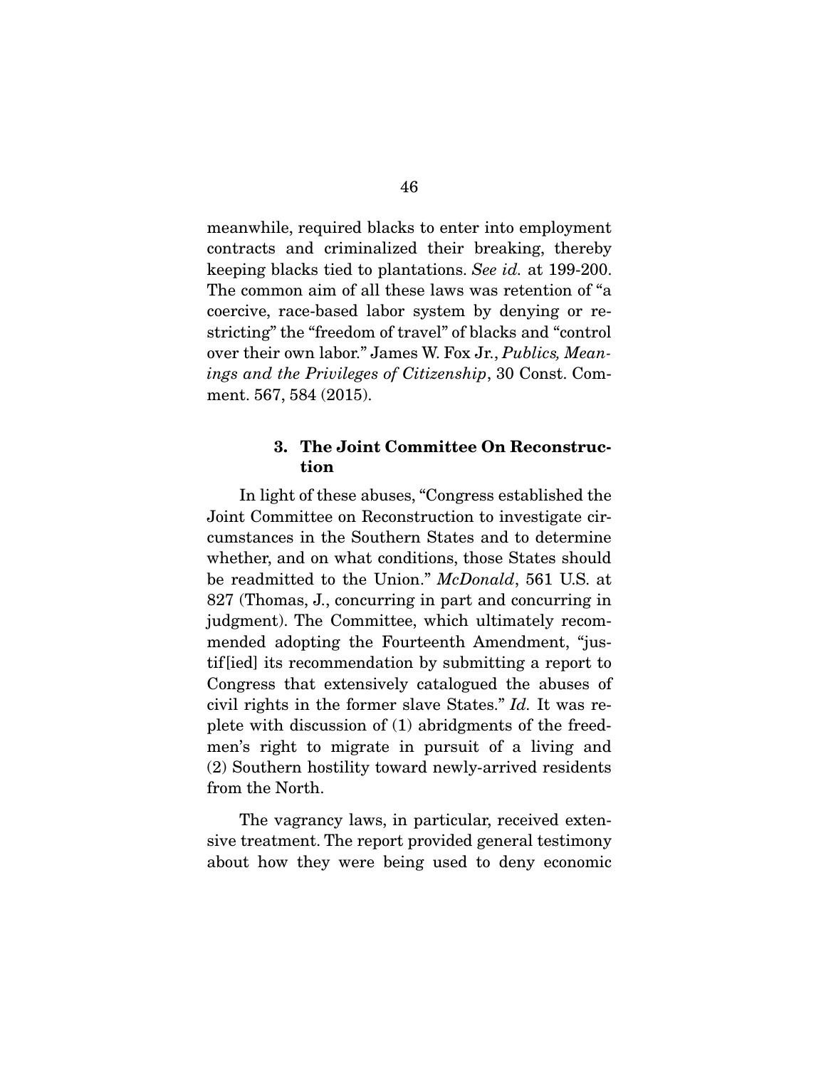meanwhile, required blacks to enter into employment contracts and criminalized their breaking, thereby keeping blacks tied to plantations. *See id.* at 199-200. The common aim of all these laws was retention of "a coercive, race-based labor system by denying or restricting" the "freedom of travel" of blacks and "control over their own labor." James W. Fox Jr., *Publics, Meanings and the Privileges of Citizenship*, 30 Const. Comment. 567, 584 (2015).

### 3. The Joint Committee On Reconstruction

In light of these abuses, "Congress established the Joint Committee on Reconstruction to investigate circumstances in the Southern States and to determine whether, and on what conditions, those States should be readmitted to the Union." *McDonald*, 561 U.S. at 827 (Thomas, J., concurring in part and concurring in judgment). The Committee, which ultimately recommended adopting the Fourteenth Amendment, "justif[ied] its recommendation by submitting a report to Congress that extensively catalogued the abuses of civil rights in the former slave States." *Id.* It was replete with discussion of (1) abridgments of the freedmen's right to migrate in pursuit of a living and (2) Southern hostility toward newly-arrived residents from the North.

The vagrancy laws, in particular, received extensive treatment. The report provided general testimony about how they were being used to deny economic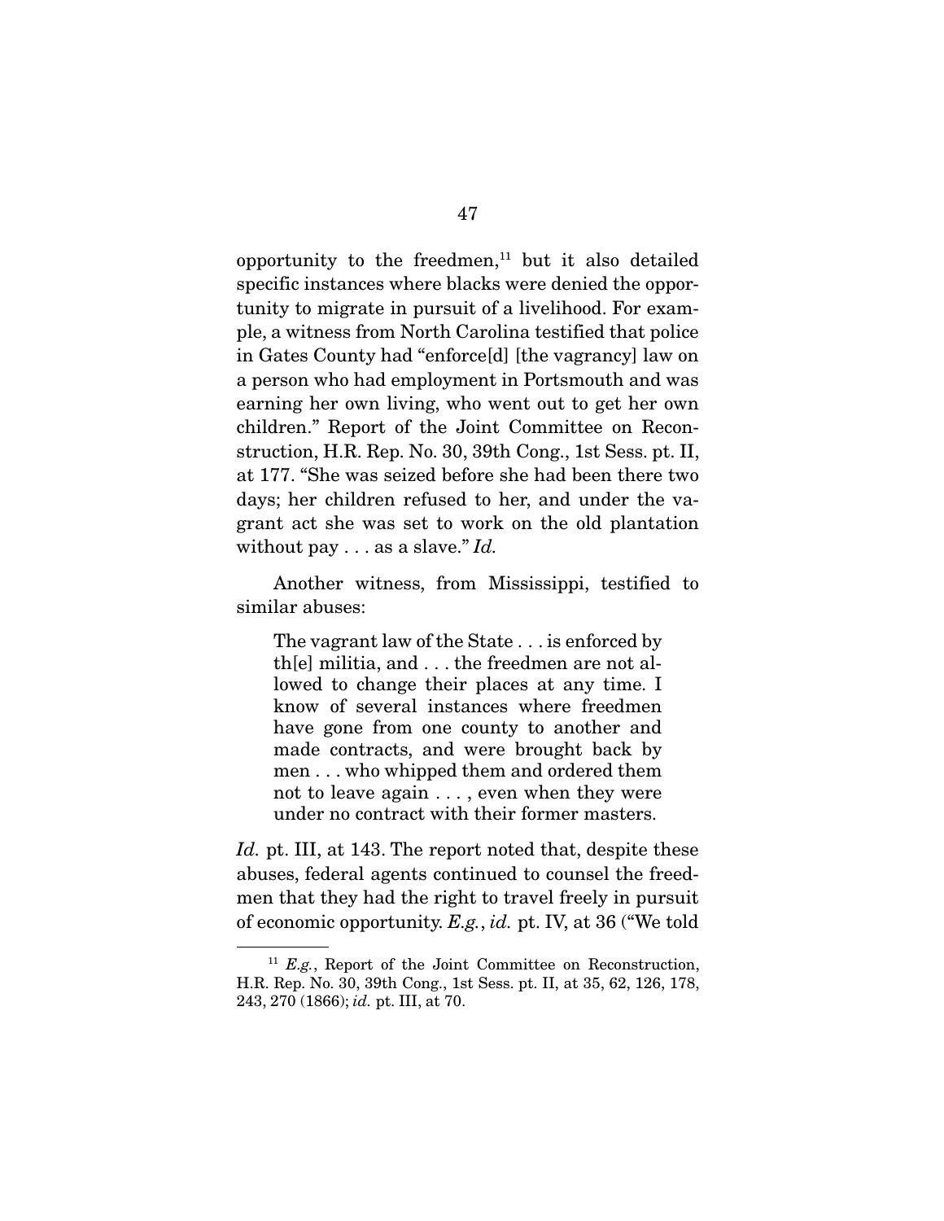opportunity to the freedmen,[11] but it also detailed specific instances where blacks were denied the opportunity to migrate in pursuit of a livelihood. For example, a witness from North Carolina testified that police in Gates County had "enforce[d] [the vagrancy] law on a person who had employment in Portsmouth and was earning her own living, who went out to get her own children." Report of the Joint Committee on Reconstruction, H.R. Rep. No. 30, 39th Cong., 1st Sess. pt. II, at 177. "She was seized before she had been there two days; her children refused to her, and under the vagrant act she was set to work on the old plantation without pay . . . as a slave." *Id.*

Another witness, from Mississippi, testified to similar abuses:

> The vagrant law of the State . . . is enforced by th[e] militia, and . . . the freedmen are not allowed to change their places at any time. I know of several instances where freedmen have gone from one county to another and made contracts, and were brought back by men . . . who whipped them and ordered them not to leave again . . . , even when they were under no contract with their former masters.

*Id.* pt. III, at 143. The report noted that, despite these abuses, federal agents continued to counsel the freedmen that they had the right to travel freely in pursuit of economic opportunity. *E.g.*, *id.* pt. IV, at 36 ("We told

---

[11] *E.g.*, Report of the Joint Committee on Reconstruction, H.R. Rep. No. 30, 39th Cong., 1st Sess. pt. II, at 35, 62, 126, 178, 243, 270 (1866); *id.* pt. III, at 70.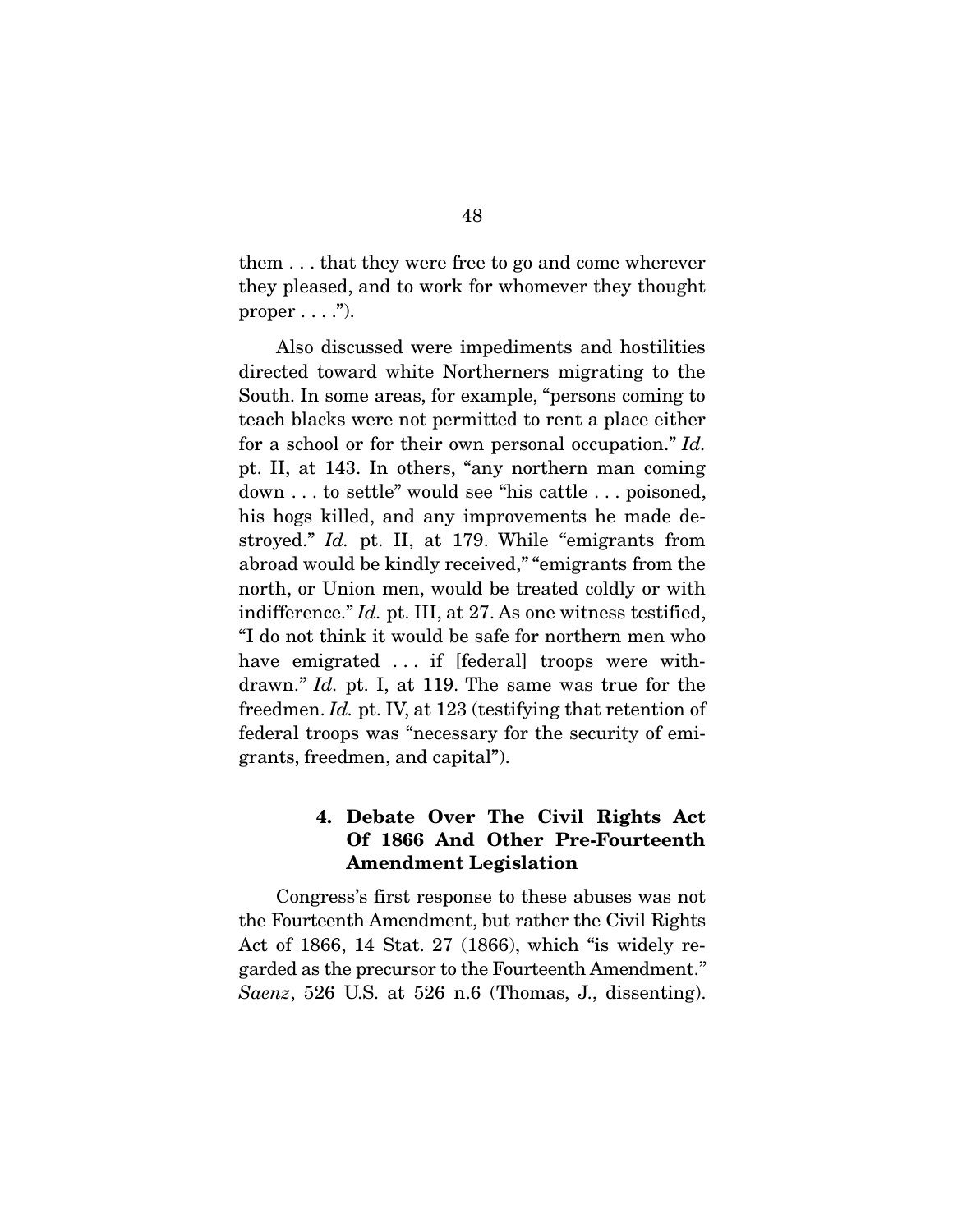them . . . that they were free to go and come wherever they pleased, and to work for whomever they thought proper . . . .").

Also discussed were impediments and hostilities directed toward white Northerners migrating to the South. In some areas, for example, "persons coming to teach blacks were not permitted to rent a place either for a school or for their own personal occupation." *Id.* pt. II, at 143. In others, "any northern man coming down . . . to settle" would see "his cattle . . . poisoned, his hogs killed, and any improvements he made destroyed." *Id.* pt. II, at 179. While "emigrants from abroad would be kindly received," "emigrants from the north, or Union men, would be treated coldly or with indifference." *Id.* pt. III, at 27. As one witness testified, "I do not think it would be safe for northern men who have emigrated . . . if [federal] troops were withdrawn." *Id.* pt. I, at 119. The same was true for the freedmen. *Id.* pt. IV, at 123 (testifying that retention of federal troops was "necessary for the security of emigrants, freedmen, and capital").

#### 4. Debate Over The Civil Rights Act Of 1866 And Other Pre-Fourteenth Amendment Legislation

Congress's first response to these abuses was not the Fourteenth Amendment, but rather the Civil Rights Act of 1866, 14 Stat. 27 (1866), which "is widely regarded as the precursor to the Fourteenth Amendment." *Saenz*, 526 U.S. at 526 n.6 (Thomas, J., dissenting).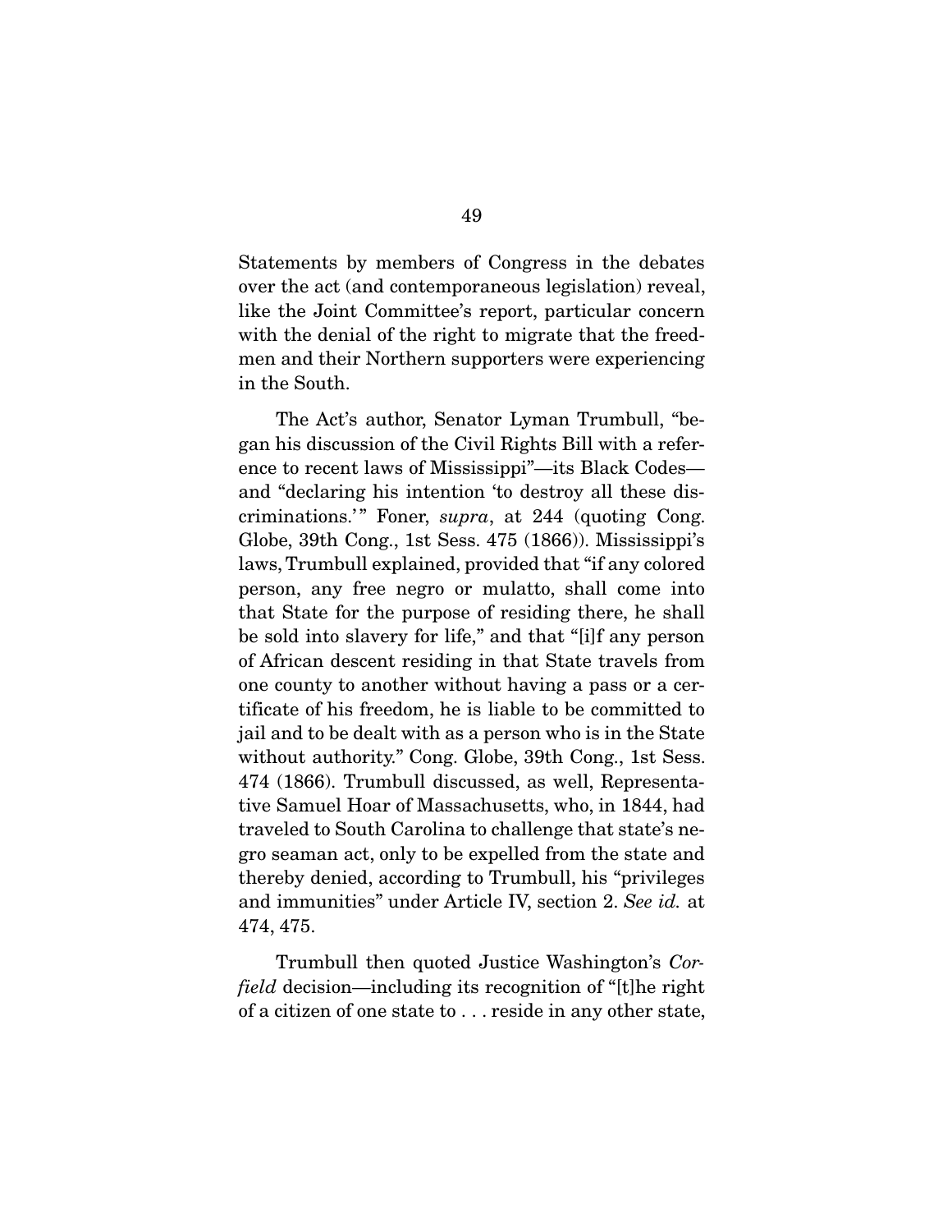Statements by members of Congress in the debates over the act (and contemporaneous legislation) reveal, like the Joint Committee's report, particular concern with the denial of the right to migrate that the freedmen and their Northern supporters were experiencing in the South.

The Act's author, Senator Lyman Trumbull, "began his discussion of the Civil Rights Bill with a reference to recent laws of Mississippi"—its Black Codes—and "declaring his intention 'to destroy all these discriminations.'" Foner, *supra*, at 244 (quoting Cong. Globe, 39th Cong., 1st Sess. 475 (1866)). Mississippi's laws, Trumbull explained, provided that "if any colored person, any free negro or mulatto, shall come into that State for the purpose of residing there, he shall be sold into slavery for life," and that "[i]f any person of African descent residing in that State travels from one county to another without having a pass or a certificate of his freedom, he is liable to be committed to jail and to be dealt with as a person who is in the State without authority." Cong. Globe, 39th Cong., 1st Sess. 474 (1866). Trumbull discussed, as well, Representative Samuel Hoar of Massachusetts, who, in 1844, had traveled to South Carolina to challenge that state's negro seaman act, only to be expelled from the state and thereby denied, according to Trumbull, his "privileges and immunities" under Article IV, section 2. *See id.* at 474, 475.

Trumbull then quoted Justice Washington's *Corfield* decision—including its recognition of "[t]he right of a citizen of one state to . . . reside in any other state,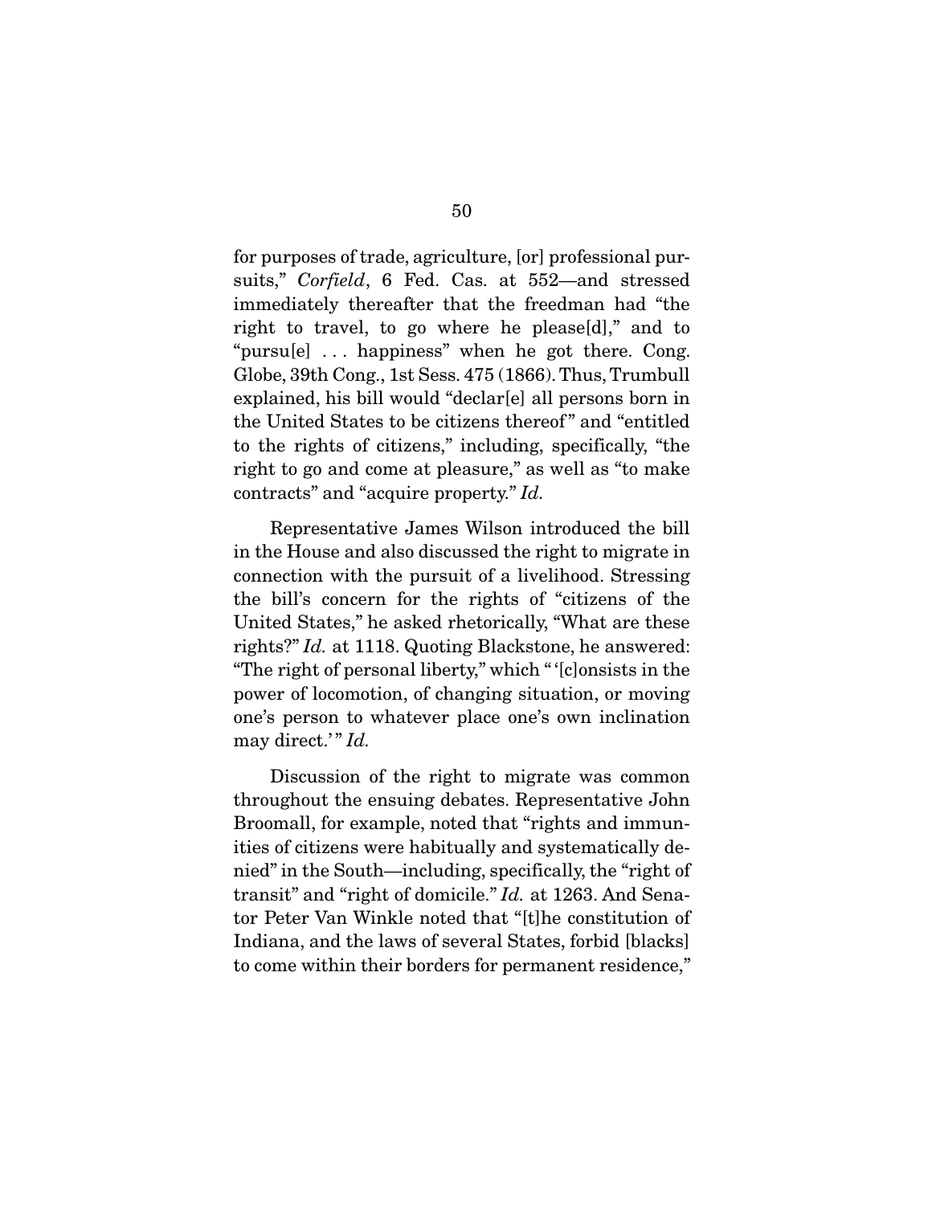for purposes of trade, agriculture, [or] professional pursuits," *Corfield*, 6 Fed. Cas. at 552—and stressed immediately thereafter that the freedman had "the right to travel, to go where he please[d]," and to "pursu[e] . . . happiness" when he got there. Cong. Globe, 39th Cong., 1st Sess. 475 (1866). Thus, Trumbull explained, his bill would "declar[e] all persons born in the United States to be citizens thereof" and "entitled to the rights of citizens," including, specifically, "the right to go and come at pleasure," as well as "to make contracts" and "acquire property." *Id.*

Representative James Wilson introduced the bill in the House and also discussed the right to migrate in connection with the pursuit of a livelihood. Stressing the bill's concern for the rights of "citizens of the United States," he asked rhetorically, "What are these rights?" *Id.* at 1118. Quoting Blackstone, he answered: "The right of personal liberty," which "'[c]onsists in the power of locomotion, of changing situation, or moving one's person to whatever place one's own inclination may direct.'" *Id.*

Discussion of the right to migrate was common throughout the ensuing debates. Representative John Broomall, for example, noted that "rights and immunities of citizens were habitually and systematically denied" in the South—including, specifically, the "right of transit" and "right of domicile." *Id.* at 1263. And Senator Peter Van Winkle noted that "[t]he constitution of Indiana, and the laws of several States, forbid [blacks] to come within their borders for permanent residence,"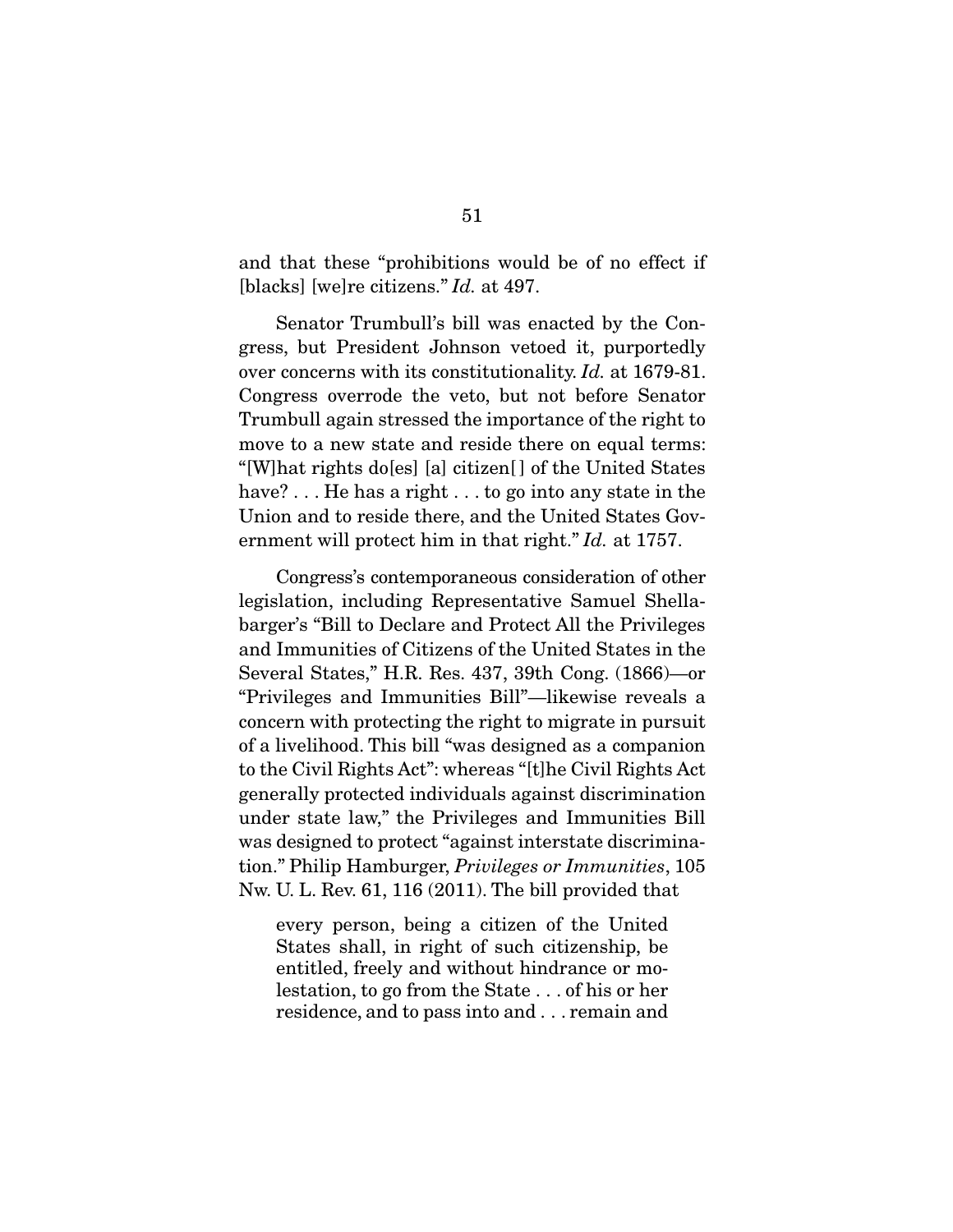and that these "prohibitions would be of no effect if [blacks] [we]re citizens." *Id.* at 497.

Senator Trumbull's bill was enacted by the Congress, but President Johnson vetoed it, purportedly over concerns with its constitutionality. *Id.* at 1679-81. Congress overrode the veto, but not before Senator Trumbull again stressed the importance of the right to move to a new state and reside there on equal terms: "[W]hat rights do[es] [a] citizen[ ] of the United States have? . . . He has a right . . . to go into any state in the Union and to reside there, and the United States Government will protect him in that right." *Id.* at 1757.

Congress's contemporaneous consideration of other legislation, including Representative Samuel Shellabarger's "Bill to Declare and Protect All the Privileges and Immunities of Citizens of the United States in the Several States," H.R. Res. 437, 39th Cong. (1866)—or "Privileges and Immunities Bill"—likewise reveals a concern with protecting the right to migrate in pursuit of a livelihood. This bill "was designed as a companion to the Civil Rights Act": whereas "[t]he Civil Rights Act generally protected individuals against discrimination under state law," the Privileges and Immunities Bill was designed to protect "against interstate discrimination." Philip Hamburger, *Privileges or Immunities*, 105 Nw. U. L. Rev. 61, 116 (2011). The bill provided that

> every person, being a citizen of the United States shall, in right of such citizenship, be entitled, freely and without hindrance or molestation, to go from the State . . . of his or her residence, and to pass into and . . . remain and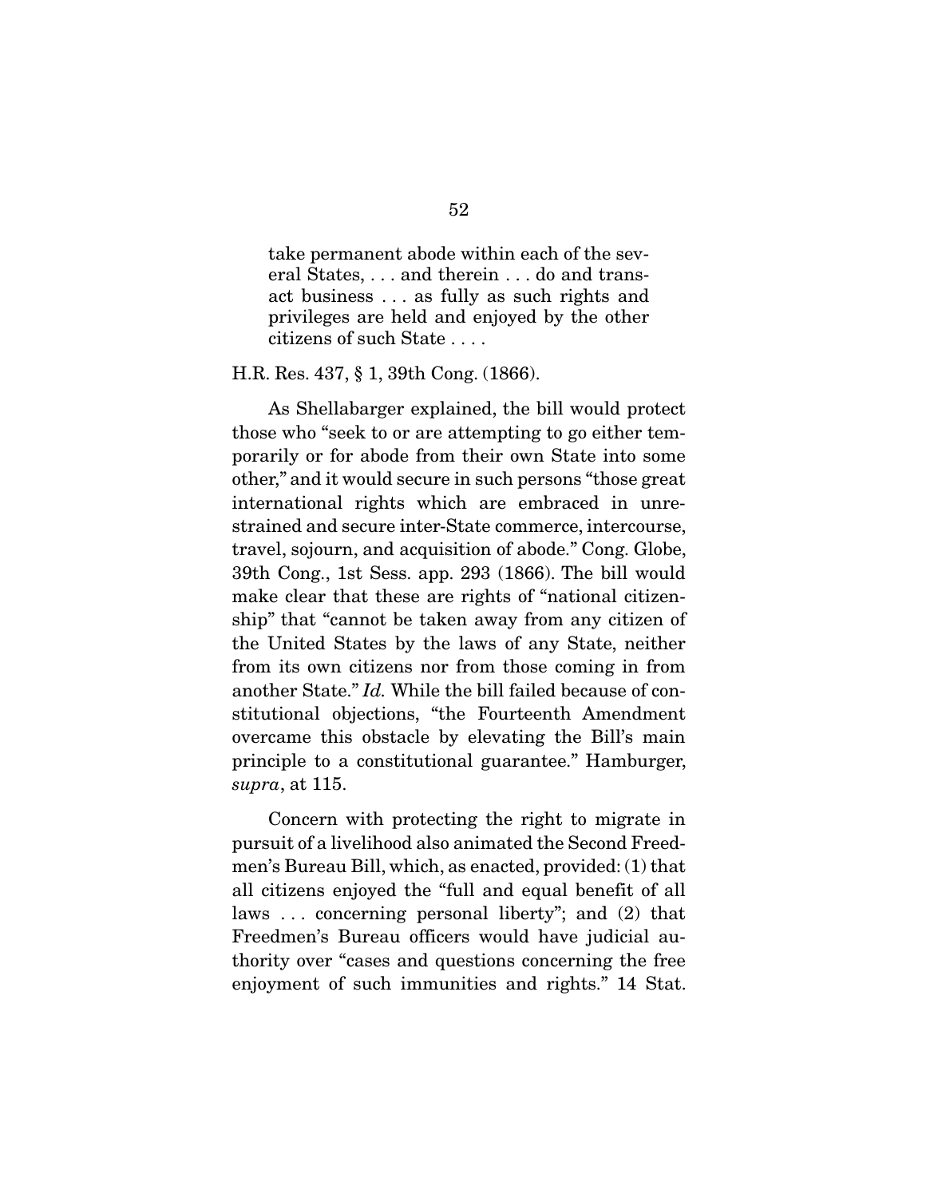> take permanent abode within each of the several States, . . . and therein . . . do and transact business . . . as fully as such rights and privileges are held and enjoyed by the other citizens of such State . . . .

H.R. Res. 437, § 1, 39th Cong. (1866).

As Shellabarger explained, the bill would protect those who "seek to or are attempting to go either temporarily or for abode from their own State into some other," and it would secure in such persons "those great international rights which are embraced in unrestrained and secure inter-State commerce, intercourse, travel, sojourn, and acquisition of abode." Cong. Globe, 39th Cong., 1st Sess. app. 293 (1866). The bill would make clear that these are rights of "national citizenship" that "cannot be taken away from any citizen of the United States by the laws of any State, neither from its own citizens nor from those coming in from another State." *Id.* While the bill failed because of constitutional objections, "the Fourteenth Amendment overcame this obstacle by elevating the Bill's main principle to a constitutional guarantee." Hamburger, *supra*, at 115.

Concern with protecting the right to migrate in pursuit of a livelihood also animated the Second Freedmen's Bureau Bill, which, as enacted, provided: (1) that all citizens enjoyed the "full and equal benefit of all laws . . . concerning personal liberty"; and (2) that Freedmen's Bureau officers would have judicial authority over "cases and questions concerning the free enjoyment of such immunities and rights." 14 Stat.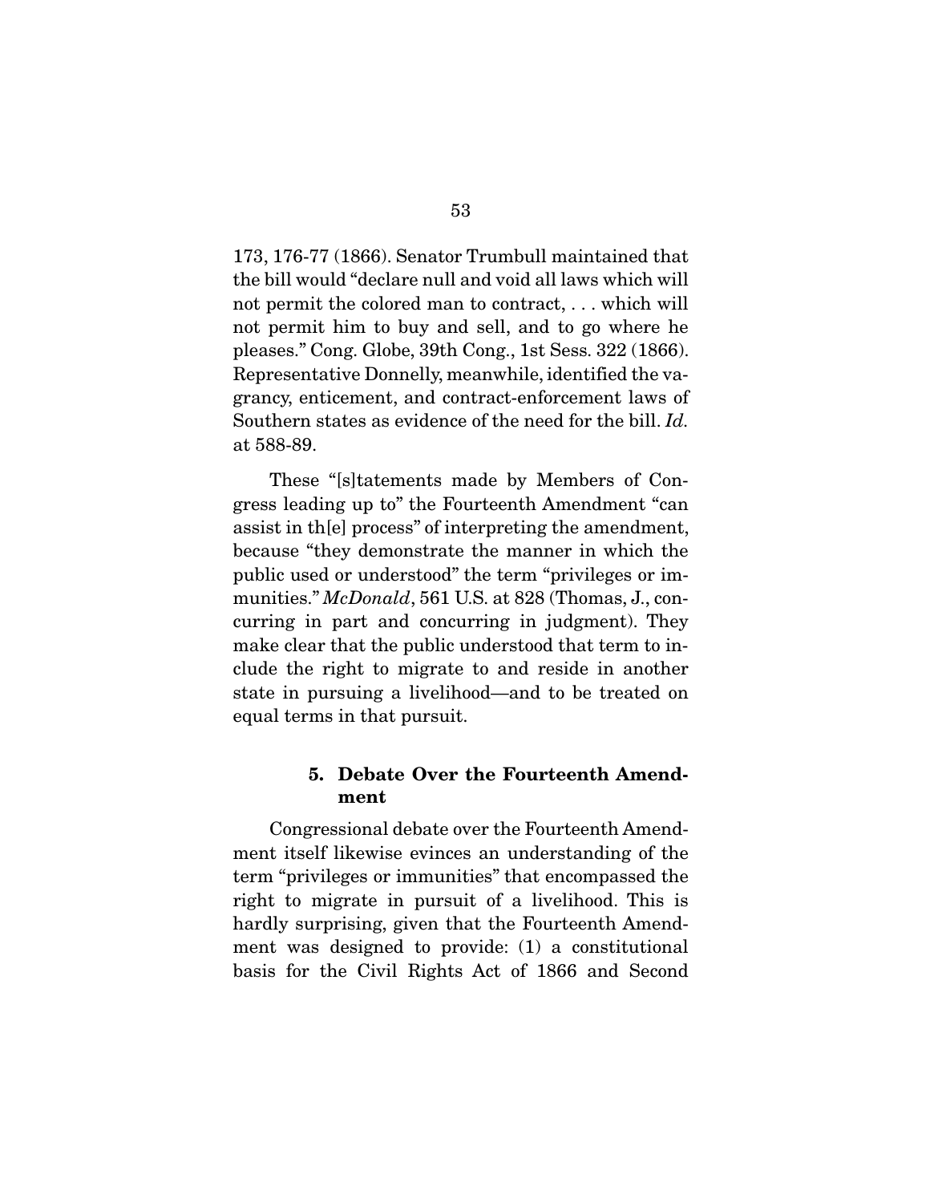173, 176-77 (1866). Senator Trumbull maintained that the bill would "declare null and void all laws which will not permit the colored man to contract, . . . which will not permit him to buy and sell, and to go where he pleases." Cong. Globe, 39th Cong., 1st Sess. 322 (1866). Representative Donnelly, meanwhile, identified the vagrancy, enticement, and contract-enforcement laws of Southern states as evidence of the need for the bill. *Id.* at 588-89.

These "[s]tatements made by Members of Congress leading up to" the Fourteenth Amendment "can assist in th[e] process" of interpreting the amendment, because "they demonstrate the manner in which the public used or understood" the term "privileges or immunities." *McDonald*, 561 U.S. at 828 (Thomas, J., concurring in part and concurring in judgment). They make clear that the public understood that term to include the right to migrate to and reside in another state in pursuing a livelihood—and to be treated on equal terms in that pursuit.

### 5. Debate Over the Fourteenth Amendment

Congressional debate over the Fourteenth Amendment itself likewise evinces an understanding of the term "privileges or immunities" that encompassed the right to migrate in pursuit of a livelihood. This is hardly surprising, given that the Fourteenth Amendment was designed to provide: (1) a constitutional basis for the Civil Rights Act of 1866 and Second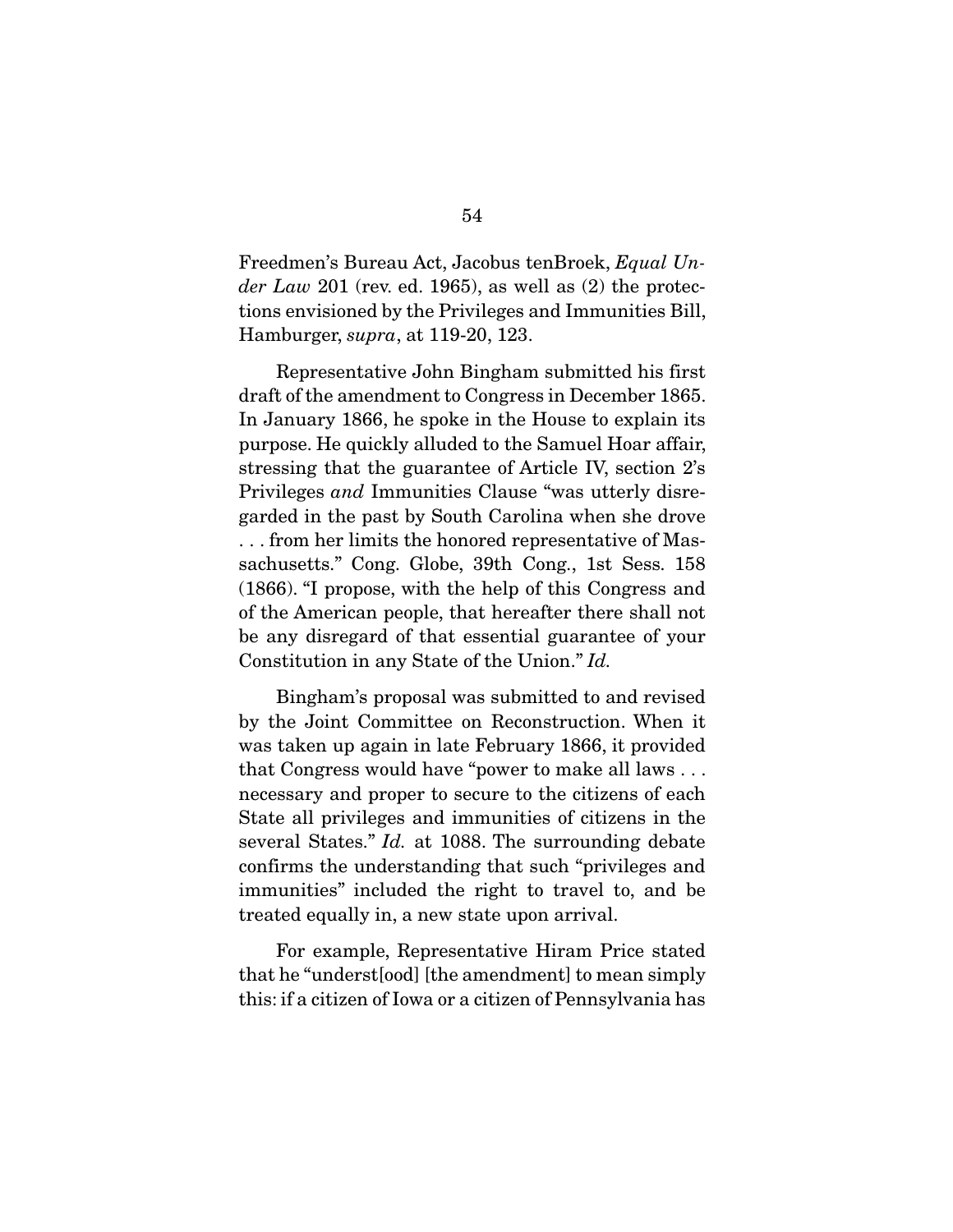Freedmen's Bureau Act, Jacobus tenBroek, *Equal Under Law* 201 (rev. ed. 1965), as well as (2) the protections envisioned by the Privileges and Immunities Bill, Hamburger, *supra*, at 119-20, 123.

Representative John Bingham submitted his first draft of the amendment to Congress in December 1865. In January 1866, he spoke in the House to explain its purpose. He quickly alluded to the Samuel Hoar affair, stressing that the guarantee of Article IV, section 2's Privileges *and* Immunities Clause "was utterly disregarded in the past by South Carolina when she drove . . . from her limits the honored representative of Massachusetts." Cong. Globe, 39th Cong., 1st Sess. 158 (1866). "I propose, with the help of this Congress and of the American people, that hereafter there shall not be any disregard of that essential guarantee of your Constitution in any State of the Union." *Id.*

Bingham's proposal was submitted to and revised by the Joint Committee on Reconstruction. When it was taken up again in late February 1866, it provided that Congress would have "power to make all laws . . . necessary and proper to secure to the citizens of each State all privileges and immunities of citizens in the several States." *Id.* at 1088. The surrounding debate confirms the understanding that such "privileges and immunities" included the right to travel to, and be treated equally in, a new state upon arrival.

For example, Representative Hiram Price stated that he "underst[ood] [the amendment] to mean simply this: if a citizen of Iowa or a citizen of Pennsylvania has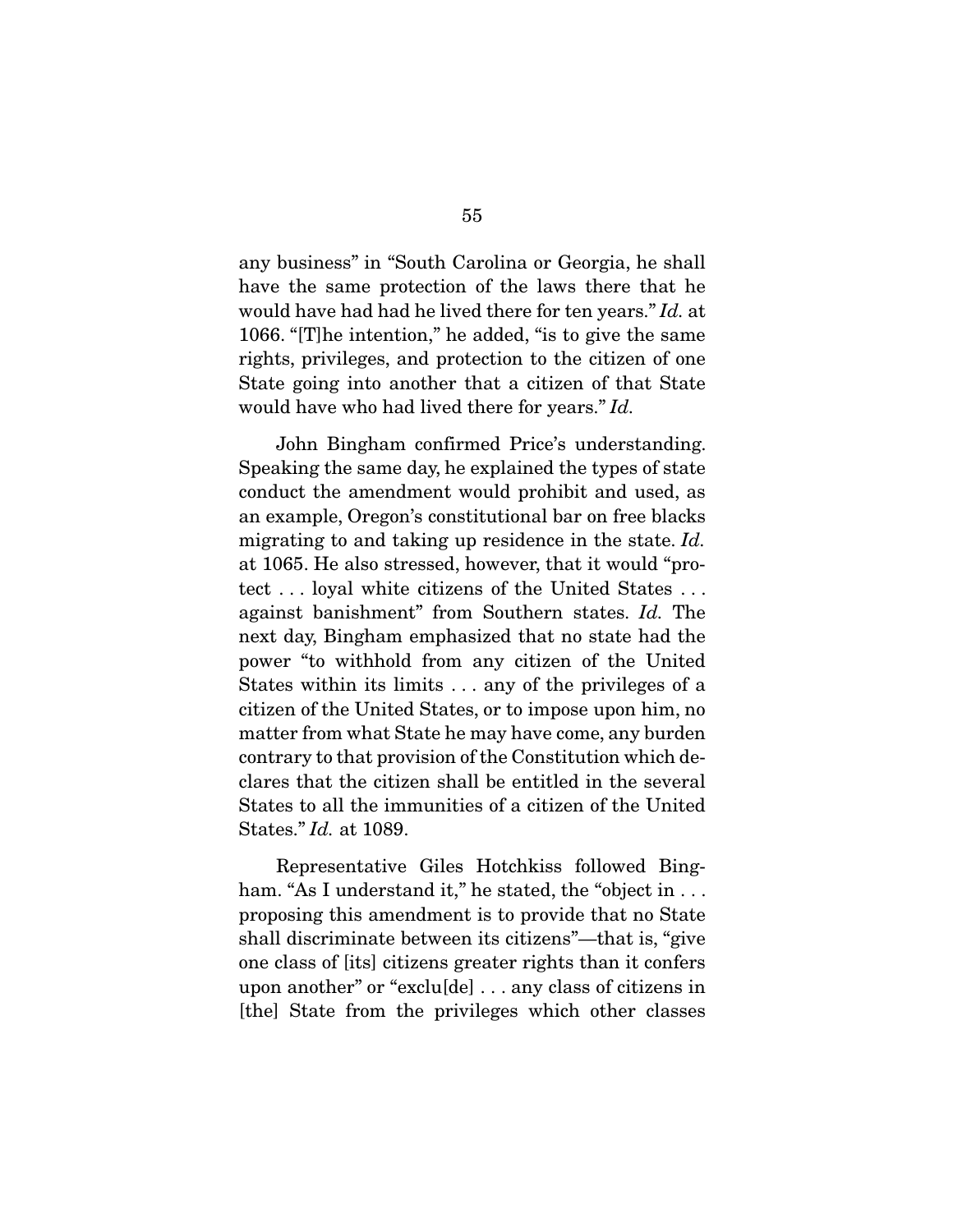any business" in "South Carolina or Georgia, he shall have the same protection of the laws there that he would have had had he lived there for ten years." *Id.* at 1066. "[T]he intention," he added, "is to give the same rights, privileges, and protection to the citizen of one State going into another that a citizen of that State would have who had lived there for years." *Id.*

John Bingham confirmed Price's understanding. Speaking the same day, he explained the types of state conduct the amendment would prohibit and used, as an example, Oregon's constitutional bar on free blacks migrating to and taking up residence in the state. *Id.* at 1065. He also stressed, however, that it would "protect . . . loyal white citizens of the United States . . . against banishment" from Southern states. *Id.* The next day, Bingham emphasized that no state had the power "to withhold from any citizen of the United States within its limits . . . any of the privileges of a citizen of the United States, or to impose upon him, no matter from what State he may have come, any burden contrary to that provision of the Constitution which declares that the citizen shall be entitled in the several States to all the immunities of a citizen of the United States." *Id.* at 1089.

Representative Giles Hotchkiss followed Bingham. "As I understand it," he stated, the "object in . . . proposing this amendment is to provide that no State shall discriminate between its citizens"—that is, "give one class of [its] citizens greater rights than it confers upon another" or "exclu[de] . . . any class of citizens in [the] State from the privileges which other classes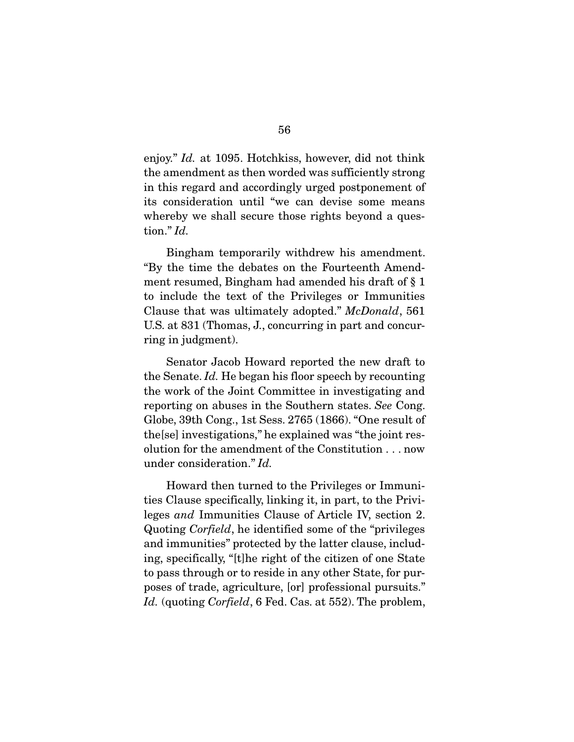enjoy." *Id.* at 1095. Hotchkiss, however, did not think the amendment as then worded was sufficiently strong in this regard and accordingly urged postponement of its consideration until "we can devise some means whereby we shall secure those rights beyond a question." *Id.*

Bingham temporarily withdrew his amendment. "By the time the debates on the Fourteenth Amendment resumed, Bingham had amended his draft of § 1 to include the text of the Privileges or Immunities Clause that was ultimately adopted." *McDonald*, 561 U.S. at 831 (Thomas, J., concurring in part and concurring in judgment).

Senator Jacob Howard reported the new draft to the Senate. *Id.* He began his floor speech by recounting the work of the Joint Committee in investigating and reporting on abuses in the Southern states. *See* Cong. Globe, 39th Cong., 1st Sess. 2765 (1866). "One result of the[se] investigations," he explained was "the joint resolution for the amendment of the Constitution . . . now under consideration." *Id.*

Howard then turned to the Privileges or Immunities Clause specifically, linking it, in part, to the Privileges *and* Immunities Clause of Article IV, section 2. Quoting *Corfield*, he identified some of the "privileges and immunities" protected by the latter clause, including, specifically, "[t]he right of the citizen of one State to pass through or to reside in any other State, for purposes of trade, agriculture, [or] professional pursuits." *Id.* (quoting *Corfield*, 6 Fed. Cas. at 552). The problem,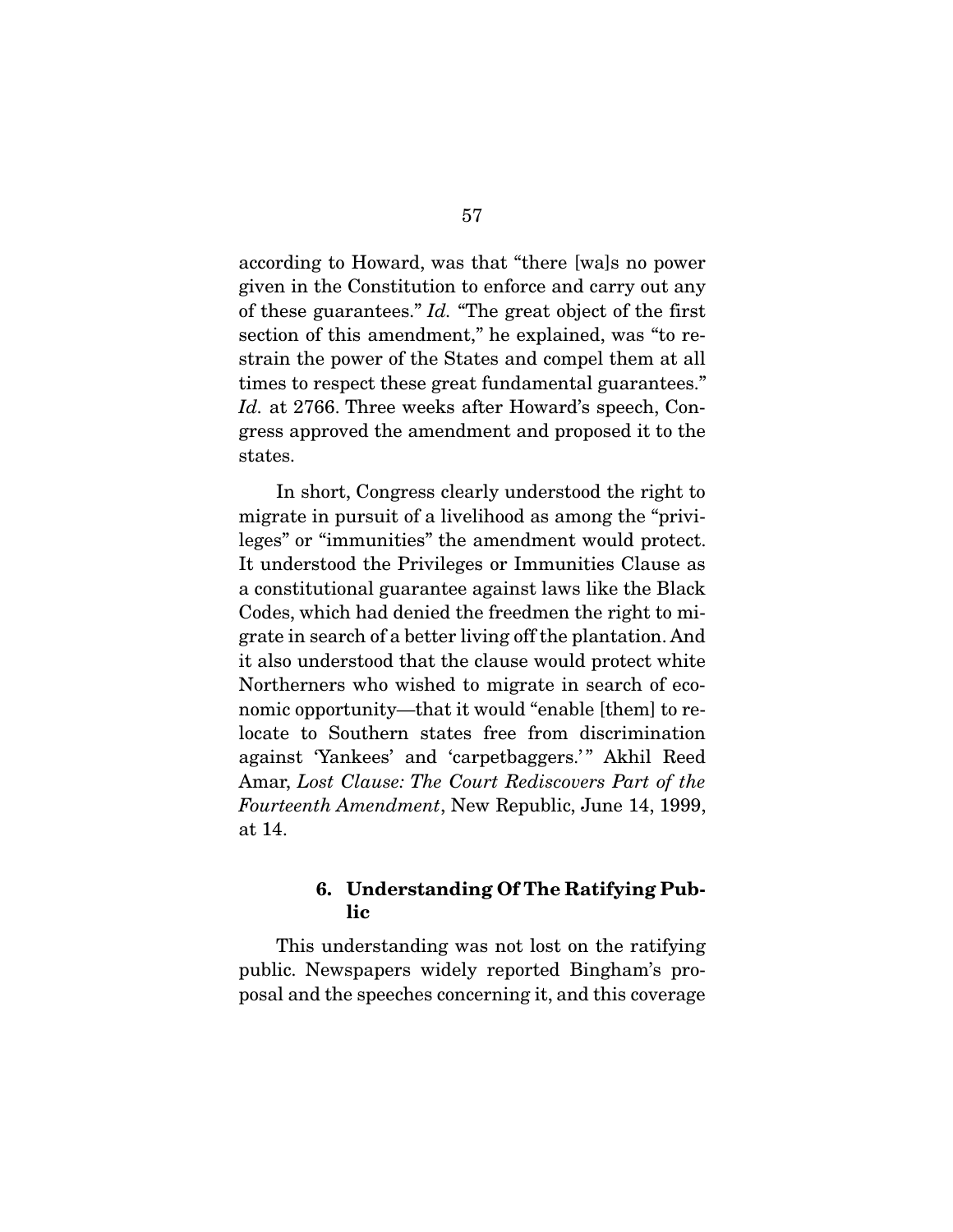according to Howard, was that "there [wa]s no power given in the Constitution to enforce and carry out any of these guarantees." *Id.* "The great object of the first section of this amendment," he explained, was "to restrain the power of the States and compel them at all times to respect these great fundamental guarantees." *Id.* at 2766. Three weeks after Howard's speech, Congress approved the amendment and proposed it to the states.

In short, Congress clearly understood the right to migrate in pursuit of a livelihood as among the "privileges" or "immunities" the amendment would protect. It understood the Privileges or Immunities Clause as a constitutional guarantee against laws like the Black Codes, which had denied the freedmen the right to migrate in search of a better living off the plantation. And it also understood that the clause would protect white Northerners who wished to migrate in search of economic opportunity—that it would "enable [them] to relocate to Southern states free from discrimination against 'Yankees' and 'carpetbaggers.'" Akhil Reed Amar, *Lost Clause: The Court Rediscovers Part of the Fourteenth Amendment*, New Republic, June 14, 1999, at 14.

#### 6. Understanding Of The Ratifying Public

This understanding was not lost on the ratifying public. Newspapers widely reported Bingham's proposal and the speeches concerning it, and this coverage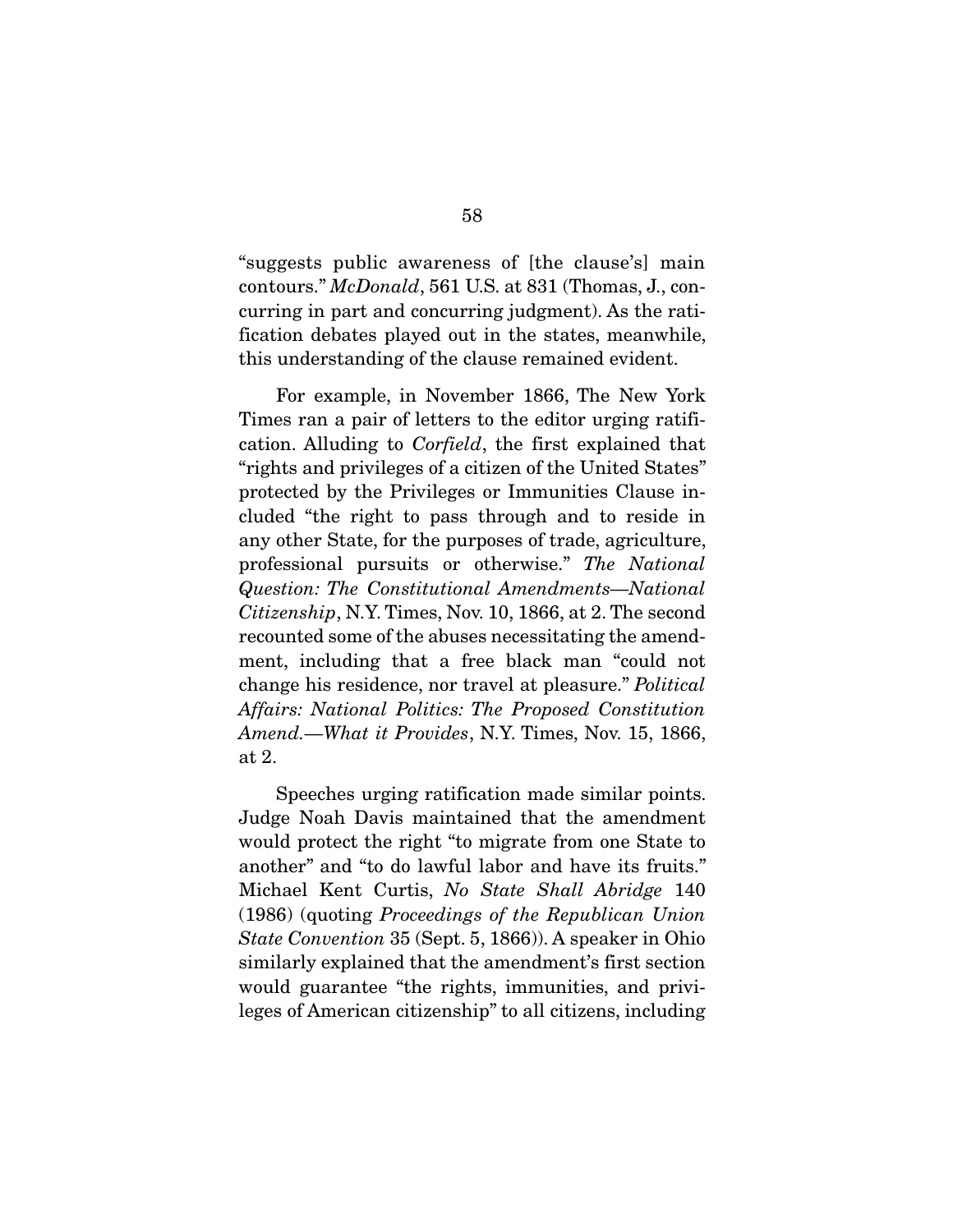"suggests public awareness of [the clause's] main contours." *McDonald*, 561 U.S. at 831 (Thomas, J., concurring in part and concurring judgment). As the ratification debates played out in the states, meanwhile, this understanding of the clause remained evident.

For example, in November 1866, The New York Times ran a pair of letters to the editor urging ratification. Alluding to *Corfield*, the first explained that "rights and privileges of a citizen of the United States" protected by the Privileges or Immunities Clause included "the right to pass through and to reside in any other State, for the purposes of trade, agriculture, professional pursuits or otherwise." *The National Question: The Constitutional Amendments—National Citizenship*, N.Y. Times, Nov. 10, 1866, at 2. The second recounted some of the abuses necessitating the amendment, including that a free black man "could not change his residence, nor travel at pleasure." *Political Affairs: National Politics: The Proposed Constitution Amend.—What it Provides*, N.Y. Times, Nov. 15, 1866, at 2.

Speeches urging ratification made similar points. Judge Noah Davis maintained that the amendment would protect the right "to migrate from one State to another" and "to do lawful labor and have its fruits." Michael Kent Curtis, *No State Shall Abridge* 140 (1986) (quoting *Proceedings of the Republican Union State Convention* 35 (Sept. 5, 1866)). A speaker in Ohio similarly explained that the amendment's first section would guarantee "the rights, immunities, and privileges of American citizenship" to all citizens, including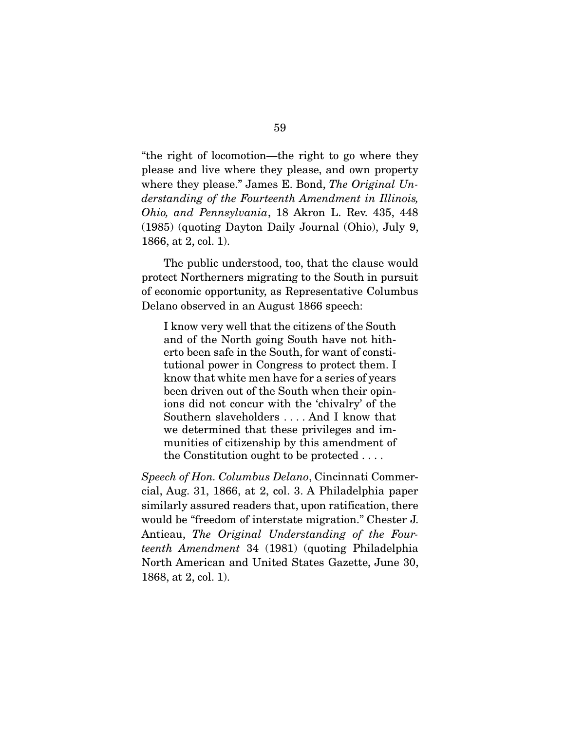"the right of locomotion—the right to go where they please and live where they please, and own property where they please." James E. Bond, *The Original Understanding of the Fourteenth Amendment in Illinois, Ohio, and Pennsylvania*, 18 Akron L. Rev. 435, 448 (1985) (quoting Dayton Daily Journal (Ohio), July 9, 1866, at 2, col. 1).

The public understood, too, that the clause would protect Northerners migrating to the South in pursuit of economic opportunity, as Representative Columbus Delano observed in an August 1866 speech:

> I know very well that the citizens of the South and of the North going South have not hitherto been safe in the South, for want of constitutional power in Congress to protect them. I know that white men have for a series of years been driven out of the South when their opinions did not concur with the 'chivalry' of the Southern slaveholders . . . . And I know that we determined that these privileges and immunities of citizenship by this amendment of the Constitution ought to be protected . . . .

*Speech of Hon. Columbus Delano*, Cincinnati Commercial, Aug. 31, 1866, at 2, col. 3. A Philadelphia paper similarly assured readers that, upon ratification, there would be "freedom of interstate migration." Chester J. Antieau, *The Original Understanding of the Fourteenth Amendment* 34 (1981) (quoting Philadelphia North American and United States Gazette, June 30, 1868, at 2, col. 1).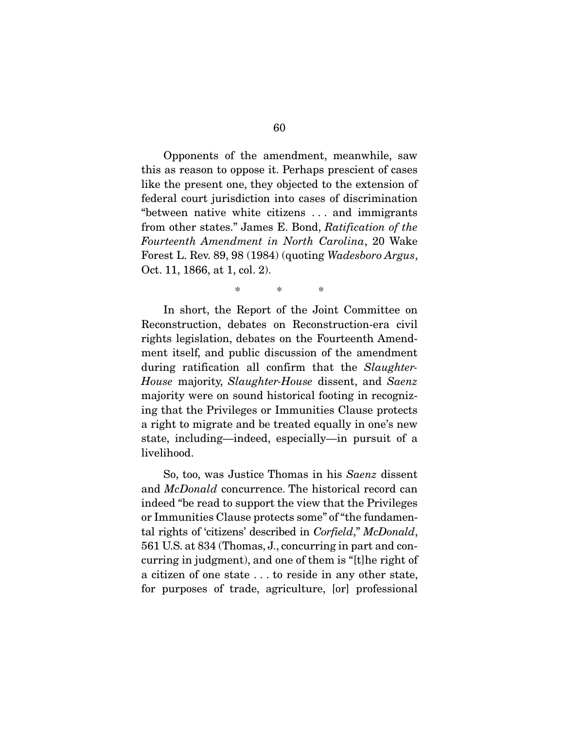Opponents of the amendment, meanwhile, saw this as reason to oppose it. Perhaps prescient of cases like the present one, they objected to the extension of federal court jurisdiction into cases of discrimination "between native white citizens . . . and immigrants from other states." James E. Bond, *Ratification of the Fourteenth Amendment in North Carolina*, 20 Wake Forest L. Rev. 89, 98 (1984) (quoting *Wadesboro Argus*, Oct. 11, 1866, at 1, col. 2).

\* \* \*

In short, the Report of the Joint Committee on Reconstruction, debates on Reconstruction-era civil rights legislation, debates on the Fourteenth Amendment itself, and public discussion of the amendment during ratification all confirm that the *Slaughter-House* majority, *Slaughter-House* dissent, and *Saenz* majority were on sound historical footing in recognizing that the Privileges or Immunities Clause protects a right to migrate and be treated equally in one's new state, including—indeed, especially—in pursuit of a livelihood.

So, too, was Justice Thomas in his *Saenz* dissent and *McDonald* concurrence. The historical record can indeed "be read to support the view that the Privileges or Immunities Clause protects some" of "the fundamental rights of 'citizens' described in *Corfield*," *McDonald*, 561 U.S. at 834 (Thomas, J., concurring in part and concurring in judgment), and one of them is "[t]he right of a citizen of one state . . . to reside in any other state, for purposes of trade, agriculture, [or] professional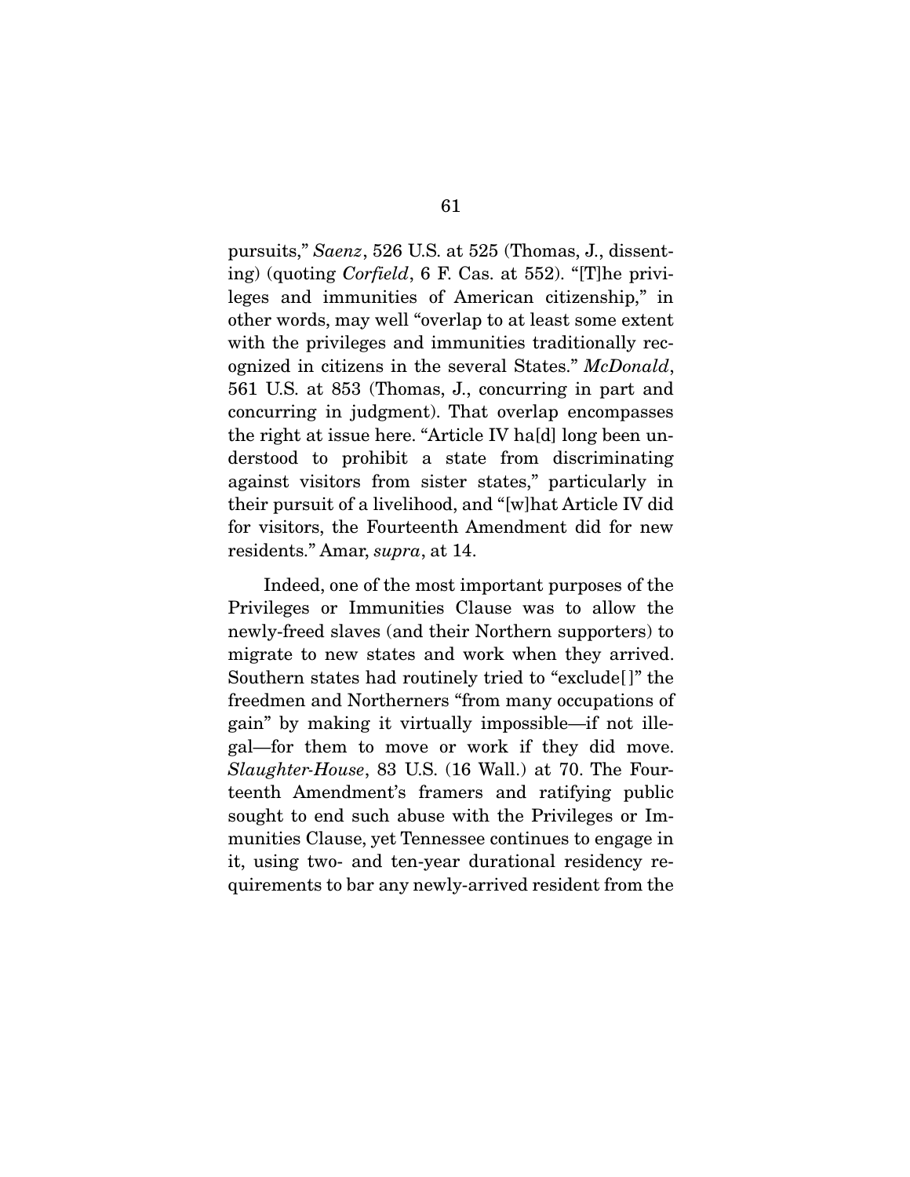pursuits," *Saenz*, 526 U.S. at 525 (Thomas, J., dissenting) (quoting *Corfield*, 6 F. Cas. at 552). "[T]he privileges and immunities of American citizenship," in other words, may well "overlap to at least some extent with the privileges and immunities traditionally recognized in citizens in the several States." *McDonald*, 561 U.S. at 853 (Thomas, J., concurring in part and concurring in judgment). That overlap encompasses the right at issue here. "Article IV ha[d] long been understood to prohibit a state from discriminating against visitors from sister states," particularly in their pursuit of a livelihood, and "[w]hat Article IV did for visitors, the Fourteenth Amendment did for new residents." Amar, *supra*, at 14.

Indeed, one of the most important purposes of the Privileges or Immunities Clause was to allow the newly-freed slaves (and their Northern supporters) to migrate to new states and work when they arrived. Southern states had routinely tried to "exclude[]" the freedmen and Northerners "from many occupations of gain" by making it virtually impossible—if not illegal—for them to move or work if they did move. *Slaughter-House*, 83 U.S. (16 Wall.) at 70. The Fourteenth Amendment's framers and ratifying public sought to end such abuse with the Privileges or Immunities Clause, yet Tennessee continues to engage in it, using two- and ten-year durational residency requirements to bar any newly-arrived resident from the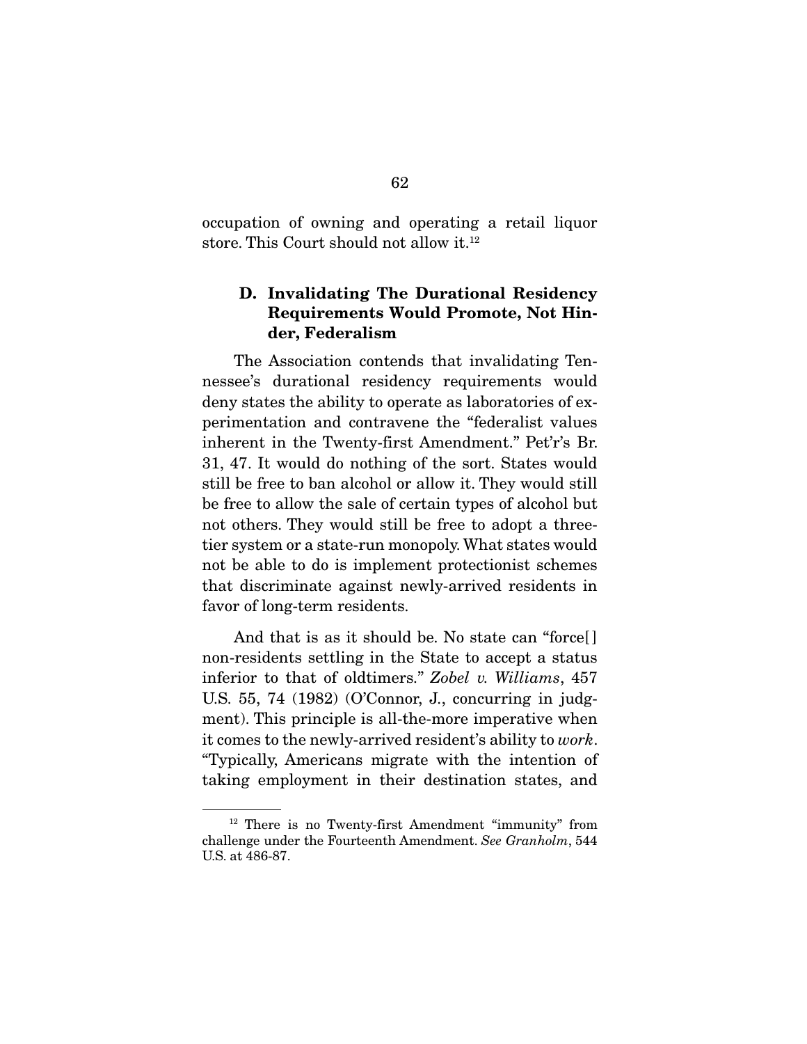occupation of owning and operating a retail liquor store. This Court should not allow it.[12]

### D. Invalidating The Durational Residency Requirements Would Promote, Not Hinder, Federalism

The Association contends that invalidating Tennessee's durational residency requirements would deny states the ability to operate as laboratories of experimentation and contravene the "federalist values inherent in the Twenty-first Amendment." Pet'r's Br. 31, 47. It would do nothing of the sort. States would still be free to ban alcohol or allow it. They would still be free to allow the sale of certain types of alcohol but not others. They would still be free to adopt a three-tier system or a state-run monopoly. What states would not be able to do is implement protectionist schemes that discriminate against newly-arrived residents in favor of long-term residents.

And that is as it should be. No state can "force[] non-residents settling in the State to accept a status inferior to that of oldtimers." *Zobel v. Williams*, 457 U.S. 55, 74 (1982) (O'Connor, J., concurring in judgment). This principle is all-the-more imperative when it comes to the newly-arrived resident's ability to *work*. "Typically, Americans migrate with the intention of taking employment in their destination states, and

---

[12] There is no Twenty-first Amendment "immunity" from challenge under the Fourteenth Amendment. *See Granholm*, 544 U.S. at 486-87.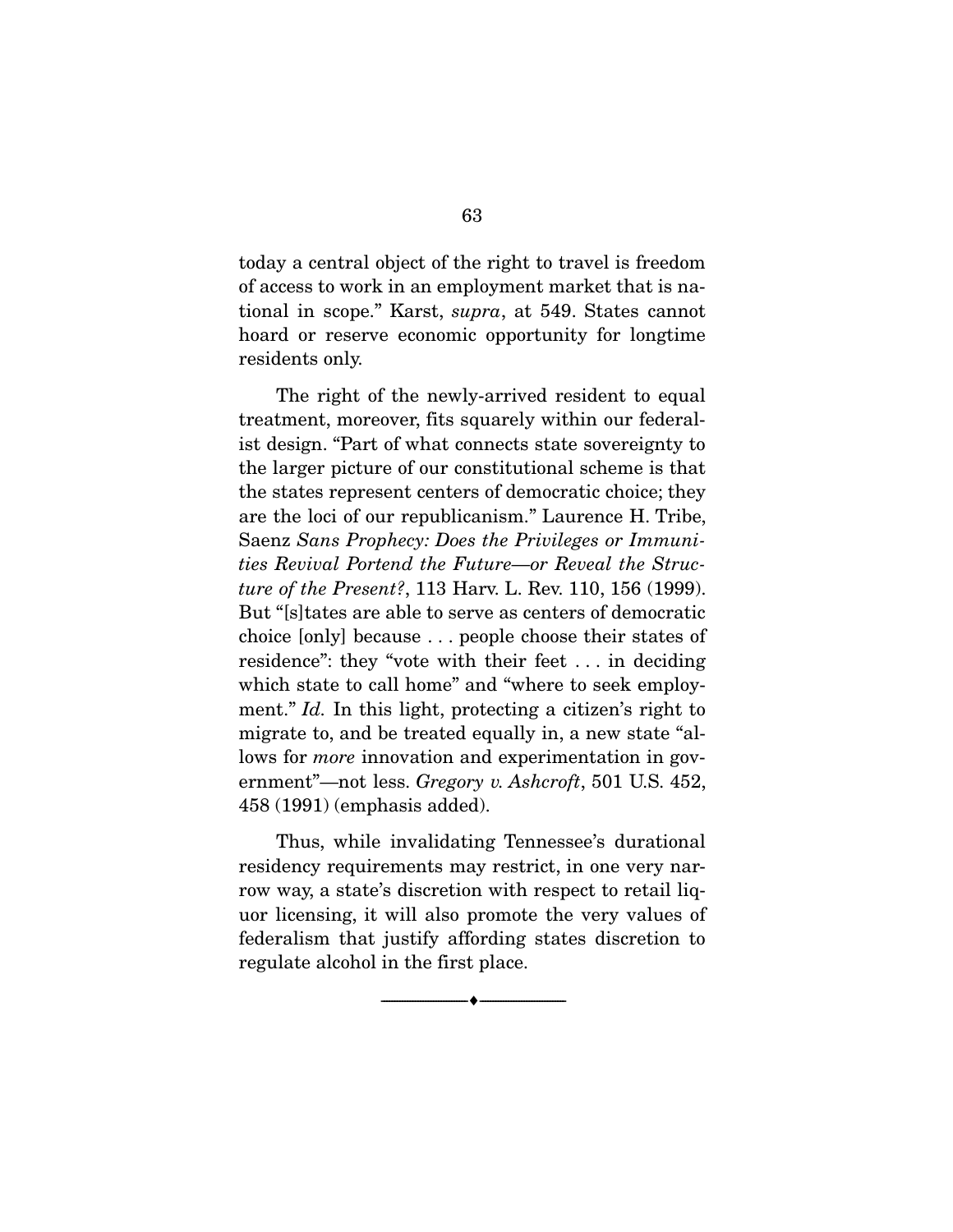today a central object of the right to travel is freedom of access to work in an employment market that is national in scope." Karst, *supra*, at 549. States cannot hoard or reserve economic opportunity for longtime residents only.

The right of the newly-arrived resident to equal treatment, moreover, fits squarely within our federalist design. "Part of what connects state sovereignty to the larger picture of our constitutional scheme is that the states represent centers of democratic choice; they are the loci of our republicanism." Laurence H. Tribe, Saenz *Sans Prophecy: Does the Privileges or Immunities Revival Portend the Future—or Reveal the Structure of the Present?*, 113 Harv. L. Rev. 110, 156 (1999). But "[s]tates are able to serve as centers of democratic choice [only] because . . . people choose their states of residence": they "vote with their feet . . . in deciding which state to call home" and "where to seek employment." *Id.* In this light, protecting a citizen's right to migrate to, and be treated equally in, a new state "allows for *more* innovation and experimentation in government"—not less. *Gregory v. Ashcroft*, 501 U.S. 452, 458 (1991) (emphasis added).

Thus, while invalidating Tennessee's durational residency requirements may restrict, in one very narrow way, a state's discretion with respect to retail liquor licensing, it will also promote the very values of federalism that justify affording states discretion to regulate alcohol in the first place.

---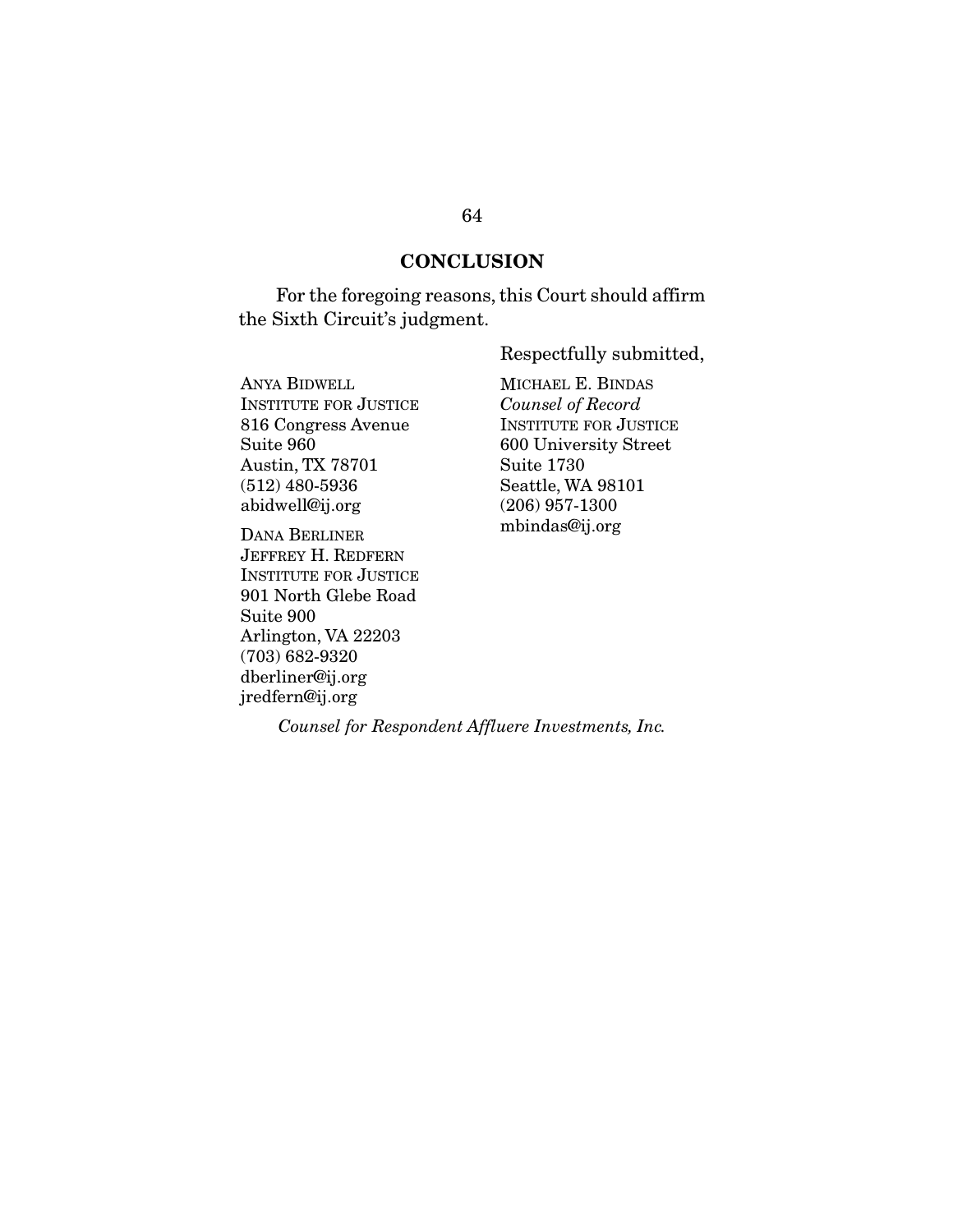## CONCLUSION

For the foregoing reasons, this Court should affirm the Sixth Circuit's judgment.

Respectfully submitted,

MICHAEL E. BINDAS
*Counsel of Record*
INSTITUTE FOR JUSTICE
600 University Street
Suite 1730
Seattle, WA 98101
(206) 957-1300
mbindas@ij.org

ANYA BIDWELL
INSTITUTE FOR JUSTICE
816 Congress Avenue
Suite 960
Austin, TX 78701
(512) 480-5936
abidwell@ij.org

DANA BERLINER
JEFFREY H. REDFERN
INSTITUTE FOR JUSTICE
901 North Glebe Road
Suite 900
Arlington, VA 22203
(703) 682-9320
dberliner@ij.org
jredfern@ij.org

*Counsel for Respondent Affluere Investments, Inc.*